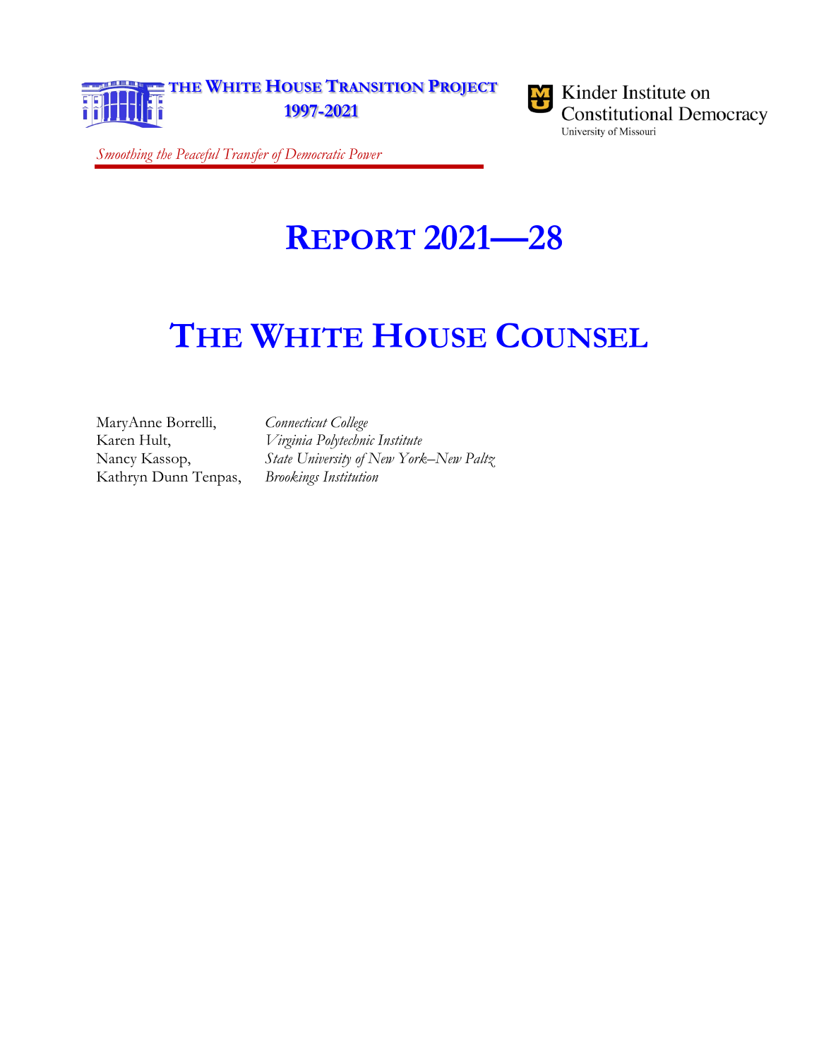THE WHITE HOUSE TRANSITION PROJECT
1997-2021

Kinder Institute on Constitutional Democracy
University of Missouri

*Smoothing the Peaceful Transfer of Democratic Power*

# REPORT 2021—28

# THE WHITE HOUSE COUNSEL

MaryAnne Borrelli, *Connecticut College*
Karen Hult, *Virginia Polytechnic Institute*
Nancy Kassop, *State University of New York–New Paltz*
Kathryn Dunn Tenpas, *Brookings Institution*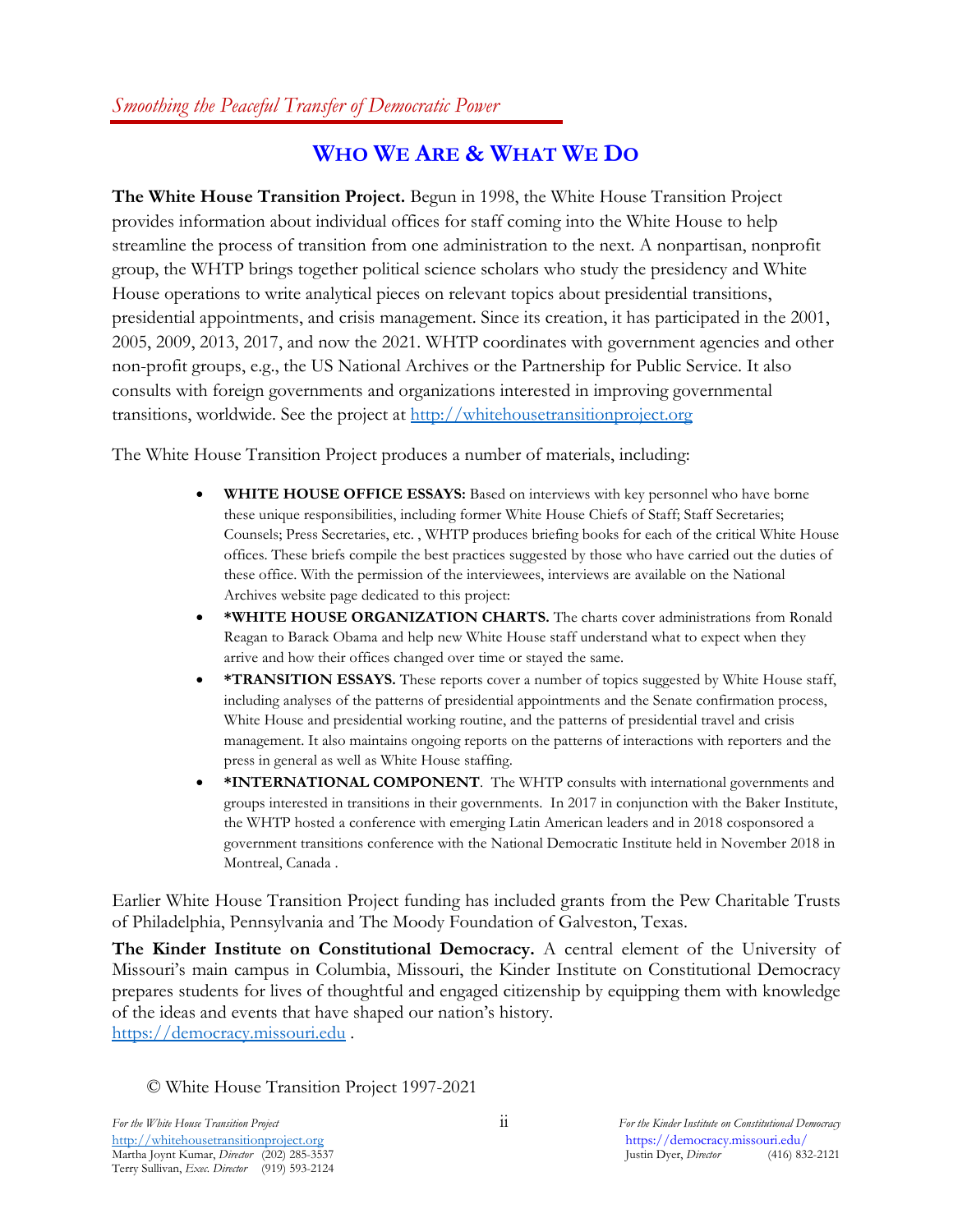*Smoothing the Peaceful Transfer of Democratic Power*

## WHO WE ARE & WHAT WE DO

**The White House Transition Project.** Begun in 1998, the White House Transition Project provides information about individual offices for staff coming into the White House to help streamline the process of transition from one administration to the next. A nonpartisan, nonprofit group, the WHTP brings together political science scholars who study the presidency and White House operations to write analytical pieces on relevant topics about presidential transitions, presidential appointments, and crisis management. Since its creation, it has participated in the 2001, 2005, 2009, 2013, 2017, and now the 2021. WHTP coordinates with government agencies and other non-profit groups, e.g., the US National Archives or the Partnership for Public Service. It also consults with foreign governments and organizations interested in improving governmental transitions, worldwide. See the project at http://whitehousetransitionproject.org

The White House Transition Project produces a number of materials, including:

- **WHITE HOUSE OFFICE ESSAYS:** Based on interviews with key personnel who have borne these unique responsibilities, including former White House Chiefs of Staff; Staff Secretaries; Counsels; Press Secretaries, etc. , WHTP produces briefing books for each of the critical White House offices. These briefs compile the best practices suggested by those who have carried out the duties of these office. With the permission of the interviewees, interviews are available on the National Archives website page dedicated to this project:
- ***WHITE HOUSE ORGANIZATION CHARTS.** The charts cover administrations from Ronald Reagan to Barack Obama and help new White House staff understand what to expect when they arrive and how their offices changed over time or stayed the same.
- ***TRANSITION ESSAYS.** These reports cover a number of topics suggested by White House staff, including analyses of the patterns of presidential appointments and the Senate confirmation process, White House and presidential working routine, and the patterns of presidential travel and crisis management. It also maintains ongoing reports on the patterns of interactions with reporters and the press in general as well as White House staffing.
- ***INTERNATIONAL COMPONENT**. The WHTP consults with international governments and groups interested in transitions in their governments. In 2017 in conjunction with the Baker Institute, the WHTP hosted a conference with emerging Latin American leaders and in 2018 cosponsored a government transitions conference with the National Democratic Institute held in November 2018 in Montreal, Canada .

Earlier White House Transition Project funding has included grants from the Pew Charitable Trusts of Philadelphia, Pennsylvania and The Moody Foundation of Galveston, Texas.

**The Kinder Institute on Constitutional Democracy.** A central element of the University of Missouri's main campus in Columbia, Missouri, the Kinder Institute on Constitutional Democracy prepares students for lives of thoughtful and engaged citizenship by equipping them with knowledge of the ideas and events that have shaped our nation's history.
https://democracy.missouri.edu .

© White House Transition Project 1997-2021

*For the White House Transition Project*
http://whitehousetransitionproject.org
Martha Joynt Kumar, *Director* (202) 285-3537
Terry Sullivan, *Exec. Director* (919) 593-2124

*For the Kinder Institute on Constitutional Democracy*
https://democracy.missouri.edu/
Justin Dyer, *Director* (416) 832-2121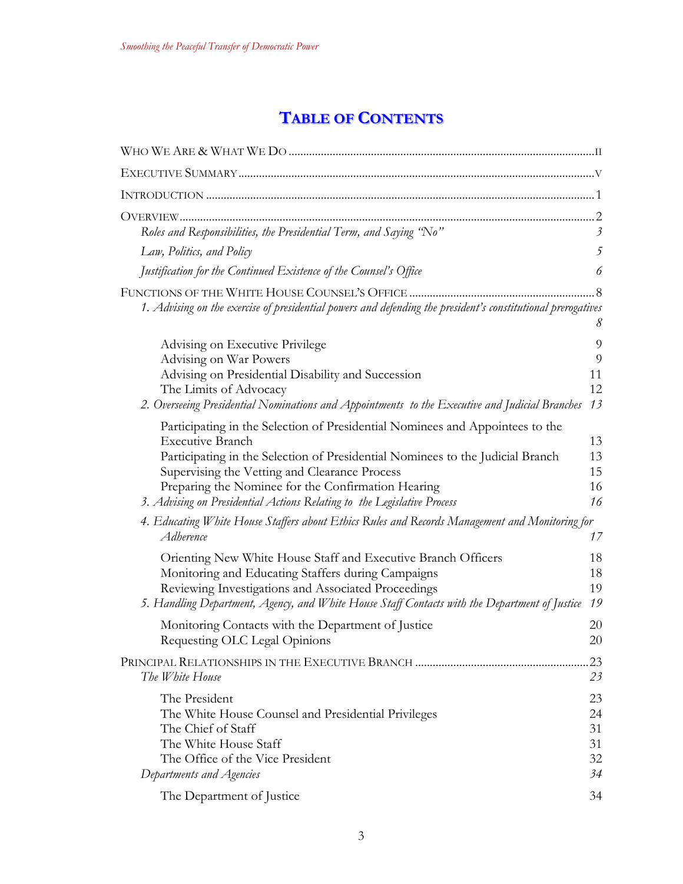# Table of Contents

Who We Are & What We Do ..... ii

Executive Summary ..... v

Introduction ..... 1

Overview ..... 2

*Roles and Responsibilities, the Presidential Term, and Saying "No"* 3

*Law, Politics, and Policy* 5

*Justification for the Continued Existence of the Counsel's Office* 6

Functions of the White House Counsel's Office ..... 8

*1. Advising on the exercise of presidential powers and defending the president's constitutional prerogatives* 8

- Advising on Executive Privilege 9
- Advising on War Powers 9
- Advising on Presidential Disability and Succession 11
- The Limits of Advocacy 12

*2. Overseeing Presidential Nominations and Appointments to the Executive and Judicial Branches* 13

- Participating in the Selection of Presidential Nominees and Appointees to the Executive Branch 13
- Participating in the Selection of Presidential Nominees to the Judicial Branch 13
- Supervising the Vetting and Clearance Process 15
- Preparing the Nominee for the Confirmation Hearing 16

*3. Advising on Presidential Actions Relating to the Legislative Process* 16

*4. Educating White House Staffers about Ethics Rules and Records Management and Monitoring for Adherence* 17

- Orienting New White House Staff and Executive Branch Officers 18
- Monitoring and Educating Staffers during Campaigns 18
- Reviewing Investigations and Associated Proceedings 19

*5. Handling Department, Agency, and White House Staff Contacts with the Department of Justice* 19

- Monitoring Contacts with the Department of Justice 20
- Requesting OLC Legal Opinions 20

Principal Relationships in the Executive Branch ..... 23

*The White House* 23

- The President 23
- The White House Counsel and Presidential Privileges 24
- The Chief of Staff 31
- The White House Staff 31
- The Office of the Vice President 32

*Departments and Agencies* 34

- The Department of Justice 34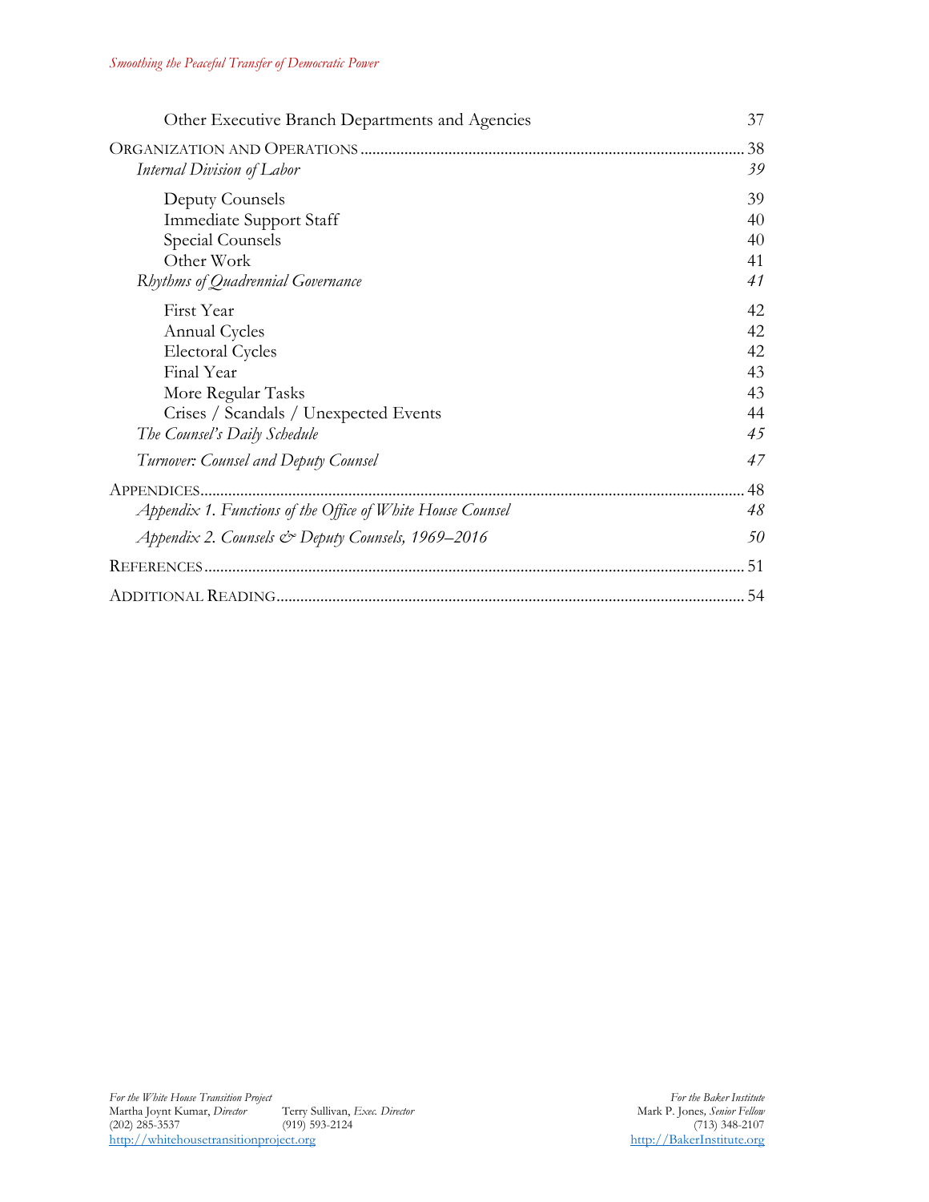Other Executive Branch Departments and Agencies 37

ORGANIZATION AND OPERATIONS .......... 38

*Internal Division of Labor* *39*

Deputy Counsels 39

Immediate Support Staff 40

Special Counsels 40

Other Work 41

*Rhythms of Quadrennial Governance* *41*

First Year 42

Annual Cycles 42

Electoral Cycles 42

Final Year 43

More Regular Tasks 43

Crises / Scandals / Unexpected Events 44

*The Counsel's Daily Schedule* *45*

*Turnover: Counsel and Deputy Counsel* *47*

APPENDICES .......... 48

*Appendix 1. Functions of the Office of White House Counsel* *48*

*Appendix 2. Counsels & Deputy Counsels, 1969–2016* *50*

REFERENCES .......... 51

ADDITIONAL READING .......... 54

*For the White House Transition Project*
Martha Joynt Kumar, *Director* Terry Sullivan, *Exec. Director*
(202) 285-3537 (919) 593-2124
http://whitehousetransitionproject.org

*For the Baker Institute*
Mark P. Jones, *Senior Fellow*
(713) 348-2107
http://BakerInstitute.org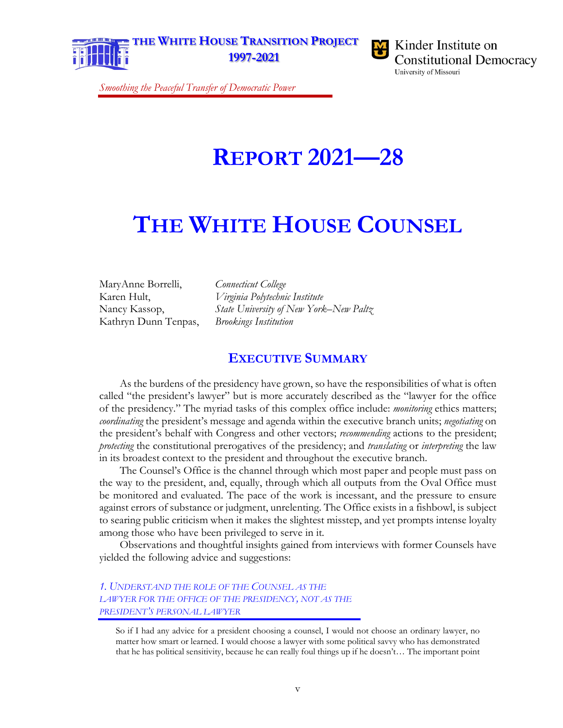The White House Transition Project 1997-2021

Kinder Institute on Constitutional Democracy
University of Missouri

*Smoothing the Peaceful Transfer of Democratic Power*

# Report 2021—28

# The White House Counsel

MaryAnne Borrelli, *Connecticut College*
Karen Hult, *Virginia Polytechnic Institute*
Nancy Kassop, *State University of New York–New Paltz*
Kathryn Dunn Tenpas, *Brookings Institution*

## Executive Summary

As the burdens of the presidency have grown, so have the responsibilities of what is often called "the president's lawyer" but is more accurately described as the "lawyer for the office of the presidency." The myriad tasks of this complex office include: *monitoring* ethics matters; *coordinating* the president's message and agenda within the executive branch units; *negotiating* on the president's behalf with Congress and other vectors; *recommending* actions to the president; *protecting* the constitutional prerogatives of the presidency; and *translating* or *interpreting* the law in its broadest context to the president and throughout the executive branch.

The Counsel's Office is the channel through which most paper and people must pass on the way to the president, and, equally, through which all outputs from the Oval Office must be monitored and evaluated. The pace of the work is incessant, and the pressure to ensure against errors of substance or judgment, unrelenting. The Office exists in a fishbowl, is subject to searing public criticism when it makes the slightest misstep, and yet prompts intense loyalty among those who have been privileged to serve in it.

Observations and thoughtful insights gained from interviews with former Counsels have yielded the following advice and suggestions:

### *1. Understand the Role of the Counsel as the Lawyer for the Office of the Presidency, Not as the President's Personal Lawyer*

> So if I had any advice for a president choosing a counsel, I would not choose an ordinary lawyer, no matter how smart or learned. I would choose a lawyer with some political savvy who has demonstrated that he has political sensitivity, because he can really foul things up if he doesn't… The important point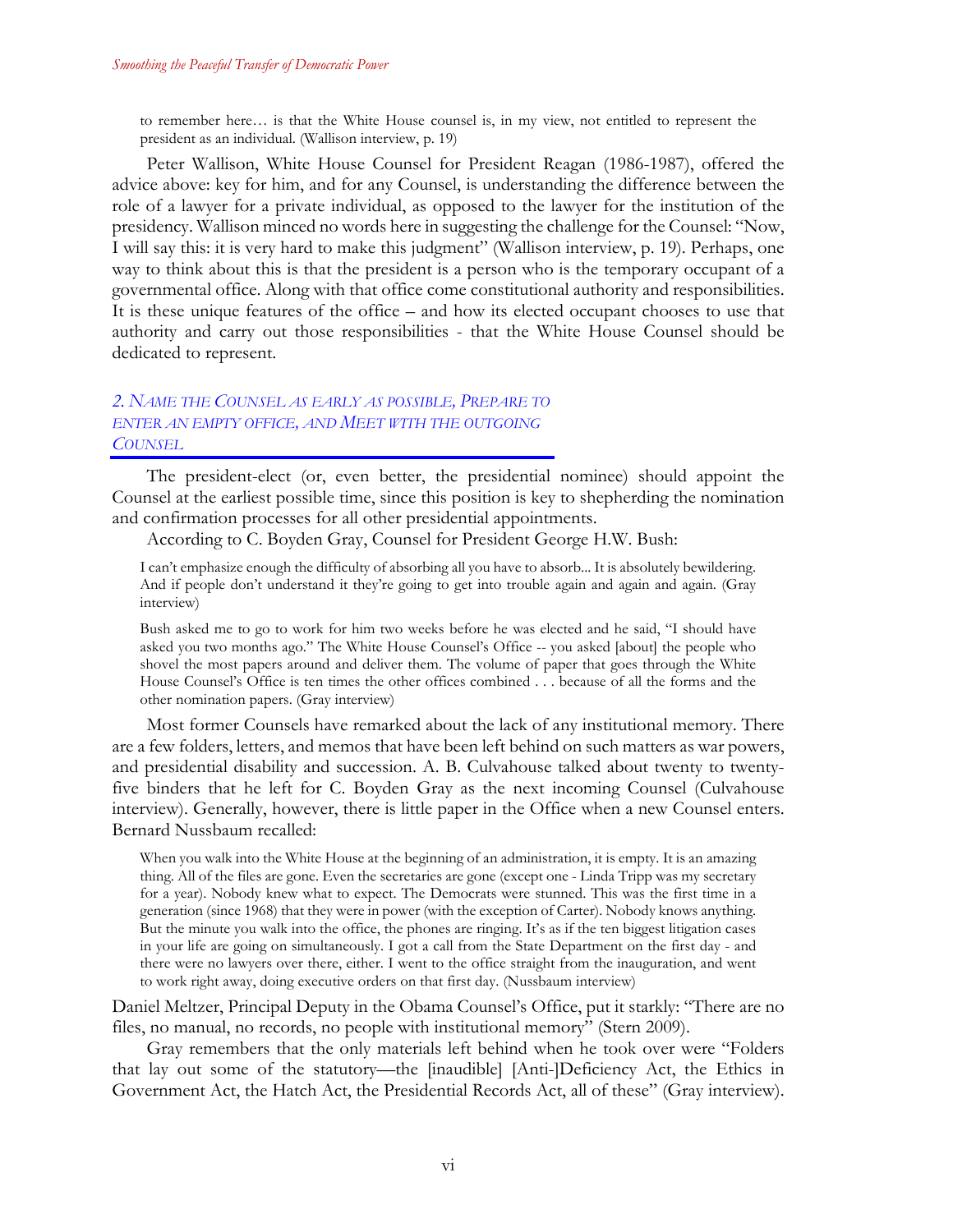to remember here… is that the White House counsel is, in my view, not entitled to represent the president as an individual. (Wallison interview, p. 19)

Peter Wallison, White House Counsel for President Reagan (1986-1987), offered the advice above: key for him, and for any Counsel, is understanding the difference between the role of a lawyer for a private individual, as opposed to the lawyer for the institution of the presidency. Wallison minced no words here in suggesting the challenge for the Counsel: "Now, I will say this: it is very hard to make this judgment" (Wallison interview, p. 19). Perhaps, one way to think about this is that the president is a person who is the temporary occupant of a governmental office. Along with that office come constitutional authority and responsibilities. It is these unique features of the office – and how its elected occupant chooses to use that authority and carry out those responsibilities - that the White House Counsel should be dedicated to represent.

## *2. Name the Counsel as early as possible, Prepare to enter an empty office, and Meet with the outgoing Counsel*

The president-elect (or, even better, the presidential nominee) should appoint the Counsel at the earliest possible time, since this position is key to shepherding the nomination and confirmation processes for all other presidential appointments.

According to C. Boyden Gray, Counsel for President George H.W. Bush:

> I can't emphasize enough the difficulty of absorbing all you have to absorb... It is absolutely bewildering. And if people don't understand it they're going to get into trouble again and again and again. (Gray interview)

> Bush asked me to go to work for him two weeks before he was elected and he said, "I should have asked you two months ago." The White House Counsel's Office -- you asked [about] the people who shovel the most papers around and deliver them. The volume of paper that goes through the White House Counsel's Office is ten times the other offices combined . . . because of all the forms and the other nomination papers. (Gray interview)

Most former Counsels have remarked about the lack of any institutional memory. There are a few folders, letters, and memos that have been left behind on such matters as war powers, and presidential disability and succession. A. B. Culvahouse talked about twenty to twenty-five binders that he left for C. Boyden Gray as the next incoming Counsel (Culvahouse interview). Generally, however, there is little paper in the Office when a new Counsel enters. Bernard Nussbaum recalled:

> When you walk into the White House at the beginning of an administration, it is empty. It is an amazing thing. All of the files are gone. Even the secretaries are gone (except one - Linda Tripp was my secretary for a year). Nobody knew what to expect. The Democrats were stunned. This was the first time in a generation (since 1968) that they were in power (with the exception of Carter). Nobody knows anything. But the minute you walk into the office, the phones are ringing. It's as if the ten biggest litigation cases in your life are going on simultaneously. I got a call from the State Department on the first day - and there were no lawyers over there, either. I went to the office straight from the inauguration, and went to work right away, doing executive orders on that first day. (Nussbaum interview)

Daniel Meltzer, Principal Deputy in the Obama Counsel's Office, put it starkly: "There are no files, no manual, no records, no people with institutional memory" (Stern 2009).

Gray remembers that the only materials left behind when he took over were "Folders that lay out some of the statutory—the [inaudible] [Anti-]Deficiency Act, the Ethics in Government Act, the Hatch Act, the Presidential Records Act, all of these" (Gray interview).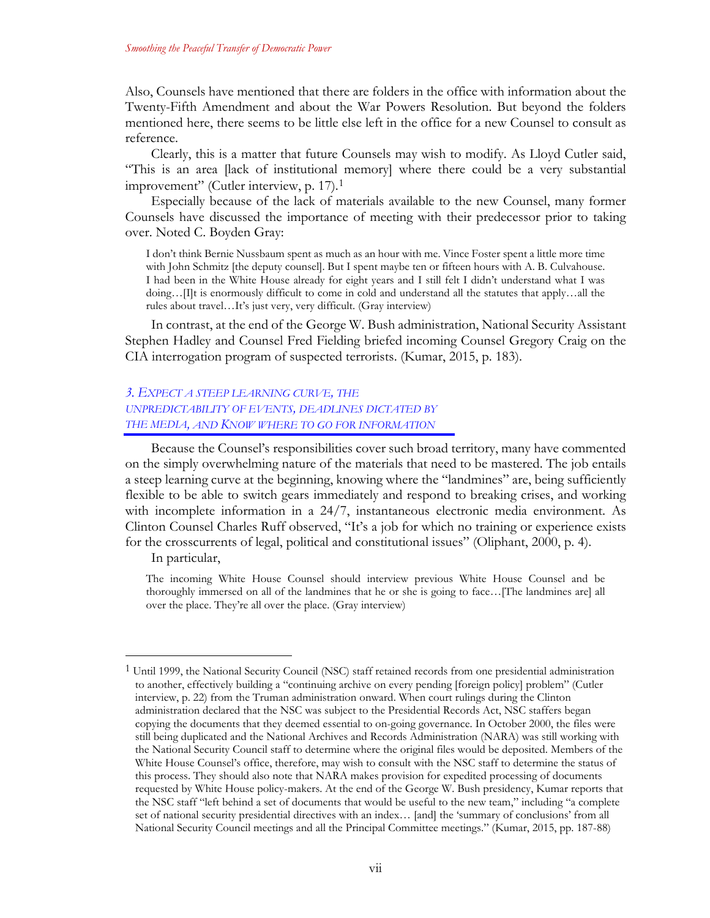Also, Counsels have mentioned that there are folders in the office with information about the Twenty-Fifth Amendment and about the War Powers Resolution. But beyond the folders mentioned here, there seems to be little else left in the office for a new Counsel to consult as reference.

Clearly, this is a matter that future Counsels may wish to modify. As Lloyd Cutler said, "This is an area [lack of institutional memory] where there could be a very substantial improvement" (Cutler interview, p. 17).[1]

Especially because of the lack of materials available to the new Counsel, many former Counsels have discussed the importance of meeting with their predecessor prior to taking over. Noted C. Boyden Gray:

> I don't think Bernie Nussbaum spent as much as an hour with me. Vince Foster spent a little more time with John Schmitz [the deputy counsel]. But I spent maybe ten or fifteen hours with A. B. Culvahouse. I had been in the White House already for eight years and I still felt I didn't understand what I was doing…[I]t is enormously difficult to come in cold and understand all the statutes that apply…all the rules about travel…It's just very, very difficult. (Gray interview)

In contrast, at the end of the George W. Bush administration, National Security Assistant Stephen Hadley and Counsel Fred Fielding briefed incoming Counsel Gregory Craig on the CIA interrogation program of suspected terrorists. (Kumar, 2015, p. 183).

### *3. Expect a Steep Learning Curve, the Unpredictability of Events, Deadlines Dictated by the Media, and Know Where to Go for Information*

Because the Counsel's responsibilities cover such broad territory, many have commented on the simply overwhelming nature of the materials that need to be mastered. The job entails a steep learning curve at the beginning, knowing where the "landmines" are, being sufficiently flexible to be able to switch gears immediately and respond to breaking crises, and working with incomplete information in a 24/7, instantaneous electronic media environment. As Clinton Counsel Charles Ruff observed, "It's a job for which no training or experience exists for the crosscurrents of legal, political and constitutional issues" (Oliphant, 2000, p. 4).

In particular,

> The incoming White House Counsel should interview previous White House Counsel and be thoroughly immersed on all of the landmines that he or she is going to face…[The landmines are] all over the place. They're all over the place. (Gray interview)

---

[1] Until 1999, the National Security Council (NSC) staff retained records from one presidential administration to another, effectively building a "continuing archive on every pending [foreign policy] problem" (Cutler interview, p. 22) from the Truman administration onward. When court rulings during the Clinton administration declared that the NSC was subject to the Presidential Records Act, NSC staffers began copying the documents that they deemed essential to on-going governance. In October 2000, the files were still being duplicated and the National Archives and Records Administration (NARA) was still working with the National Security Council staff to determine where the original files would be deposited. Members of the White House Counsel's office, therefore, may wish to consult with the NSC staff to determine the status of this process. They should also note that NARA makes provision for expedited processing of documents requested by White House policy-makers. At the end of the George W. Bush presidency, Kumar reports that the NSC staff "left behind a set of documents that would be useful to the new team," including "a complete set of national security presidential directives with an index… [and] the 'summary of conclusions' from all National Security Council meetings and all the Principal Committee meetings." (Kumar, 2015, pp. 187-88)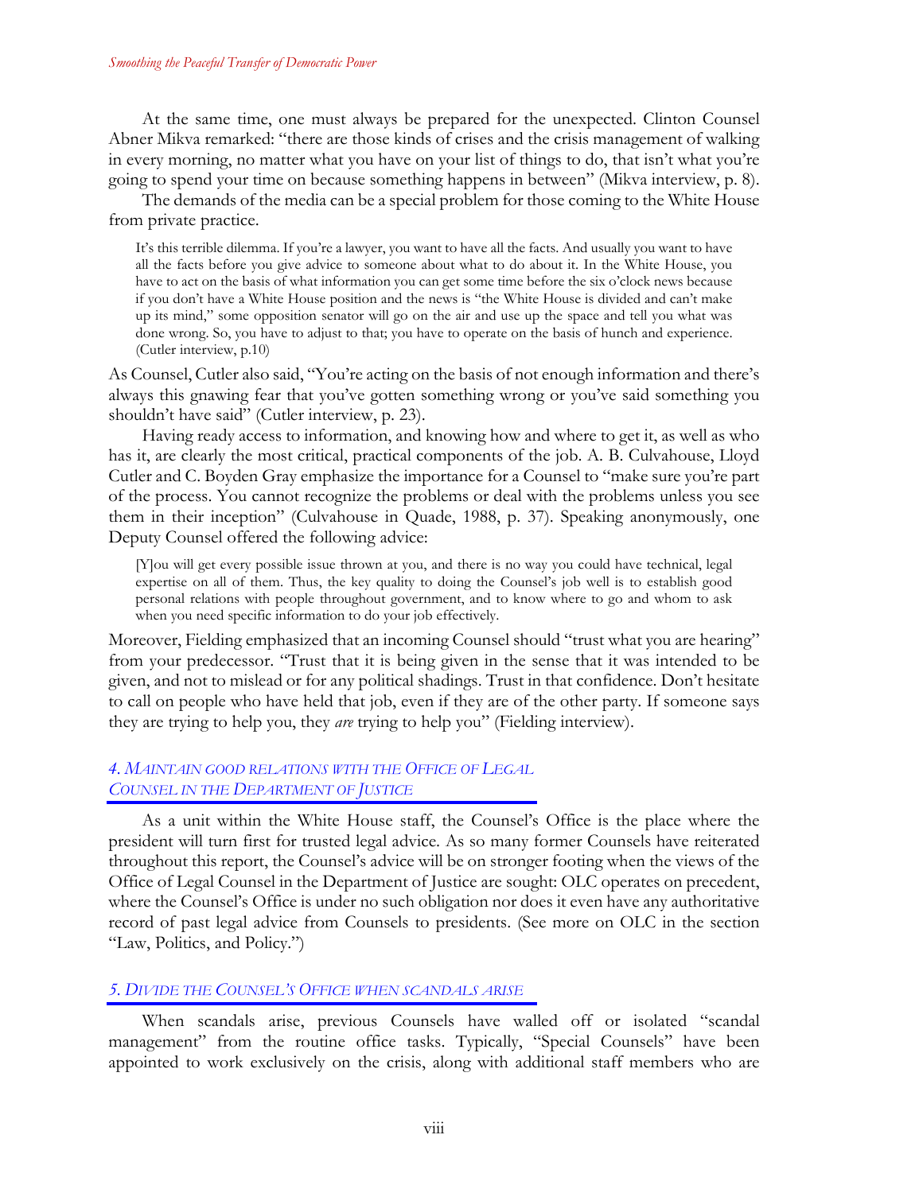At the same time, one must always be prepared for the unexpected. Clinton Counsel Abner Mikva remarked: "there are those kinds of crises and the crisis management of walking in every morning, no matter what you have on your list of things to do, that isn't what you're going to spend your time on because something happens in between" (Mikva interview, p. 8).

The demands of the media can be a special problem for those coming to the White House from private practice.

> It's this terrible dilemma. If you're a lawyer, you want to have all the facts. And usually you want to have all the facts before you give advice to someone about what to do about it. In the White House, you have to act on the basis of what information you can get some time before the six o'clock news because if you don't have a White House position and the news is "the White House is divided and can't make up its mind," some opposition senator will go on the air and use up the space and tell you what was done wrong. So, you have to adjust to that; you have to operate on the basis of hunch and experience. (Cutler interview, p.10)

As Counsel, Cutler also said, "You're acting on the basis of not enough information and there's always this gnawing fear that you've gotten something wrong or you've said something you shouldn't have said" (Cutler interview, p. 23).

Having ready access to information, and knowing how and where to get it, as well as who has it, are clearly the most critical, practical components of the job. A. B. Culvahouse, Lloyd Cutler and C. Boyden Gray emphasize the importance for a Counsel to "make sure you're part of the process. You cannot recognize the problems or deal with the problems unless you see them in their inception" (Culvahouse in Quade, 1988, p. 37). Speaking anonymously, one Deputy Counsel offered the following advice:

> [Y]ou will get every possible issue thrown at you, and there is no way you could have technical, legal expertise on all of them. Thus, the key quality to doing the Counsel's job well is to establish good personal relations with people throughout government, and to know where to go and whom to ask when you need specific information to do your job effectively.

Moreover, Fielding emphasized that an incoming Counsel should "trust what you are hearing" from your predecessor. "Trust that it is being given in the sense that it was intended to be given, and not to mislead or for any political shadings. Trust in that confidence. Don't hesitate to call on people who have held that job, even if they are of the other party. If someone says they are trying to help you, they *are* trying to help you" (Fielding interview).

### *4. Maintain good relations with the Office of Legal Counsel in the Department of Justice*

As a unit within the White House staff, the Counsel's Office is the place where the president will turn first for trusted legal advice. As so many former Counsels have reiterated throughout this report, the Counsel's advice will be on stronger footing when the views of the Office of Legal Counsel in the Department of Justice are sought: OLC operates on precedent, where the Counsel's Office is under no such obligation nor does it even have any authoritative record of past legal advice from Counsels to presidents. (See more on OLC in the section "Law, Politics, and Policy.")

### *5. Divide the Counsel's Office when scandals arise*

When scandals arise, previous Counsels have walled off or isolated "scandal management" from the routine office tasks. Typically, "Special Counsels" have been appointed to work exclusively on the crisis, along with additional staff members who are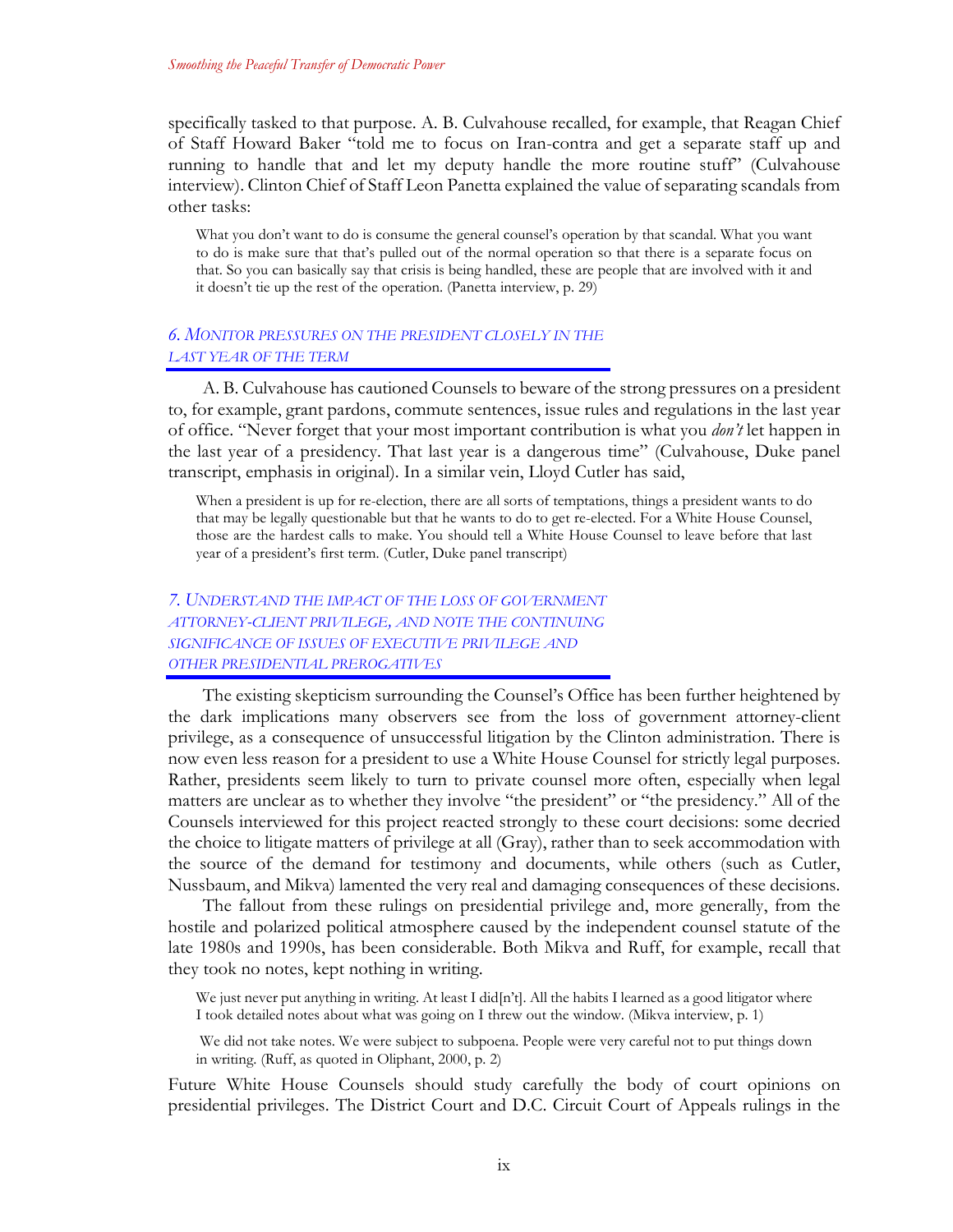specifically tasked to that purpose. A. B. Culvahouse recalled, for example, that Reagan Chief of Staff Howard Baker "told me to focus on Iran-contra and get a separate staff up and running to handle that and let my deputy handle the more routine stuff" (Culvahouse interview). Clinton Chief of Staff Leon Panetta explained the value of separating scandals from other tasks:

> What you don't want to do is consume the general counsel's operation by that scandal. What you want to do is make sure that that's pulled out of the normal operation so that there is a separate focus on that. So you can basically say that crisis is being handled, these are people that are involved with it and it doesn't tie up the rest of the operation. (Panetta interview, p. 29)

### *6. Monitor pressures on the president closely in the last year of the term*

A. B. Culvahouse has cautioned Counsels to beware of the strong pressures on a president to, for example, grant pardons, commute sentences, issue rules and regulations in the last year of office. "Never forget that your most important contribution is what you *don't* let happen in the last year of a presidency. That last year is a dangerous time" (Culvahouse, Duke panel transcript, emphasis in original). In a similar vein, Lloyd Cutler has said,

> When a president is up for re-election, there are all sorts of temptations, things a president wants to do that may be legally questionable but that he wants to do to get re-elected. For a White House Counsel, those are the hardest calls to make. You should tell a White House Counsel to leave before that last year of a president's first term. (Cutler, Duke panel transcript)

### *7. Understand the impact of the loss of government attorney-client privilege, and note the continuing significance of issues of executive privilege and other presidential prerogatives*

The existing skepticism surrounding the Counsel's Office has been further heightened by the dark implications many observers see from the loss of government attorney-client privilege, as a consequence of unsuccessful litigation by the Clinton administration. There is now even less reason for a president to use a White House Counsel for strictly legal purposes. Rather, presidents seem likely to turn to private counsel more often, especially when legal matters are unclear as to whether they involve "the president" or "the presidency." All of the Counsels interviewed for this project reacted strongly to these court decisions: some decried the choice to litigate matters of privilege at all (Gray), rather than to seek accommodation with the source of the demand for testimony and documents, while others (such as Cutler, Nussbaum, and Mikva) lamented the very real and damaging consequences of these decisions.

The fallout from these rulings on presidential privilege and, more generally, from the hostile and polarized political atmosphere caused by the independent counsel statute of the late 1980s and 1990s, has been considerable. Both Mikva and Ruff, for example, recall that they took no notes, kept nothing in writing.

> We just never put anything in writing. At least I did[n't]. All the habits I learned as a good litigator where I took detailed notes about what was going on I threw out the window. (Mikva interview, p. 1)

> We did not take notes. We were subject to subpoena. People were very careful not to put things down in writing. (Ruff, as quoted in Oliphant, 2000, p. 2)

Future White House Counsels should study carefully the body of court opinions on presidential privileges. The District Court and D.C. Circuit Court of Appeals rulings in the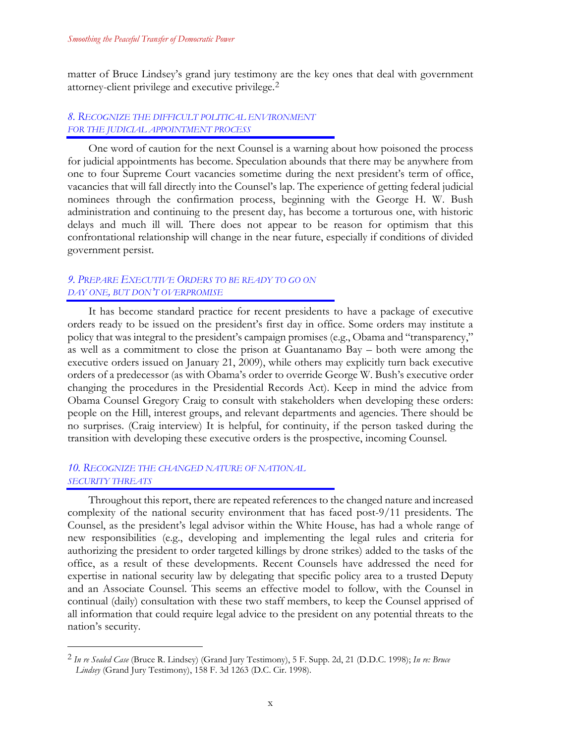matter of Bruce Lindsey's grand jury testimony are the key ones that deal with government attorney-client privilege and executive privilege.[2]

### *8. Recognize the Difficult Political Environment for the Judicial Appointment Process*

One word of caution for the next Counsel is a warning about how poisoned the process for judicial appointments has become. Speculation abounds that there may be anywhere from one to four Supreme Court vacancies sometime during the next president's term of office, vacancies that will fall directly into the Counsel's lap. The experience of getting federal judicial nominees through the confirmation process, beginning with the George H. W. Bush administration and continuing to the present day, has become a torturous one, with historic delays and much ill will. There does not appear to be reason for optimism that this confrontational relationship will change in the near future, especially if conditions of divided government persist.

### *9. Prepare Executive Orders to be Ready to Go on Day One, but Don't Overpromise*

It has become standard practice for recent presidents to have a package of executive orders ready to be issued on the president's first day in office. Some orders may institute a policy that was integral to the president's campaign promises (e.g., Obama and "transparency," as well as a commitment to close the prison at Guantanamo Bay – both were among the executive orders issued on January 21, 2009), while others may explicitly turn back executive orders of a predecessor (as with Obama's order to override George W. Bush's executive order changing the procedures in the Presidential Records Act). Keep in mind the advice from Obama Counsel Gregory Craig to consult with stakeholders when developing these orders: people on the Hill, interest groups, and relevant departments and agencies. There should be no surprises. (Craig interview) It is helpful, for continuity, if the person tasked during the transition with developing these executive orders is the prospective, incoming Counsel.

### *10. Recognize the Changed Nature of National Security Threats*

Throughout this report, there are repeated references to the changed nature and increased complexity of the national security environment that has faced post-9/11 presidents. The Counsel, as the president's legal advisor within the White House, has had a whole range of new responsibilities (e.g., developing and implementing the legal rules and criteria for authorizing the president to order targeted killings by drone strikes) added to the tasks of the office, as a result of these developments. Recent Counsels have addressed the need for expertise in national security law by delegating that specific policy area to a trusted Deputy and an Associate Counsel. This seems an effective model to follow, with the Counsel in continual (daily) consultation with these two staff members, to keep the Counsel apprised of all information that could require legal advice to the president on any potential threats to the nation's security.

---

[2] *In re Sealed Case* (Bruce R. Lindsey) (Grand Jury Testimony), 5 F. Supp. 2d, 21 (D.D.C. 1998); *In re: Bruce Lindsey* (Grand Jury Testimony), 158 F. 3d 1263 (D.C. Cir. 1998).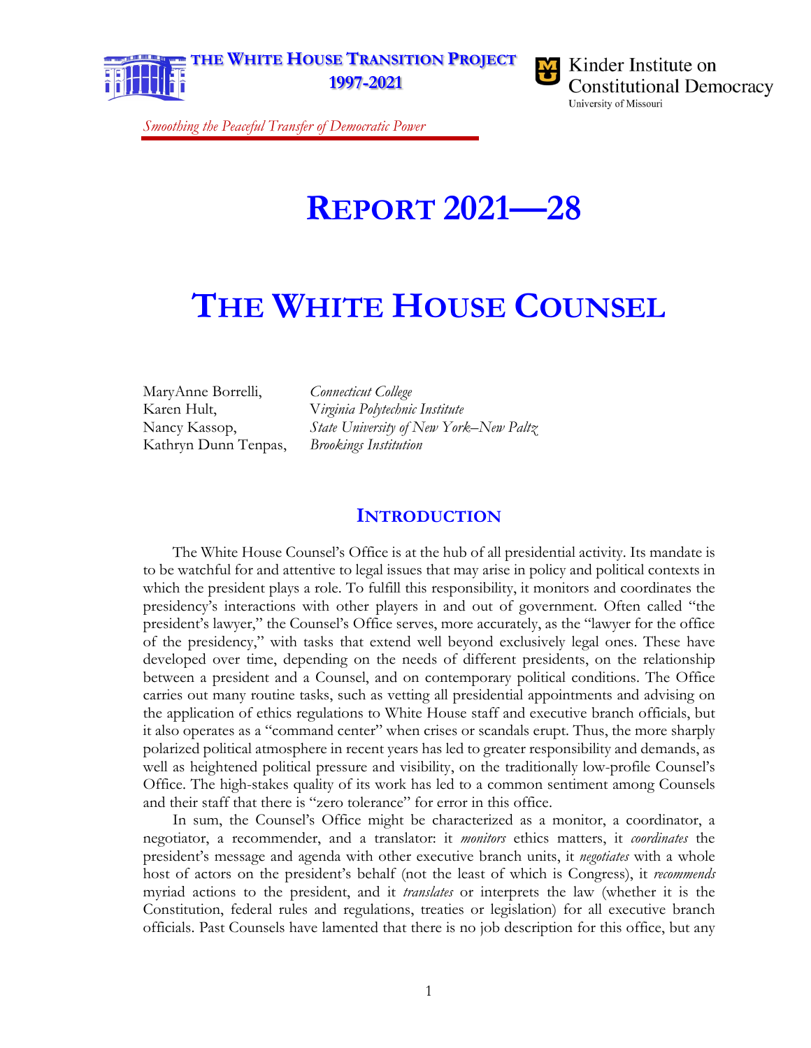THE WHITE HOUSE TRANSITION PROJECT 1997-2021

Kinder Institute on Constitutional Democracy
University of Missouri

*Smoothing the Peaceful Transfer of Democratic Power*

# REPORT 2021—28

# THE WHITE HOUSE COUNSEL

MaryAnne Borrelli, *Connecticut College*
Karen Hult, *Virginia Polytechnic Institute*
Nancy Kassop, *State University of New York–New Paltz*
Kathryn Dunn Tenpas, *Brookings Institution*

## INTRODUCTION

The White House Counsel's Office is at the hub of all presidential activity. Its mandate is to be watchful for and attentive to legal issues that may arise in policy and political contexts in which the president plays a role. To fulfill this responsibility, it monitors and coordinates the presidency's interactions with other players in and out of government. Often called "the president's lawyer," the Counsel's Office serves, more accurately, as the "lawyer for the office of the presidency," with tasks that extend well beyond exclusively legal ones. These have developed over time, depending on the needs of different presidents, on the relationship between a president and a Counsel, and on contemporary political conditions. The Office carries out many routine tasks, such as vetting all presidential appointments and advising on the application of ethics regulations to White House staff and executive branch officials, but it also operates as a "command center" when crises or scandals erupt. Thus, the more sharply polarized political atmosphere in recent years has led to greater responsibility and demands, as well as heightened political pressure and visibility, on the traditionally low-profile Counsel's Office. The high-stakes quality of its work has led to a common sentiment among Counsels and their staff that there is "zero tolerance" for error in this office.

In sum, the Counsel's Office might be characterized as a monitor, a coordinator, a negotiator, a recommender, and a translator: it *monitors* ethics matters, it *coordinates* the president's message and agenda with other executive branch units, it *negotiates* with a whole host of actors on the president's behalf (not the least of which is Congress), it *recommends* myriad actions to the president, and it *translates* or interprets the law (whether it is the Constitution, federal rules and regulations, treaties or legislation) for all executive branch officials. Past Counsels have lamented that there is no job description for this office, but any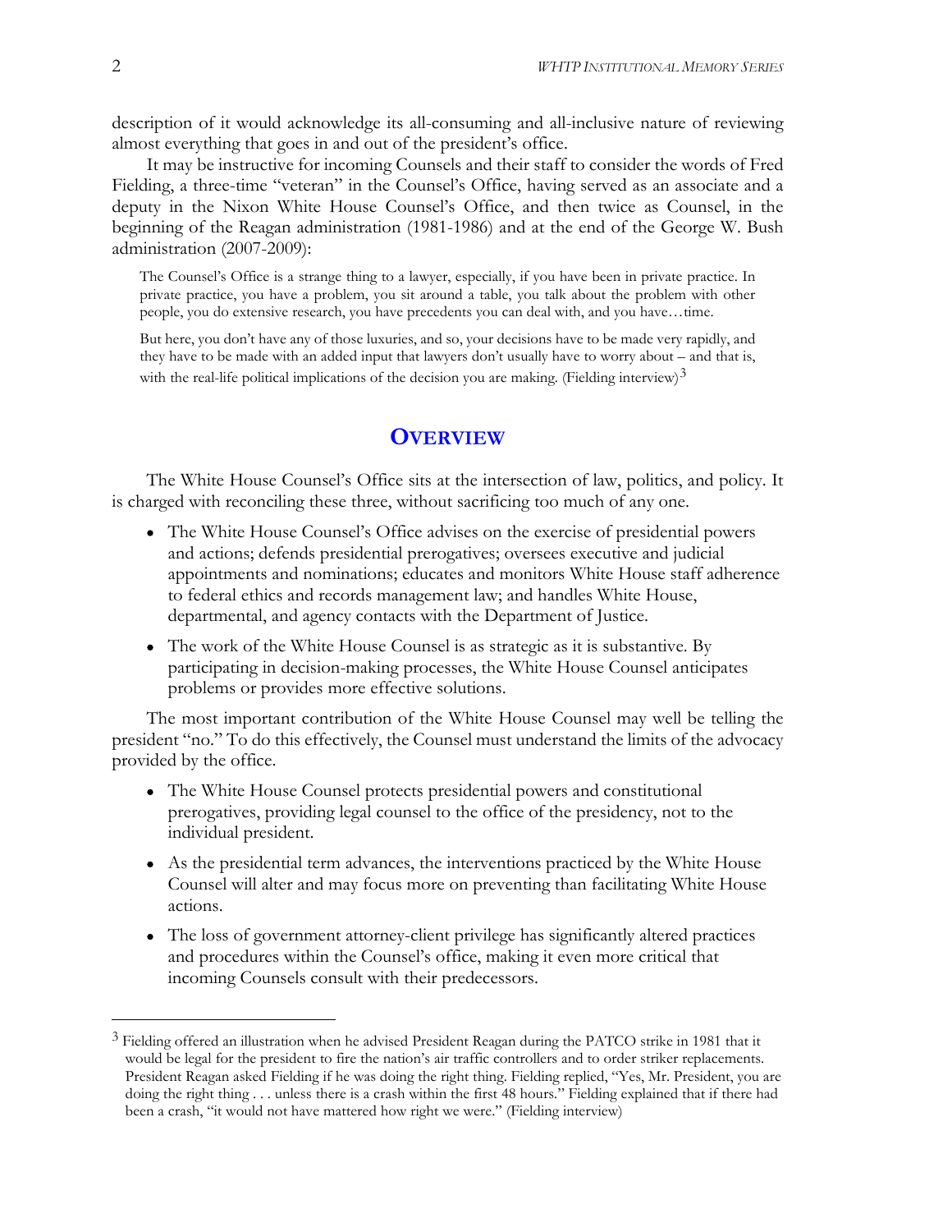description of it would acknowledge its all-consuming and all-inclusive nature of reviewing almost everything that goes in and out of the president's office.

It may be instructive for incoming Counsels and their staff to consider the words of Fred Fielding, a three-time "veteran" in the Counsel's Office, having served as an associate and a deputy in the Nixon White House Counsel's Office, and then twice as Counsel, in the beginning of the Reagan administration (1981-1986) and at the end of the George W. Bush administration (2007-2009):

> The Counsel's Office is a strange thing to a lawyer, especially, if you have been in private practice. In private practice, you have a problem, you sit around a table, you talk about the problem with other people, you do extensive research, you have precedents you can deal with, and you have…time.
>
> But here, you don't have any of those luxuries, and so, your decisions have to be made very rapidly, and they have to be made with an added input that lawyers don't usually have to worry about – and that is, with the real-life political implications of the decision you are making. (Fielding interview)[3]

## Overview

The White House Counsel's Office sits at the intersection of law, politics, and policy. It is charged with reconciling these three, without sacrificing too much of any one.

- The White House Counsel's Office advises on the exercise of presidential powers and actions; defends presidential prerogatives; oversees executive and judicial appointments and nominations; educates and monitors White House staff adherence to federal ethics and records management law; and handles White House, departmental, and agency contacts with the Department of Justice.
- The work of the White House Counsel is as strategic as it is substantive. By participating in decision-making processes, the White House Counsel anticipates problems or provides more effective solutions.

The most important contribution of the White House Counsel may well be telling the president "no." To do this effectively, the Counsel must understand the limits of the advocacy provided by the office.

- The White House Counsel protects presidential powers and constitutional prerogatives, providing legal counsel to the office of the presidency, not to the individual president.
- As the presidential term advances, the interventions practiced by the White House Counsel will alter and may focus more on preventing than facilitating White House actions.
- The loss of government attorney-client privilege has significantly altered practices and procedures within the Counsel's office, making it even more critical that incoming Counsels consult with their predecessors.

---

[3] Fielding offered an illustration when he advised President Reagan during the PATCO strike in 1981 that it would be legal for the president to fire the nation's air traffic controllers and to order striker replacements. President Reagan asked Fielding if he was doing the right thing. Fielding replied, "Yes, Mr. President, you are doing the right thing . . . unless there is a crash within the first 48 hours." Fielding explained that if there had been a crash, "it would not have mattered how right we were." (Fielding interview)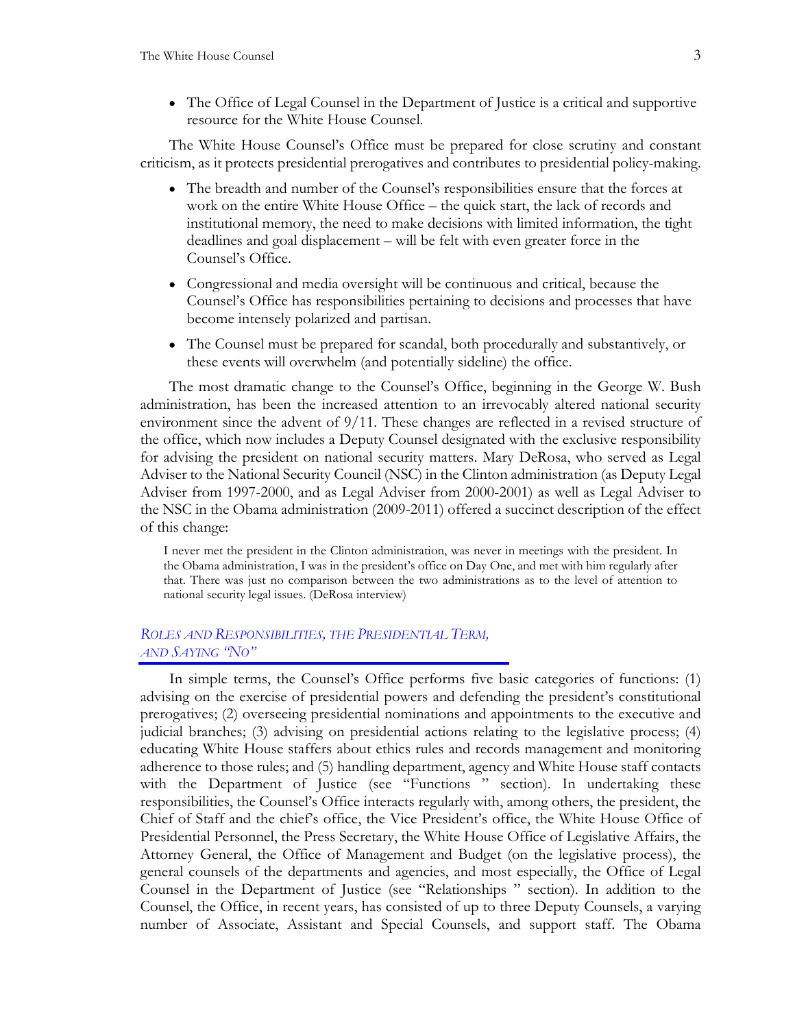- The Office of Legal Counsel in the Department of Justice is a critical and supportive resource for the White House Counsel.

The White House Counsel's Office must be prepared for close scrutiny and constant criticism, as it protects presidential prerogatives and contributes to presidential policy-making.

- The breadth and number of the Counsel's responsibilities ensure that the forces at work on the entire White House Office – the quick start, the lack of records and institutional memory, the need to make decisions with limited information, the tight deadlines and goal displacement – will be felt with even greater force in the Counsel's Office.
- Congressional and media oversight will be continuous and critical, because the Counsel's Office has responsibilities pertaining to decisions and processes that have become intensely polarized and partisan.
- The Counsel must be prepared for scandal, both procedurally and substantively, or these events will overwhelm (and potentially sideline) the office.

The most dramatic change to the Counsel's Office, beginning in the George W. Bush administration, has been the increased attention to an irrevocably altered national security environment since the advent of 9/11. These changes are reflected in a revised structure of the office, which now includes a Deputy Counsel designated with the exclusive responsibility for advising the president on national security matters. Mary DeRosa, who served as Legal Adviser to the National Security Council (NSC) in the Clinton administration (as Deputy Legal Adviser from 1997-2000, and as Legal Adviser from 2000-2001) as well as Legal Adviser to the NSC in the Obama administration (2009-2011) offered a succinct description of the effect of this change:

> I never met the president in the Clinton administration, was never in meetings with the president. In the Obama administration, I was in the president's office on Day One, and met with him regularly after that. There was just no comparison between the two administrations as to the level of attention to national security legal issues. (DeRosa interview)

## *Roles and Responsibilities, the Presidential Term, and Saying "No"*

In simple terms, the Counsel's Office performs five basic categories of functions: (1) advising on the exercise of presidential powers and defending the president's constitutional prerogatives; (2) overseeing presidential nominations and appointments to the executive and judicial branches; (3) advising on presidential actions relating to the legislative process; (4) educating White House staffers about ethics rules and records management and monitoring adherence to those rules; and (5) handling department, agency and White House staff contacts with the Department of Justice (see "Functions " section). In undertaking these responsibilities, the Counsel's Office interacts regularly with, among others, the president, the Chief of Staff and the chief's office, the Vice President's office, the White House Office of Presidential Personnel, the Press Secretary, the White House Office of Legislative Affairs, the Attorney General, the Office of Management and Budget (on the legislative process), the general counsels of the departments and agencies, and most especially, the Office of Legal Counsel in the Department of Justice (see "Relationships " section). In addition to the Counsel, the Office, in recent years, has consisted of up to three Deputy Counsels, a varying number of Associate, Assistant and Special Counsels, and support staff. The Obama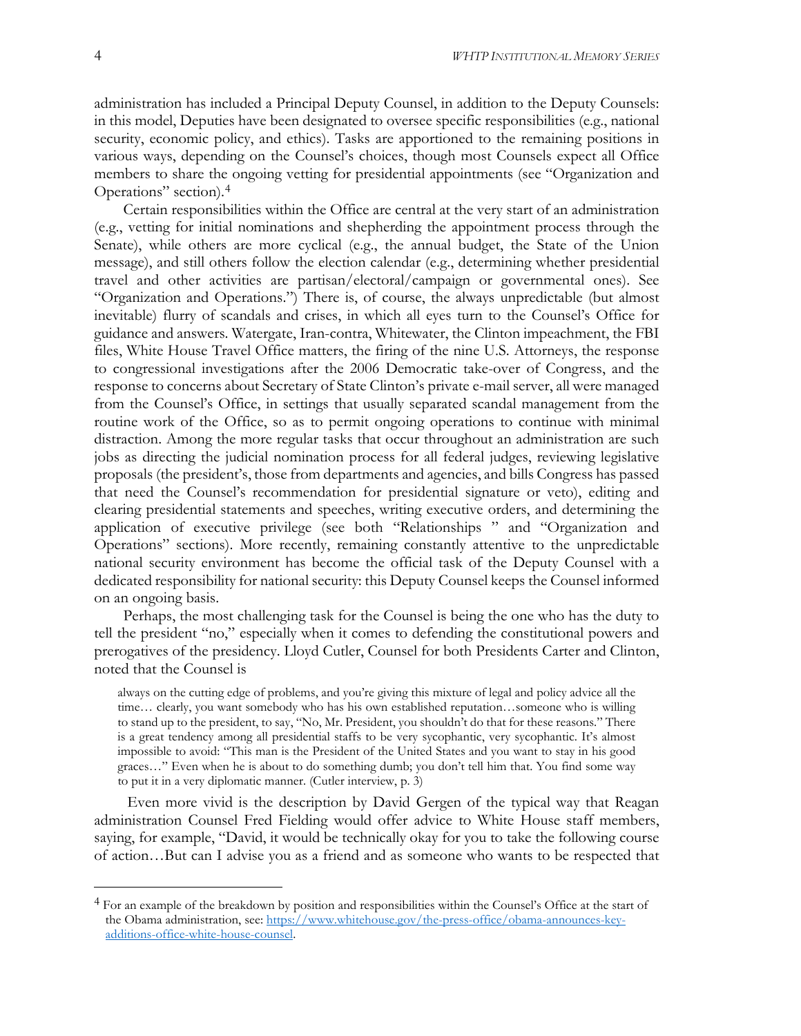administration has included a Principal Deputy Counsel, in addition to the Deputy Counsels: in this model, Deputies have been designated to oversee specific responsibilities (e.g., national security, economic policy, and ethics). Tasks are apportioned to the remaining positions in various ways, depending on the Counsel's choices, though most Counsels expect all Office members to share the ongoing vetting for presidential appointments (see "Organization and Operations" section).[4]

Certain responsibilities within the Office are central at the very start of an administration (e.g., vetting for initial nominations and shepherding the appointment process through the Senate), while others are more cyclical (e.g., the annual budget, the State of the Union message), and still others follow the election calendar (e.g., determining whether presidential travel and other activities are partisan/electoral/campaign or governmental ones). See "Organization and Operations.") There is, of course, the always unpredictable (but almost inevitable) flurry of scandals and crises, in which all eyes turn to the Counsel's Office for guidance and answers. Watergate, Iran-contra, Whitewater, the Clinton impeachment, the FBI files, White House Travel Office matters, the firing of the nine U.S. Attorneys, the response to congressional investigations after the 2006 Democratic take-over of Congress, and the response to concerns about Secretary of State Clinton's private e-mail server, all were managed from the Counsel's Office, in settings that usually separated scandal management from the routine work of the Office, so as to permit ongoing operations to continue with minimal distraction. Among the more regular tasks that occur throughout an administration are such jobs as directing the judicial nomination process for all federal judges, reviewing legislative proposals (the president's, those from departments and agencies, and bills Congress has passed that need the Counsel's recommendation for presidential signature or veto), editing and clearing presidential statements and speeches, writing executive orders, and determining the application of executive privilege (see both "Relationships " and "Organization and Operations" sections). More recently, remaining constantly attentive to the unpredictable national security environment has become the official task of the Deputy Counsel with a dedicated responsibility for national security: this Deputy Counsel keeps the Counsel informed on an ongoing basis.

Perhaps, the most challenging task for the Counsel is being the one who has the duty to tell the president "no," especially when it comes to defending the constitutional powers and prerogatives of the presidency. Lloyd Cutler, Counsel for both Presidents Carter and Clinton, noted that the Counsel is

> always on the cutting edge of problems, and you're giving this mixture of legal and policy advice all the time… clearly, you want somebody who has his own established reputation…someone who is willing to stand up to the president, to say, "No, Mr. President, you shouldn't do that for these reasons." There is a great tendency among all presidential staffs to be very sycophantic, very sycophantic. It's almost impossible to avoid: "This man is the President of the United States and you want to stay in his good graces…" Even when he is about to do something dumb; you don't tell him that. You find some way to put it in a very diplomatic manner. (Cutler interview, p. 3)

Even more vivid is the description by David Gergen of the typical way that Reagan administration Counsel Fred Fielding would offer advice to White House staff members, saying, for example, "David, it would be technically okay for you to take the following course of action…But can I advise you as a friend and as someone who wants to be respected that

[4] For an example of the breakdown by position and responsibilities within the Counsel's Office at the start of the Obama administration, see: https://www.whitehouse.gov/the-press-office/obama-announces-key-additions-office-white-house-counsel.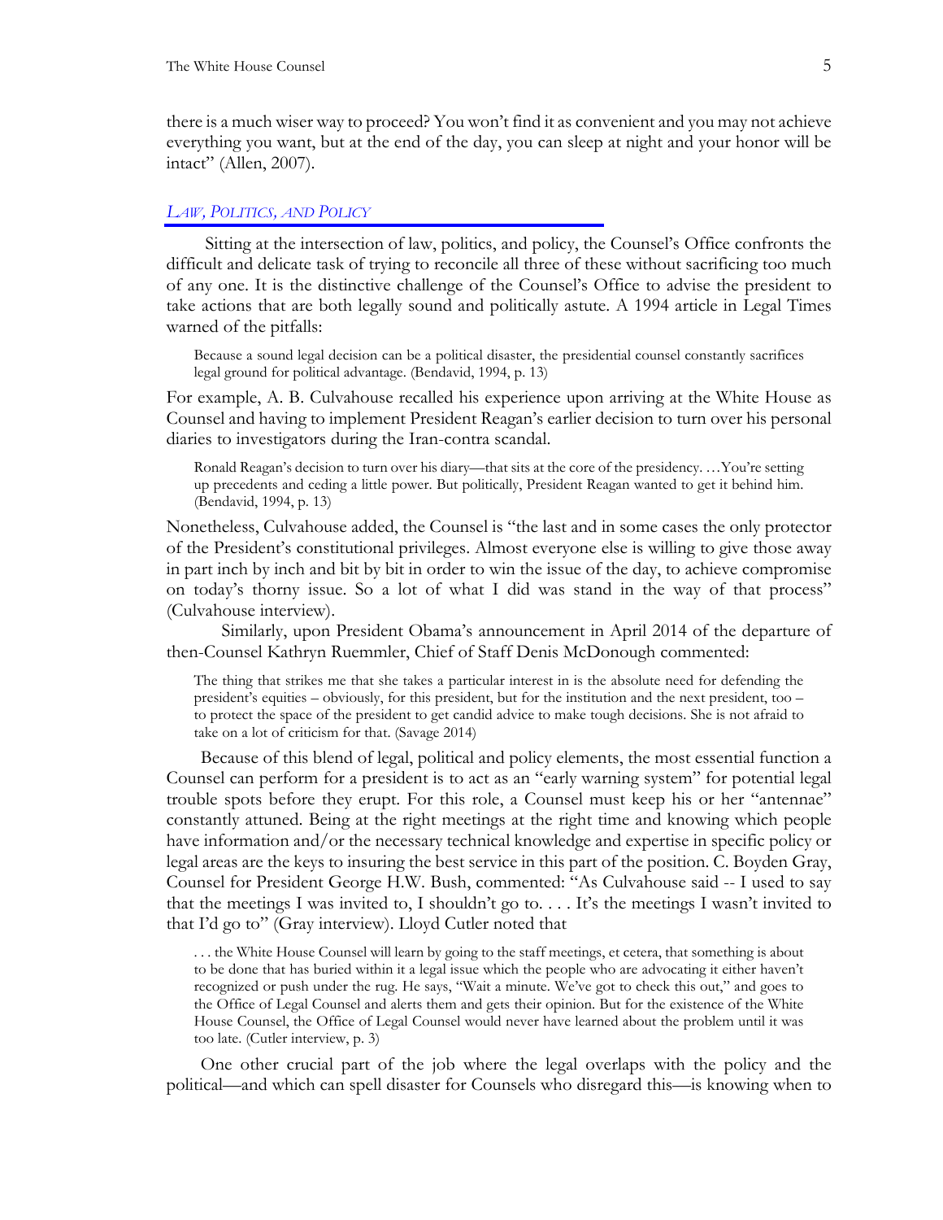there is a much wiser way to proceed? You won't find it as convenient and you may not achieve everything you want, but at the end of the day, you can sleep at night and your honor will be intact" (Allen, 2007).

## *Law, Politics, and Policy*

Sitting at the intersection of law, politics, and policy, the Counsel's Office confronts the difficult and delicate task of trying to reconcile all three of these without sacrificing too much of any one. It is the distinctive challenge of the Counsel's Office to advise the president to take actions that are both legally sound and politically astute. A 1994 article in Legal Times warned of the pitfalls:

> Because a sound legal decision can be a political disaster, the presidential counsel constantly sacrifices legal ground for political advantage. (Bendavid, 1994, p. 13)

For example, A. B. Culvahouse recalled his experience upon arriving at the White House as Counsel and having to implement President Reagan's earlier decision to turn over his personal diaries to investigators during the Iran-contra scandal.

> Ronald Reagan's decision to turn over his diary—that sits at the core of the presidency. …You're setting up precedents and ceding a little power. But politically, President Reagan wanted to get it behind him. (Bendavid, 1994, p. 13)

Nonetheless, Culvahouse added, the Counsel is "the last and in some cases the only protector of the President's constitutional privileges. Almost everyone else is willing to give those away in part inch by inch and bit by bit in order to win the issue of the day, to achieve compromise on today's thorny issue. So a lot of what I did was stand in the way of that process" (Culvahouse interview).

Similarly, upon President Obama's announcement in April 2014 of the departure of then-Counsel Kathryn Ruemmler, Chief of Staff Denis McDonough commented:

> The thing that strikes me that she takes a particular interest in is the absolute need for defending the president's equities – obviously, for this president, but for the institution and the next president, too – to protect the space of the president to get candid advice to make tough decisions. She is not afraid to take on a lot of criticism for that. (Savage 2014)

Because of this blend of legal, political and policy elements, the most essential function a Counsel can perform for a president is to act as an "early warning system" for potential legal trouble spots before they erupt. For this role, a Counsel must keep his or her "antennae" constantly attuned. Being at the right meetings at the right time and knowing which people have information and/or the necessary technical knowledge and expertise in specific policy or legal areas are the keys to insuring the best service in this part of the position. C. Boyden Gray, Counsel for President George H.W. Bush, commented: "As Culvahouse said -- I used to say that the meetings I was invited to, I shouldn't go to. . . . It's the meetings I wasn't invited to that I'd go to" (Gray interview). Lloyd Cutler noted that

> . . . the White House Counsel will learn by going to the staff meetings, et cetera, that something is about to be done that has buried within it a legal issue which the people who are advocating it either haven't recognized or push under the rug. He says, "Wait a minute. We've got to check this out," and goes to the Office of Legal Counsel and alerts them and gets their opinion. But for the existence of the White House Counsel, the Office of Legal Counsel would never have learned about the problem until it was too late. (Cutler interview, p. 3)

One other crucial part of the job where the legal overlaps with the policy and the political—and which can spell disaster for Counsels who disregard this—is knowing when to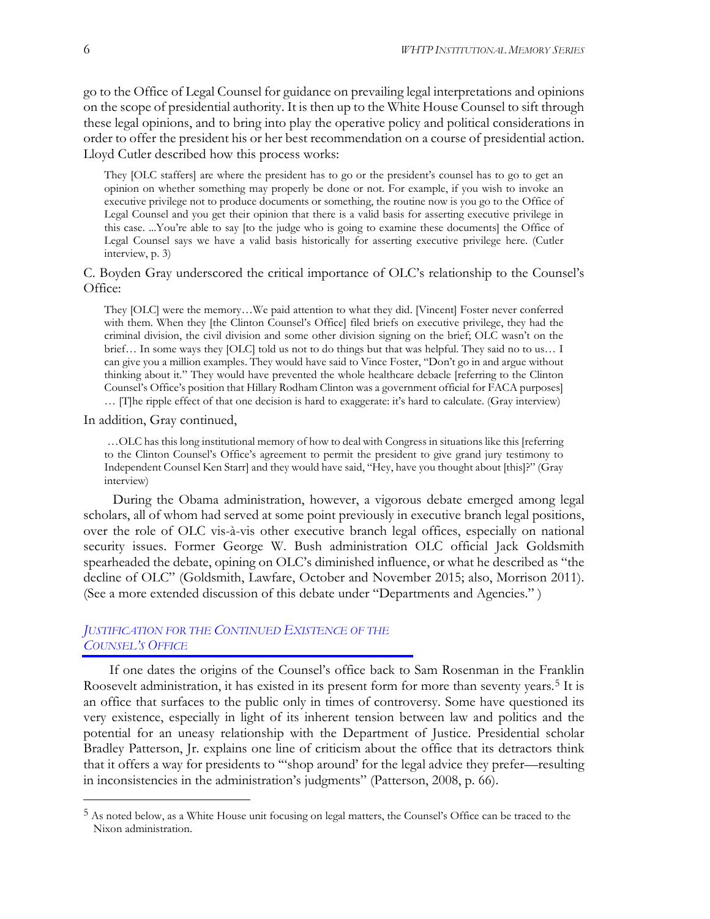go to the Office of Legal Counsel for guidance on prevailing legal interpretations and opinions on the scope of presidential authority. It is then up to the White House Counsel to sift through these legal opinions, and to bring into play the operative policy and political considerations in order to offer the president his or her best recommendation on a course of presidential action. Lloyd Cutler described how this process works:

> They [OLC staffers] are where the president has to go or the president's counsel has to go to get an opinion on whether something may properly be done or not. For example, if you wish to invoke an executive privilege not to produce documents or something, the routine now is you go to the Office of Legal Counsel and you get their opinion that there is a valid basis for asserting executive privilege in this case. ...You're able to say [to the judge who is going to examine these documents] the Office of Legal Counsel says we have a valid basis historically for asserting executive privilege here. (Cutler interview, p. 3)

C. Boyden Gray underscored the critical importance of OLC's relationship to the Counsel's Office:

> They [OLC] were the memory…We paid attention to what they did. [Vincent] Foster never conferred with them. When they [the Clinton Counsel's Office] filed briefs on executive privilege, they had the criminal division, the civil division and some other division signing on the brief; OLC wasn't on the brief… In some ways they [OLC] told us not to do things but that was helpful. They said no to us… I can give you a million examples. They would have said to Vince Foster, "Don't go in and argue without thinking about it." They would have prevented the whole healthcare debacle [referring to the Clinton Counsel's Office's position that Hillary Rodham Clinton was a government official for FACA purposes] … [T]he ripple effect of that one decision is hard to exaggerate: it's hard to calculate. (Gray interview)

In addition, Gray continued,

> …OLC has this long institutional memory of how to deal with Congress in situations like this [referring to the Clinton Counsel's Office's agreement to permit the president to give grand jury testimony to Independent Counsel Ken Starr] and they would have said, "Hey, have you thought about [this]?" (Gray interview)

During the Obama administration, however, a vigorous debate emerged among legal scholars, all of whom had served at some point previously in executive branch legal positions, over the role of OLC vis-à-vis other executive branch legal offices, especially on national security issues. Former George W. Bush administration OLC official Jack Goldsmith spearheaded the debate, opining on OLC's diminished influence, or what he described as "the decline of OLC" (Goldsmith, Lawfare, October and November 2015; also, Morrison 2011). (See a more extended discussion of this debate under "Departments and Agencies." )

## *Justification for the Continued Existence of the Counsel's Office*

If one dates the origins of the Counsel's office back to Sam Rosenman in the Franklin Roosevelt administration, it has existed in its present form for more than seventy years.[5] It is an office that surfaces to the public only in times of controversy. Some have questioned its very existence, especially in light of its inherent tension between law and politics and the potential for an uneasy relationship with the Department of Justice. Presidential scholar Bradley Patterson, Jr. explains one line of criticism about the office that its detractors think that it offers a way for presidents to "'shop around' for the legal advice they prefer—resulting in inconsistencies in the administration's judgments" (Patterson, 2008, p. 66).

[5] As noted below, as a White House unit focusing on legal matters, the Counsel's Office can be traced to the Nixon administration.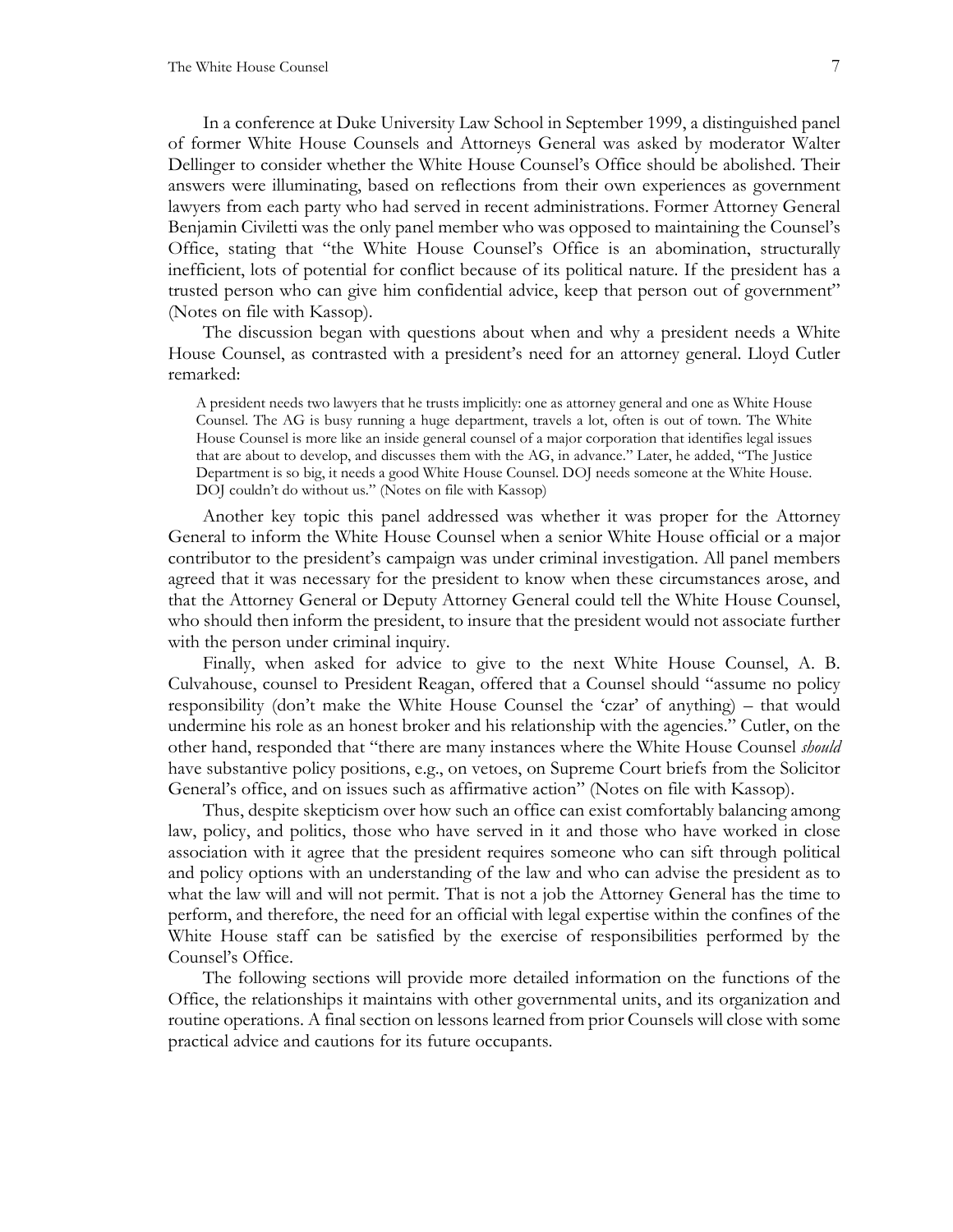In a conference at Duke University Law School in September 1999, a distinguished panel of former White House Counsels and Attorneys General was asked by moderator Walter Dellinger to consider whether the White House Counsel's Office should be abolished. Their answers were illuminating, based on reflections from their own experiences as government lawyers from each party who had served in recent administrations. Former Attorney General Benjamin Civiletti was the only panel member who was opposed to maintaining the Counsel's Office, stating that "the White House Counsel's Office is an abomination, structurally inefficient, lots of potential for conflict because of its political nature. If the president has a trusted person who can give him confidential advice, keep that person out of government" (Notes on file with Kassop).

The discussion began with questions about when and why a president needs a White House Counsel, as contrasted with a president's need for an attorney general. Lloyd Cutler remarked:

> A president needs two lawyers that he trusts implicitly: one as attorney general and one as White House Counsel. The AG is busy running a huge department, travels a lot, often is out of town. The White House Counsel is more like an inside general counsel of a major corporation that identifies legal issues that are about to develop, and discusses them with the AG, in advance." Later, he added, "The Justice Department is so big, it needs a good White House Counsel. DOJ needs someone at the White House. DOJ couldn't do without us." (Notes on file with Kassop)

Another key topic this panel addressed was whether it was proper for the Attorney General to inform the White House Counsel when a senior White House official or a major contributor to the president's campaign was under criminal investigation. All panel members agreed that it was necessary for the president to know when these circumstances arose, and that the Attorney General or Deputy Attorney General could tell the White House Counsel, who should then inform the president, to insure that the president would not associate further with the person under criminal inquiry.

Finally, when asked for advice to give to the next White House Counsel, A. B. Culvahouse, counsel to President Reagan, offered that a Counsel should "assume no policy responsibility (don't make the White House Counsel the 'czar' of anything) – that would undermine his role as an honest broker and his relationship with the agencies." Cutler, on the other hand, responded that "there are many instances where the White House Counsel *should* have substantive policy positions, e.g., on vetoes, on Supreme Court briefs from the Solicitor General's office, and on issues such as affirmative action" (Notes on file with Kassop).

Thus, despite skepticism over how such an office can exist comfortably balancing among law, policy, and politics, those who have served in it and those who have worked in close association with it agree that the president requires someone who can sift through political and policy options with an understanding of the law and who can advise the president as to what the law will and will not permit. That is not a job the Attorney General has the time to perform, and therefore, the need for an official with legal expertise within the confines of the White House staff can be satisfied by the exercise of responsibilities performed by the Counsel's Office.

The following sections will provide more detailed information on the functions of the Office, the relationships it maintains with other governmental units, and its organization and routine operations. A final section on lessons learned from prior Counsels will close with some practical advice and cautions for its future occupants.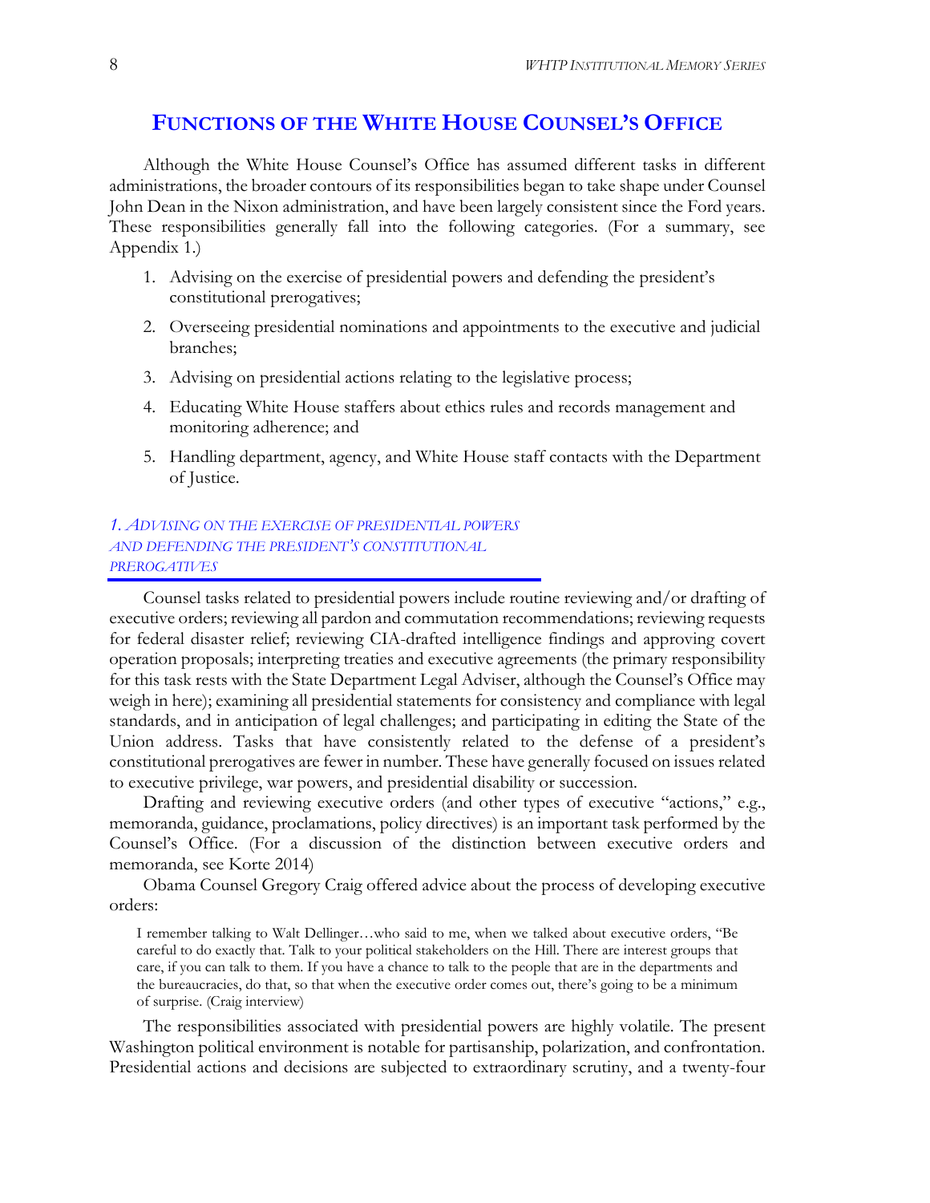## Functions of the White House Counsel's Office

Although the White House Counsel's Office has assumed different tasks in different administrations, the broader contours of its responsibilities began to take shape under Counsel John Dean in the Nixon administration, and have been largely consistent since the Ford years. These responsibilities generally fall into the following categories. (For a summary, see Appendix 1.)

1. Advising on the exercise of presidential powers and defending the president's constitutional prerogatives;
2. Overseeing presidential nominations and appointments to the executive and judicial branches;
3. Advising on presidential actions relating to the legislative process;
4. Educating White House staffers about ethics rules and records management and monitoring adherence; and
5. Handling department, agency, and White House staff contacts with the Department of Justice.

### *1. Advising on the Exercise of Presidential Powers and Defending the President's Constitutional Prerogatives*

Counsel tasks related to presidential powers include routine reviewing and/or drafting of executive orders; reviewing all pardon and commutation recommendations; reviewing requests for federal disaster relief; reviewing CIA-drafted intelligence findings and approving covert operation proposals; interpreting treaties and executive agreements (the primary responsibility for this task rests with the State Department Legal Adviser, although the Counsel's Office may weigh in here); examining all presidential statements for consistency and compliance with legal standards, and in anticipation of legal challenges; and participating in editing the State of the Union address. Tasks that have consistently related to the defense of a president's constitutional prerogatives are fewer in number. These have generally focused on issues related to executive privilege, war powers, and presidential disability or succession.

Drafting and reviewing executive orders (and other types of executive "actions," e.g., memoranda, guidance, proclamations, policy directives) is an important task performed by the Counsel's Office. (For a discussion of the distinction between executive orders and memoranda, see Korte 2014)

Obama Counsel Gregory Craig offered advice about the process of developing executive orders:

> I remember talking to Walt Dellinger…who said to me, when we talked about executive orders, "Be careful to do exactly that. Talk to your political stakeholders on the Hill. There are interest groups that care, if you can talk to them. If you have a chance to talk to the people that are in the departments and the bureaucracies, do that, so that when the executive order comes out, there's going to be a minimum of surprise. (Craig interview)

The responsibilities associated with presidential powers are highly volatile. The present Washington political environment is notable for partisanship, polarization, and confrontation. Presidential actions and decisions are subjected to extraordinary scrutiny, and a twenty-four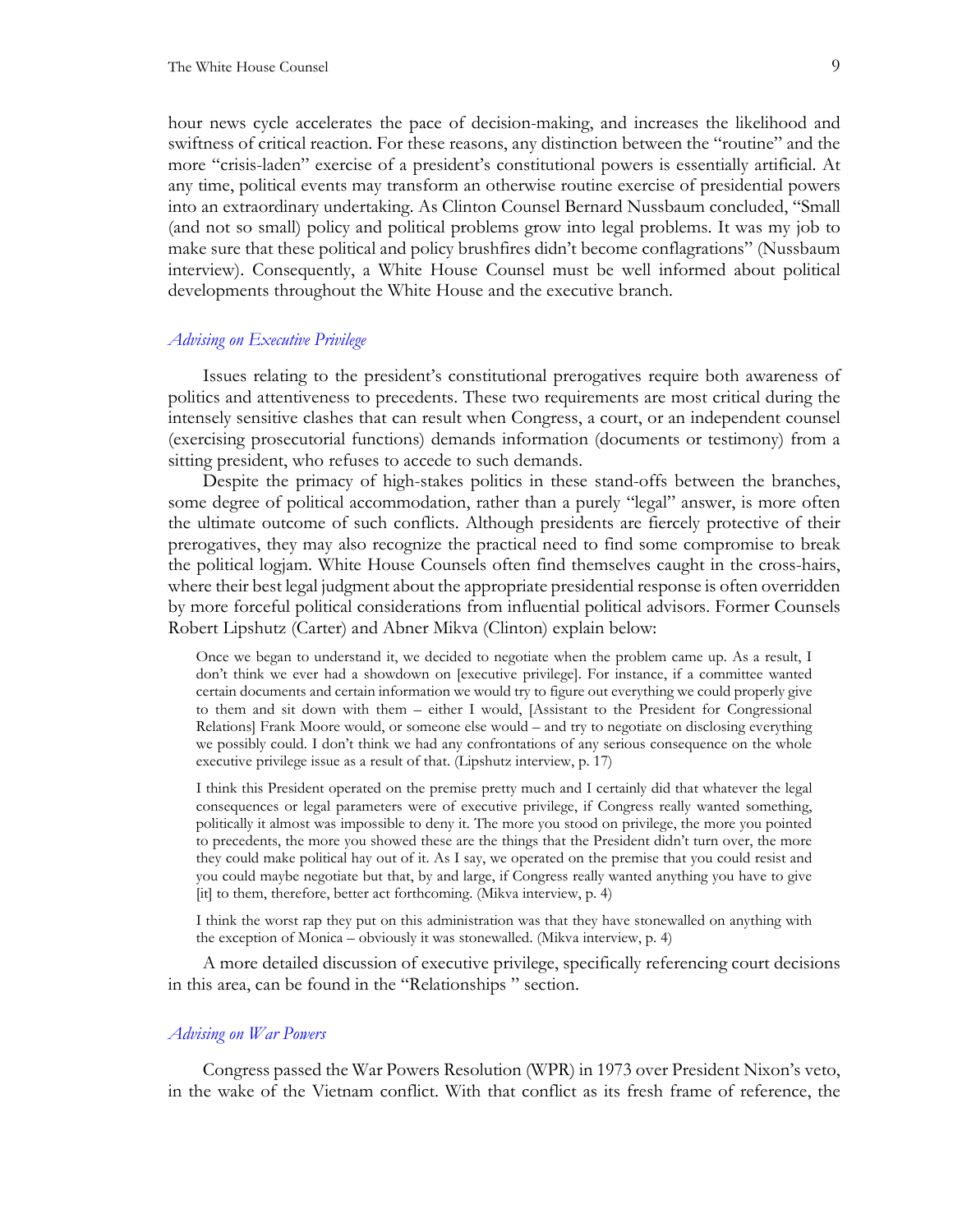hour news cycle accelerates the pace of decision-making, and increases the likelihood and swiftness of critical reaction. For these reasons, any distinction between the "routine" and the more "crisis-laden" exercise of a president's constitutional powers is essentially artificial. At any time, political events may transform an otherwise routine exercise of presidential powers into an extraordinary undertaking. As Clinton Counsel Bernard Nussbaum concluded, "Small (and not so small) policy and political problems grow into legal problems. It was my job to make sure that these political and policy brushfires didn't become conflagrations" (Nussbaum interview). Consequently, a White House Counsel must be well informed about political developments throughout the White House and the executive branch.

### *Advising on Executive Privilege*

Issues relating to the president's constitutional prerogatives require both awareness of politics and attentiveness to precedents. These two requirements are most critical during the intensely sensitive clashes that can result when Congress, a court, or an independent counsel (exercising prosecutorial functions) demands information (documents or testimony) from a sitting president, who refuses to accede to such demands.

Despite the primacy of high-stakes politics in these stand-offs between the branches, some degree of political accommodation, rather than a purely "legal" answer, is more often the ultimate outcome of such conflicts. Although presidents are fiercely protective of their prerogatives, they may also recognize the practical need to find some compromise to break the political logjam. White House Counsels often find themselves caught in the cross-hairs, where their best legal judgment about the appropriate presidential response is often overridden by more forceful political considerations from influential political advisors. Former Counsels Robert Lipshutz (Carter) and Abner Mikva (Clinton) explain below:

> Once we began to understand it, we decided to negotiate when the problem came up. As a result, I don't think we ever had a showdown on [executive privilege]. For instance, if a committee wanted certain documents and certain information we would try to figure out everything we could properly give to them and sit down with them – either I would, [Assistant to the President for Congressional Relations] Frank Moore would, or someone else would – and try to negotiate on disclosing everything we possibly could. I don't think we had any confrontations of any serious consequence on the whole executive privilege issue as a result of that. (Lipshutz interview, p. 17)

> I think this President operated on the premise pretty much and I certainly did that whatever the legal consequences or legal parameters were of executive privilege, if Congress really wanted something, politically it almost was impossible to deny it. The more you stood on privilege, the more you pointed to precedents, the more you showed these are the things that the President didn't turn over, the more they could make political hay out of it. As I say, we operated on the premise that you could resist and you could maybe negotiate but that, by and large, if Congress really wanted anything you have to give [it] to them, therefore, better act forthcoming. (Mikva interview, p. 4)

> I think the worst rap they put on this administration was that they have stonewalled on anything with the exception of Monica – obviously it was stonewalled. (Mikva interview, p. 4)

A more detailed discussion of executive privilege, specifically referencing court decisions in this area, can be found in the "Relationships " section.

### *Advising on War Powers*

Congress passed the War Powers Resolution (WPR) in 1973 over President Nixon's veto, in the wake of the Vietnam conflict. With that conflict as its fresh frame of reference, the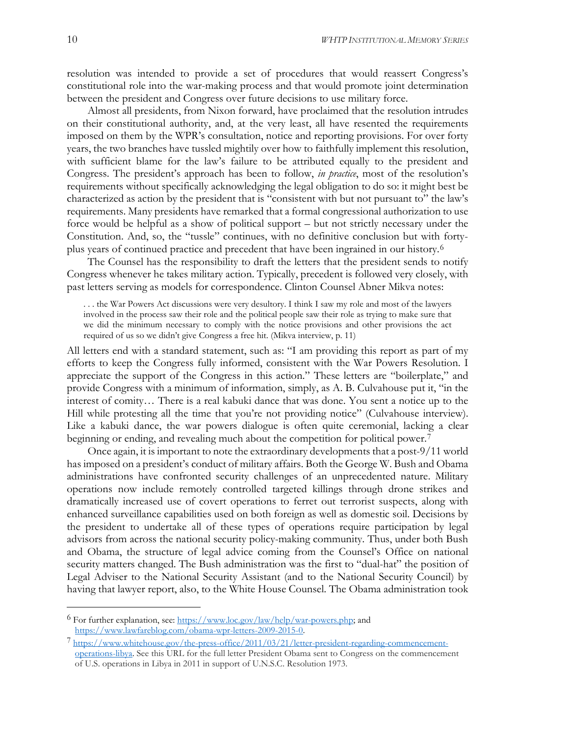resolution was intended to provide a set of procedures that would reassert Congress's constitutional role into the war-making process and that would promote joint determination between the president and Congress over future decisions to use military force.

Almost all presidents, from Nixon forward, have proclaimed that the resolution intrudes on their constitutional authority, and, at the very least, all have resented the requirements imposed on them by the WPR's consultation, notice and reporting provisions. For over forty years, the two branches have tussled mightily over how to faithfully implement this resolution, with sufficient blame for the law's failure to be attributed equally to the president and Congress. The president's approach has been to follow, *in practice*, most of the resolution's requirements without specifically acknowledging the legal obligation to do so: it might best be characterized as action by the president that is "consistent with but not pursuant to" the law's requirements. Many presidents have remarked that a formal congressional authorization to use force would be helpful as a show of political support – but not strictly necessary under the Constitution. And, so, the "tussle" continues, with no definitive conclusion but with forty-plus years of continued practice and precedent that have been ingrained in our history.[6]

The Counsel has the responsibility to draft the letters that the president sends to notify Congress whenever he takes military action. Typically, precedent is followed very closely, with past letters serving as models for correspondence. Clinton Counsel Abner Mikva notes:

> . . . the War Powers Act discussions were very desultory. I think I saw my role and most of the lawyers involved in the process saw their role and the political people saw their role as trying to make sure that we did the minimum necessary to comply with the notice provisions and other provisions the act required of us so we didn't give Congress a free hit. (Mikva interview, p. 11)

All letters end with a standard statement, such as: "I am providing this report as part of my efforts to keep the Congress fully informed, consistent with the War Powers Resolution. I appreciate the support of the Congress in this action." These letters are "boilerplate," and provide Congress with a minimum of information, simply, as A. B. Culvahouse put it, "in the interest of comity… There is a real kabuki dance that was done. You sent a notice up to the Hill while protesting all the time that you're not providing notice" (Culvahouse interview). Like a kabuki dance, the war powers dialogue is often quite ceremonial, lacking a clear beginning or ending, and revealing much about the competition for political power.[7]

Once again, it is important to note the extraordinary developments that a post-9/11 world has imposed on a president's conduct of military affairs. Both the George W. Bush and Obama administrations have confronted security challenges of an unprecedented nature. Military operations now include remotely controlled targeted killings through drone strikes and dramatically increased use of covert operations to ferret out terrorist suspects, along with enhanced surveillance capabilities used on both foreign as well as domestic soil. Decisions by the president to undertake all of these types of operations require participation by legal advisors from across the national security policy-making community. Thus, under both Bush and Obama, the structure of legal advice coming from the Counsel's Office on national security matters changed. The Bush administration was the first to "dual-hat" the position of Legal Adviser to the National Security Assistant (and to the National Security Council) by having that lawyer report, also, to the White House Counsel. The Obama administration took

---

[6] For further explanation, see: https://www.loc.gov/law/help/war-powers.php; and https://www.lawfareblog.com/obama-wpr-letters-2009-2015-0.

[7] https://www.whitehouse.gov/the-press-office/2011/03/21/letter-president-regarding-commencement-operations-libya. See this URL for the full letter President Obama sent to Congress on the commencement of U.S. operations in Libya in 2011 in support of U.N.S.C. Resolution 1973.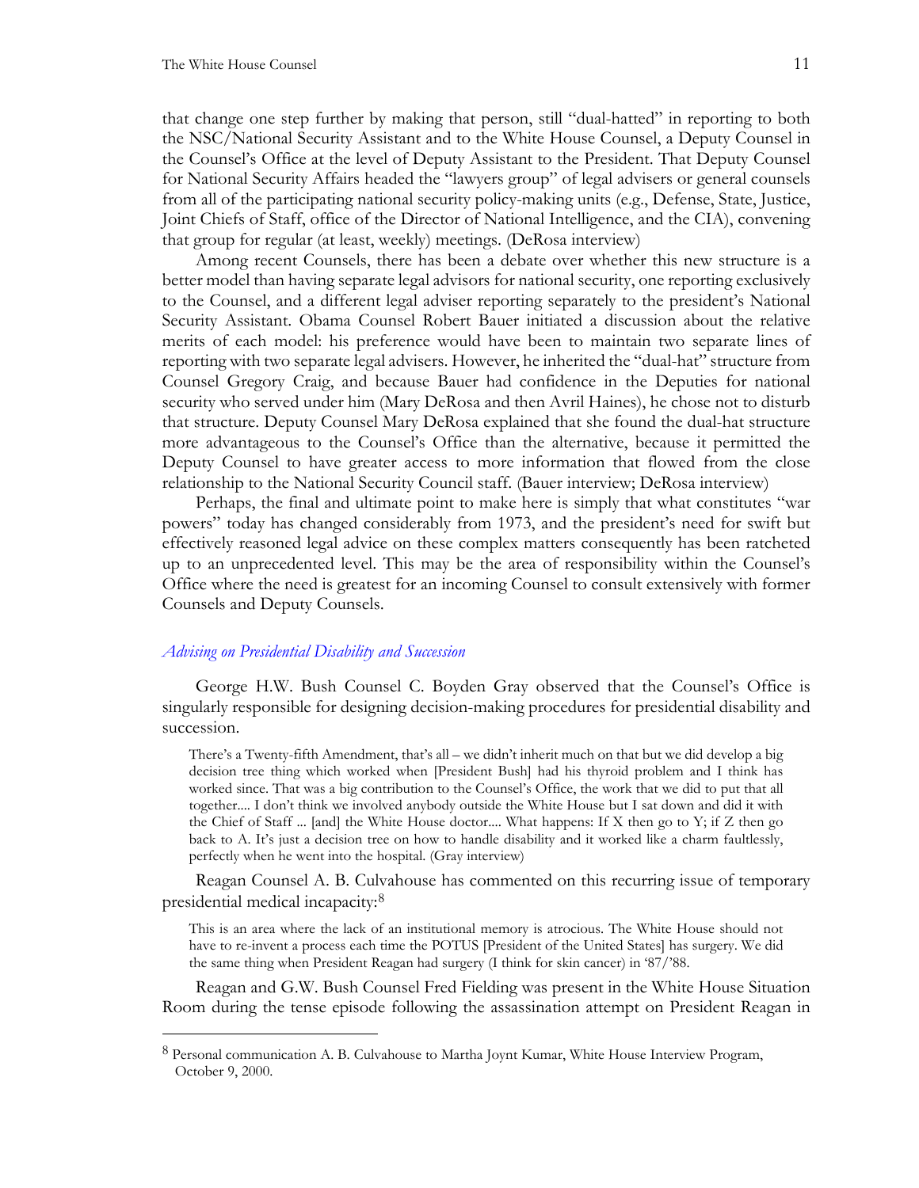that change one step further by making that person, still "dual-hatted" in reporting to both the NSC/National Security Assistant and to the White House Counsel, a Deputy Counsel in the Counsel's Office at the level of Deputy Assistant to the President. That Deputy Counsel for National Security Affairs headed the "lawyers group" of legal advisers or general counsels from all of the participating national security policy-making units (e.g., Defense, State, Justice, Joint Chiefs of Staff, office of the Director of National Intelligence, and the CIA), convening that group for regular (at least, weekly) meetings. (DeRosa interview)

Among recent Counsels, there has been a debate over whether this new structure is a better model than having separate legal advisors for national security, one reporting exclusively to the Counsel, and a different legal adviser reporting separately to the president's National Security Assistant. Obama Counsel Robert Bauer initiated a discussion about the relative merits of each model: his preference would have been to maintain two separate lines of reporting with two separate legal advisers. However, he inherited the "dual-hat" structure from Counsel Gregory Craig, and because Bauer had confidence in the Deputies for national security who served under him (Mary DeRosa and then Avril Haines), he chose not to disturb that structure. Deputy Counsel Mary DeRosa explained that she found the dual-hat structure more advantageous to the Counsel's Office than the alternative, because it permitted the Deputy Counsel to have greater access to more information that flowed from the close relationship to the National Security Council staff. (Bauer interview; DeRosa interview)

Perhaps, the final and ultimate point to make here is simply that what constitutes "war powers" today has changed considerably from 1973, and the president's need for swift but effectively reasoned legal advice on these complex matters consequently has been ratcheted up to an unprecedented level. This may be the area of responsibility within the Counsel's Office where the need is greatest for an incoming Counsel to consult extensively with former Counsels and Deputy Counsels.

### *Advising on Presidential Disability and Succession*

George H.W. Bush Counsel C. Boyden Gray observed that the Counsel's Office is singularly responsible for designing decision-making procedures for presidential disability and succession.

> There's a Twenty-fifth Amendment, that's all – we didn't inherit much on that but we did develop a big decision tree thing which worked when [President Bush] had his thyroid problem and I think has worked since. That was a big contribution to the Counsel's Office, the work that we did to put that all together.... I don't think we involved anybody outside the White House but I sat down and did it with the Chief of Staff ... [and] the White House doctor.... What happens: If X then go to Y; if Z then go back to A. It's just a decision tree on how to handle disability and it worked like a charm faultlessly, perfectly when he went into the hospital. (Gray interview)

Reagan Counsel A. B. Culvahouse has commented on this recurring issue of temporary presidential medical incapacity:[8]

> This is an area where the lack of an institutional memory is atrocious. The White House should not have to re-invent a process each time the POTUS [President of the United States] has surgery. We did the same thing when President Reagan had surgery (I think for skin cancer) in '87/'88.

Reagan and G.W. Bush Counsel Fred Fielding was present in the White House Situation Room during the tense episode following the assassination attempt on President Reagan in

[8] Personal communication A. B. Culvahouse to Martha Joynt Kumar, White House Interview Program, October 9, 2000.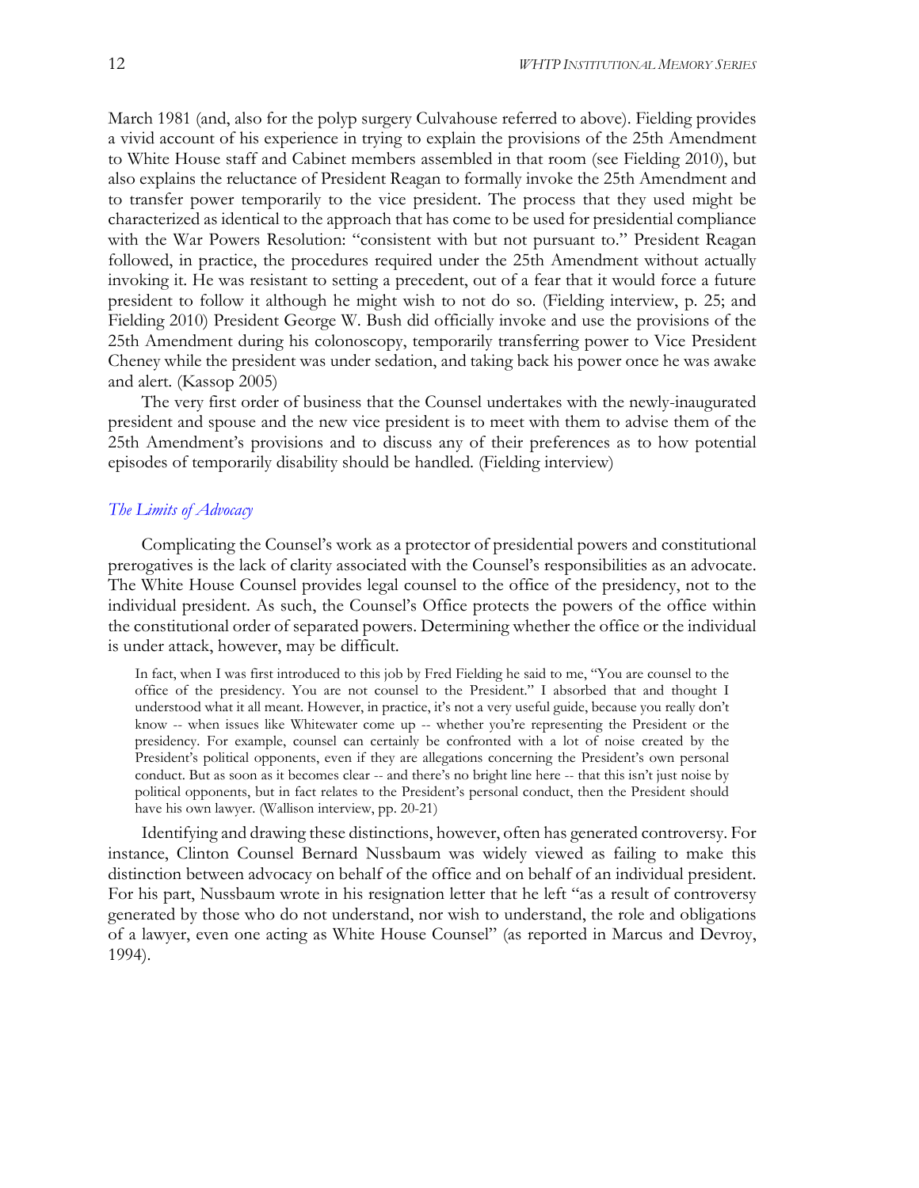March 1981 (and, also for the polyp surgery Culvahouse referred to above). Fielding provides a vivid account of his experience in trying to explain the provisions of the 25th Amendment to White House staff and Cabinet members assembled in that room (see Fielding 2010), but also explains the reluctance of President Reagan to formally invoke the 25th Amendment and to transfer power temporarily to the vice president. The process that they used might be characterized as identical to the approach that has come to be used for presidential compliance with the War Powers Resolution: "consistent with but not pursuant to." President Reagan followed, in practice, the procedures required under the 25th Amendment without actually invoking it. He was resistant to setting a precedent, out of a fear that it would force a future president to follow it although he might wish to not do so. (Fielding interview, p. 25; and Fielding 2010) President George W. Bush did officially invoke and use the provisions of the 25th Amendment during his colonoscopy, temporarily transferring power to Vice President Cheney while the president was under sedation, and taking back his power once he was awake and alert. (Kassop 2005)

The very first order of business that the Counsel undertakes with the newly-inaugurated president and spouse and the new vice president is to meet with them to advise them of the 25th Amendment's provisions and to discuss any of their preferences as to how potential episodes of temporarily disability should be handled. (Fielding interview)

### *The Limits of Advocacy*

Complicating the Counsel's work as a protector of presidential powers and constitutional prerogatives is the lack of clarity associated with the Counsel's responsibilities as an advocate. The White House Counsel provides legal counsel to the office of the presidency, not to the individual president. As such, the Counsel's Office protects the powers of the office within the constitutional order of separated powers. Determining whether the office or the individual is under attack, however, may be difficult.

> In fact, when I was first introduced to this job by Fred Fielding he said to me, "You are counsel to the office of the presidency. You are not counsel to the President." I absorbed that and thought I understood what it all meant. However, in practice, it's not a very useful guide, because you really don't know -- when issues like Whitewater come up -- whether you're representing the President or the presidency. For example, counsel can certainly be confronted with a lot of noise created by the President's political opponents, even if they are allegations concerning the President's own personal conduct. But as soon as it becomes clear -- and there's no bright line here -- that this isn't just noise by political opponents, but in fact relates to the President's personal conduct, then the President should have his own lawyer. (Wallison interview, pp. 20-21)

Identifying and drawing these distinctions, however, often has generated controversy. For instance, Clinton Counsel Bernard Nussbaum was widely viewed as failing to make this distinction between advocacy on behalf of the office and on behalf of an individual president. For his part, Nussbaum wrote in his resignation letter that he left "as a result of controversy generated by those who do not understand, nor wish to understand, the role and obligations of a lawyer, even one acting as White House Counsel" (as reported in Marcus and Devroy, 1994).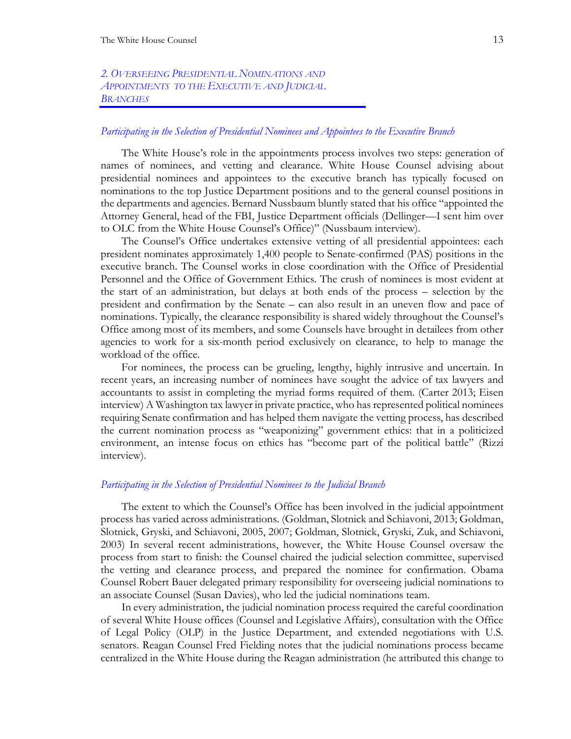## *2. Overseeing Presidential Nominations and Appointments to the Executive and Judicial Branches*

### *Participating in the Selection of Presidential Nominees and Appointees to the Executive Branch*

The White House's role in the appointments process involves two steps: generation of names of nominees, and vetting and clearance. White House Counsel advising about presidential nominees and appointees to the executive branch has typically focused on nominations to the top Justice Department positions and to the general counsel positions in the departments and agencies. Bernard Nussbaum bluntly stated that his office "appointed the Attorney General, head of the FBI, Justice Department officials (Dellinger—I sent him over to OLC from the White House Counsel's Office)" (Nussbaum interview).

The Counsel's Office undertakes extensive vetting of all presidential appointees: each president nominates approximately 1,400 people to Senate-confirmed (PAS) positions in the executive branch. The Counsel works in close coordination with the Office of Presidential Personnel and the Office of Government Ethics. The crush of nominees is most evident at the start of an administration, but delays at both ends of the process – selection by the president and confirmation by the Senate – can also result in an uneven flow and pace of nominations. Typically, the clearance responsibility is shared widely throughout the Counsel's Office among most of its members, and some Counsels have brought in detailees from other agencies to work for a six-month period exclusively on clearance, to help to manage the workload of the office.

For nominees, the process can be grueling, lengthy, highly intrusive and uncertain. In recent years, an increasing number of nominees have sought the advice of tax lawyers and accountants to assist in completing the myriad forms required of them. (Carter 2013; Eisen interview) A Washington tax lawyer in private practice, who has represented political nominees requiring Senate confirmation and has helped them navigate the vetting process, has described the current nomination process as "weaponizing" government ethics: that in a politicized environment, an intense focus on ethics has "become part of the political battle" (Rizzi interview).

### *Participating in the Selection of Presidential Nominees to the Judicial Branch*

The extent to which the Counsel's Office has been involved in the judicial appointment process has varied across administrations. (Goldman, Slotnick and Schiavoni, 2013; Goldman, Slotnick, Gryski, and Schiavoni, 2005, 2007; Goldman, Slotnick, Gryski, Zuk, and Schiavoni, 2003) In several recent administrations, however, the White House Counsel oversaw the process from start to finish: the Counsel chaired the judicial selection committee, supervised the vetting and clearance process, and prepared the nominee for confirmation. Obama Counsel Robert Bauer delegated primary responsibility for overseeing judicial nominations to an associate Counsel (Susan Davies), who led the judicial nominations team.

In every administration, the judicial nomination process required the careful coordination of several White House offices (Counsel and Legislative Affairs), consultation with the Office of Legal Policy (OLP) in the Justice Department, and extended negotiations with U.S. senators. Reagan Counsel Fred Fielding notes that the judicial nominations process became centralized in the White House during the Reagan administration (he attributed this change to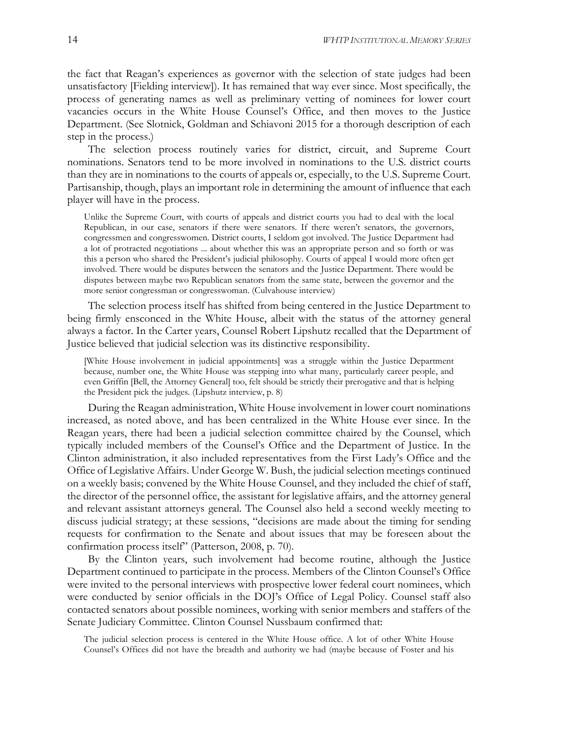the fact that Reagan's experiences as governor with the selection of state judges had been unsatisfactory [Fielding interview]). It has remained that way ever since. Most specifically, the process of generating names as well as preliminary vetting of nominees for lower court vacancies occurs in the White House Counsel's Office, and then moves to the Justice Department. (See Slotnick, Goldman and Schiavoni 2015 for a thorough description of each step in the process.)

The selection process routinely varies for district, circuit, and Supreme Court nominations. Senators tend to be more involved in nominations to the U.S. district courts than they are in nominations to the courts of appeals or, especially, to the U.S. Supreme Court. Partisanship, though, plays an important role in determining the amount of influence that each player will have in the process.

> Unlike the Supreme Court, with courts of appeals and district courts you had to deal with the local Republican, in our case, senators if there were senators. If there weren't senators, the governors, congressmen and congresswomen. District courts, I seldom got involved. The Justice Department had a lot of protracted negotiations ... about whether this was an appropriate person and so forth or was this a person who shared the President's judicial philosophy. Courts of appeal I would more often get involved. There would be disputes between the senators and the Justice Department. There would be disputes between maybe two Republican senators from the same state, between the governor and the more senior congressman or congresswoman. (Culvahouse interview)

The selection process itself has shifted from being centered in the Justice Department to being firmly ensconced in the White House, albeit with the status of the attorney general always a factor. In the Carter years, Counsel Robert Lipshutz recalled that the Department of Justice believed that judicial selection was its distinctive responsibility.

> [White House involvement in judicial appointments] was a struggle within the Justice Department because, number one, the White House was stepping into what many, particularly career people, and even Griffin [Bell, the Attorney General] too, felt should be strictly their prerogative and that is helping the President pick the judges. (Lipshutz interview, p. 8)

During the Reagan administration, White House involvement in lower court nominations increased, as noted above, and has been centralized in the White House ever since. In the Reagan years, there had been a judicial selection committee chaired by the Counsel, which typically included members of the Counsel's Office and the Department of Justice. In the Clinton administration, it also included representatives from the First Lady's Office and the Office of Legislative Affairs. Under George W. Bush, the judicial selection meetings continued on a weekly basis; convened by the White House Counsel, and they included the chief of staff, the director of the personnel office, the assistant for legislative affairs, and the attorney general and relevant assistant attorneys general. The Counsel also held a second weekly meeting to discuss judicial strategy; at these sessions, "decisions are made about the timing for sending requests for confirmation to the Senate and about issues that may be foreseen about the confirmation process itself" (Patterson, 2008, p. 70).

By the Clinton years, such involvement had become routine, although the Justice Department continued to participate in the process. Members of the Clinton Counsel's Office were invited to the personal interviews with prospective lower federal court nominees, which were conducted by senior officials in the DOJ's Office of Legal Policy. Counsel staff also contacted senators about possible nominees, working with senior members and staffers of the Senate Judiciary Committee. Clinton Counsel Nussbaum confirmed that:

> The judicial selection process is centered in the White House office. A lot of other White House Counsel's Offices did not have the breadth and authority we had (maybe because of Foster and his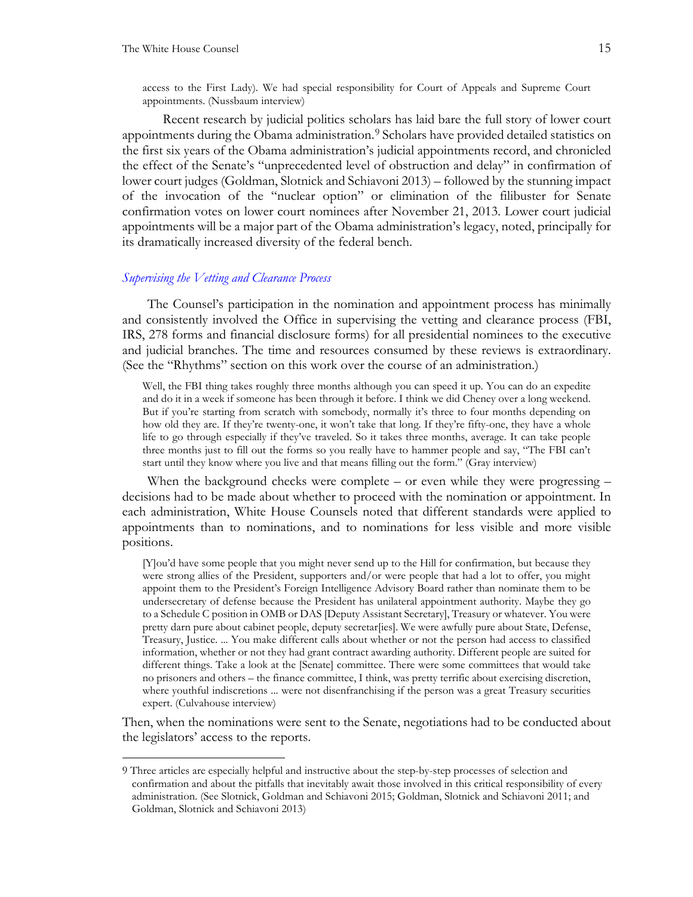> access to the First Lady). We had special responsibility for Court of Appeals and Supreme Court appointments. (Nussbaum interview)

Recent research by judicial politics scholars has laid bare the full story of lower court appointments during the Obama administration.[9] Scholars have provided detailed statistics on the first six years of the Obama administration's judicial appointments record, and chronicled the effect of the Senate's "unprecedented level of obstruction and delay" in confirmation of lower court judges (Goldman, Slotnick and Schiavoni 2013) – followed by the stunning impact of the invocation of the "nuclear option" or elimination of the filibuster for Senate confirmation votes on lower court nominees after November 21, 2013. Lower court judicial appointments will be a major part of the Obama administration's legacy, noted, principally for its dramatically increased diversity of the federal bench.

### *Supervising the Vetting and Clearance Process*

The Counsel's participation in the nomination and appointment process has minimally and consistently involved the Office in supervising the vetting and clearance process (FBI, IRS, 278 forms and financial disclosure forms) for all presidential nominees to the executive and judicial branches. The time and resources consumed by these reviews is extraordinary. (See the "Rhythms" section on this work over the course of an administration.)

> Well, the FBI thing takes roughly three months although you can speed it up. You can do an expedite and do it in a week if someone has been through it before. I think we did Cheney over a long weekend. But if you're starting from scratch with somebody, normally it's three to four months depending on how old they are. If they're twenty-one, it won't take that long. If they're fifty-one, they have a whole life to go through especially if they've traveled. So it takes three months, average. It can take people three months just to fill out the forms so you really have to hammer people and say, "The FBI can't start until they know where you live and that means filling out the form." (Gray interview)

When the background checks were complete – or even while they were progressing – decisions had to be made about whether to proceed with the nomination or appointment. In each administration, White House Counsels noted that different standards were applied to appointments than to nominations, and to nominations for less visible and more visible positions.

> [Y]ou'd have some people that you might never send up to the Hill for confirmation, but because they were strong allies of the President, supporters and/or were people that had a lot to offer, you might appoint them to the President's Foreign Intelligence Advisory Board rather than nominate them to be undersecretary of defense because the President has unilateral appointment authority. Maybe they go to a Schedule C position in OMB or DAS [Deputy Assistant Secretary], Treasury or whatever. You were pretty darn pure about cabinet people, deputy secretar[ies]. We were awfully pure about State, Defense, Treasury, Justice. ... You make different calls about whether or not the person had access to classified information, whether or not they had grant contract awarding authority. Different people are suited for different things. Take a look at the [Senate] committee. There were some committees that would take no prisoners and others – the finance committee, I think, was pretty terrific about exercising discretion, where youthful indiscretions ... were not disenfranchising if the person was a great Treasury securities expert. (Culvahouse interview)

Then, when the nominations were sent to the Senate, negotiations had to be conducted about the legislators' access to the reports.

---

9 Three articles are especially helpful and instructive about the step-by-step processes of selection and confirmation and about the pitfalls that inevitably await those involved in this critical responsibility of every administration. (See Slotnick, Goldman and Schiavoni 2015; Goldman, Slotnick and Schiavoni 2011; and Goldman, Slotnick and Schiavoni 2013)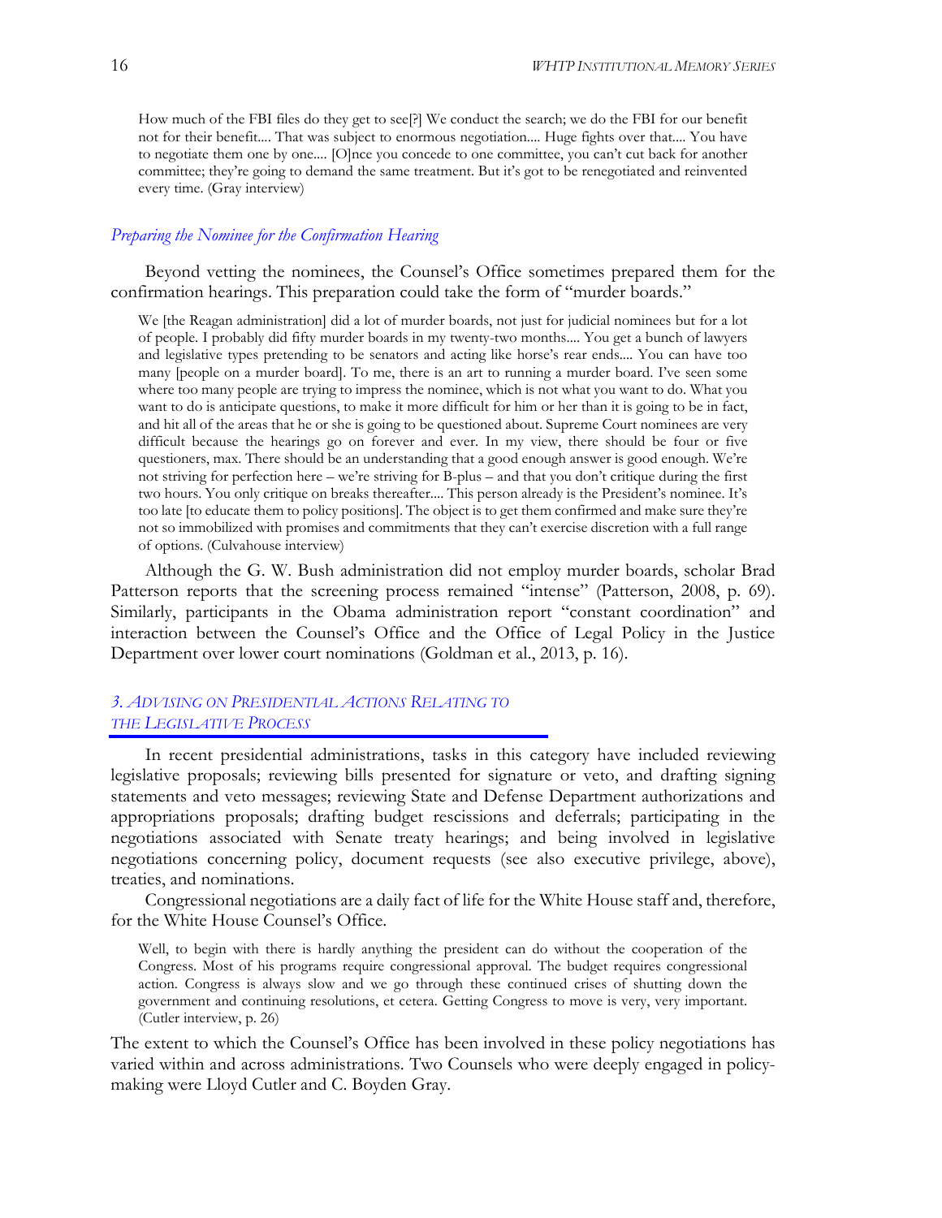How much of the FBI files do they get to see[?] We conduct the search; we do the FBI for our benefit not for their benefit.... That was subject to enormous negotiation.... Huge fights over that.... You have to negotiate them one by one.... [O]nce you concede to one committee, you can't cut back for another committee; they're going to demand the same treatment. But it's got to be renegotiated and reinvented every time. (Gray interview)

### *Preparing the Nominee for the Confirmation Hearing*

Beyond vetting the nominees, the Counsel's Office sometimes prepared them for the confirmation hearings. This preparation could take the form of "murder boards."

> We [the Reagan administration] did a lot of murder boards, not just for judicial nominees but for a lot of people. I probably did fifty murder boards in my twenty-two months.... You get a bunch of lawyers and legislative types pretending to be senators and acting like horse's rear ends.... You can have too many [people on a murder board]. To me, there is an art to running a murder board. I've seen some where too many people are trying to impress the nominee, which is not what you want to do. What you want to do is anticipate questions, to make it more difficult for him or her than it is going to be in fact, and hit all of the areas that he or she is going to be questioned about. Supreme Court nominees are very difficult because the hearings go on forever and ever. In my view, there should be four or five questioners, max. There should be an understanding that a good enough answer is good enough. We're not striving for perfection here – we're striving for B-plus – and that you don't critique during the first two hours. You only critique on breaks thereafter.... This person already is the President's nominee. It's too late [to educate them to policy positions]. The object is to get them confirmed and make sure they're not so immobilized with promises and commitments that they can't exercise discretion with a full range of options. (Culvahouse interview)

Although the G. W. Bush administration did not employ murder boards, scholar Brad Patterson reports that the screening process remained "intense" (Patterson, 2008, p. 69). Similarly, participants in the Obama administration report "constant coordination" and interaction between the Counsel's Office and the Office of Legal Policy in the Justice Department over lower court nominations (Goldman et al., 2013, p. 16).

## *3. Advising on Presidential Actions Relating to the Legislative Process*

In recent presidential administrations, tasks in this category have included reviewing legislative proposals; reviewing bills presented for signature or veto, and drafting signing statements and veto messages; reviewing State and Defense Department authorizations and appropriations proposals; drafting budget rescissions and deferrals; participating in the negotiations associated with Senate treaty hearings; and being involved in legislative negotiations concerning policy, document requests (see also executive privilege, above), treaties, and nominations.

Congressional negotiations are a daily fact of life for the White House staff and, therefore, for the White House Counsel's Office.

> Well, to begin with there is hardly anything the president can do without the cooperation of the Congress. Most of his programs require congressional approval. The budget requires congressional action. Congress is always slow and we go through these continued crises of shutting down the government and continuing resolutions, et cetera. Getting Congress to move is very, very important. (Cutler interview, p. 26)

The extent to which the Counsel's Office has been involved in these policy negotiations has varied within and across administrations. Two Counsels who were deeply engaged in policy-making were Lloyd Cutler and C. Boyden Gray.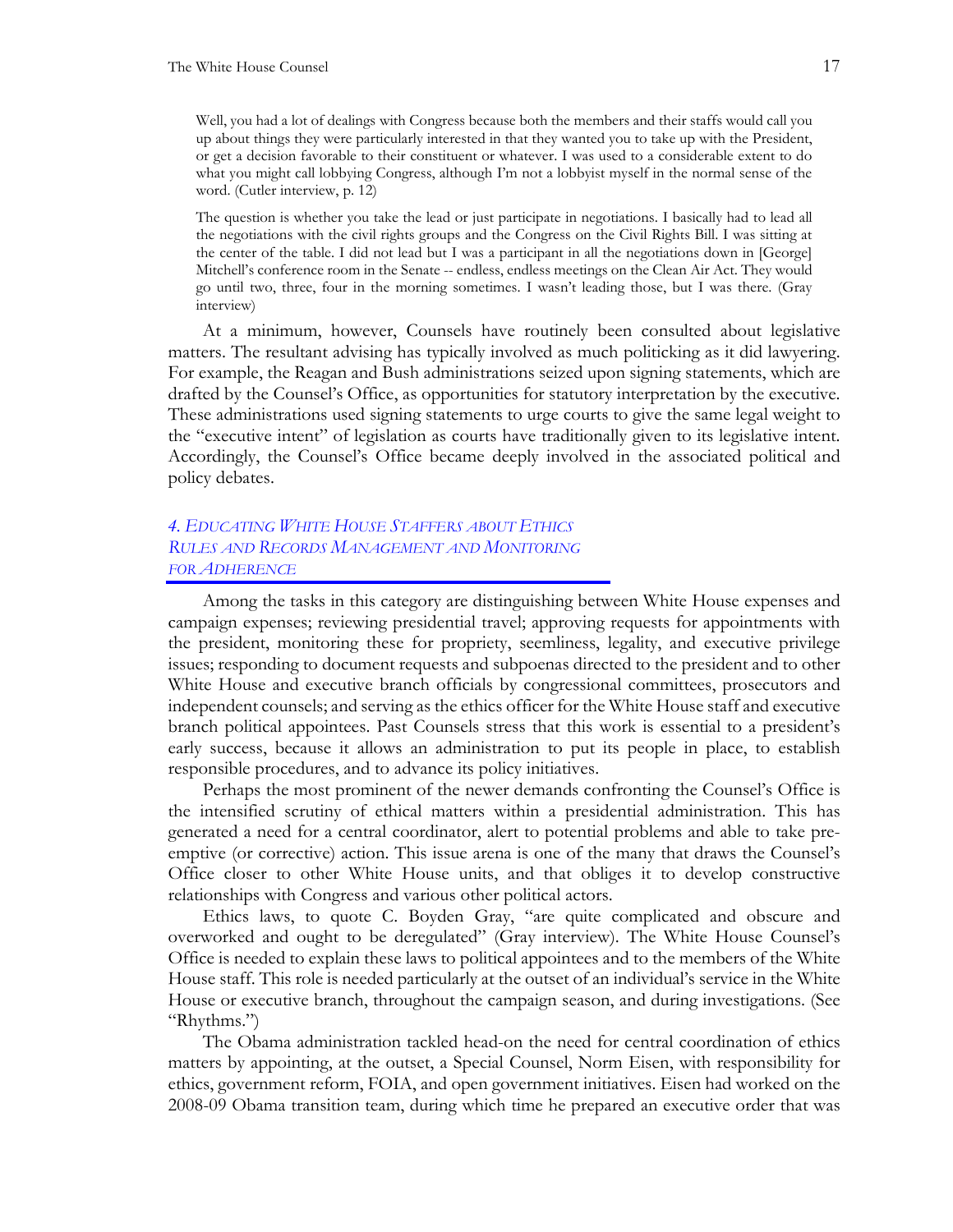> Well, you had a lot of dealings with Congress because both the members and their staffs would call you up about things they were particularly interested in that they wanted you to take up with the President, or get a decision favorable to their constituent or whatever. I was used to a considerable extent to do what you might call lobbying Congress, although I'm not a lobbyist myself in the normal sense of the word. (Cutler interview, p. 12)

> The question is whether you take the lead or just participate in negotiations. I basically had to lead all the negotiations with the civil rights groups and the Congress on the Civil Rights Bill. I was sitting at the center of the table. I did not lead but I was a participant in all the negotiations down in [George] Mitchell's conference room in the Senate -- endless, endless meetings on the Clean Air Act. They would go until two, three, four in the morning sometimes. I wasn't leading those, but I was there. (Gray interview)

At a minimum, however, Counsels have routinely been consulted about legislative matters. The resultant advising has typically involved as much politicking as it did lawyering. For example, the Reagan and Bush administrations seized upon signing statements, which are drafted by the Counsel's Office, as opportunities for statutory interpretation by the executive. These administrations used signing statements to urge courts to give the same legal weight to the "executive intent" of legislation as courts have traditionally given to its legislative intent. Accordingly, the Counsel's Office became deeply involved in the associated political and policy debates.

### *4. Educating White House Staffers about Ethics Rules and Records Management and Monitoring for Adherence*

Among the tasks in this category are distinguishing between White House expenses and campaign expenses; reviewing presidential travel; approving requests for appointments with the president, monitoring these for propriety, seemliness, legality, and executive privilege issues; responding to document requests and subpoenas directed to the president and to other White House and executive branch officials by congressional committees, prosecutors and independent counsels; and serving as the ethics officer for the White House staff and executive branch political appointees. Past Counsels stress that this work is essential to a president's early success, because it allows an administration to put its people in place, to establish responsible procedures, and to advance its policy initiatives.

Perhaps the most prominent of the newer demands confronting the Counsel's Office is the intensified scrutiny of ethical matters within a presidential administration. This has generated a need for a central coordinator, alert to potential problems and able to take pre-emptive (or corrective) action. This issue arena is one of the many that draws the Counsel's Office closer to other White House units, and that obliges it to develop constructive relationships with Congress and various other political actors.

Ethics laws, to quote C. Boyden Gray, "are quite complicated and obscure and overworked and ought to be deregulated" (Gray interview). The White House Counsel's Office is needed to explain these laws to political appointees and to the members of the White House staff. This role is needed particularly at the outset of an individual's service in the White House or executive branch, throughout the campaign season, and during investigations. (See "Rhythms.")

The Obama administration tackled head-on the need for central coordination of ethics matters by appointing, at the outset, a Special Counsel, Norm Eisen, with responsibility for ethics, government reform, FOIA, and open government initiatives. Eisen had worked on the 2008-09 Obama transition team, during which time he prepared an executive order that was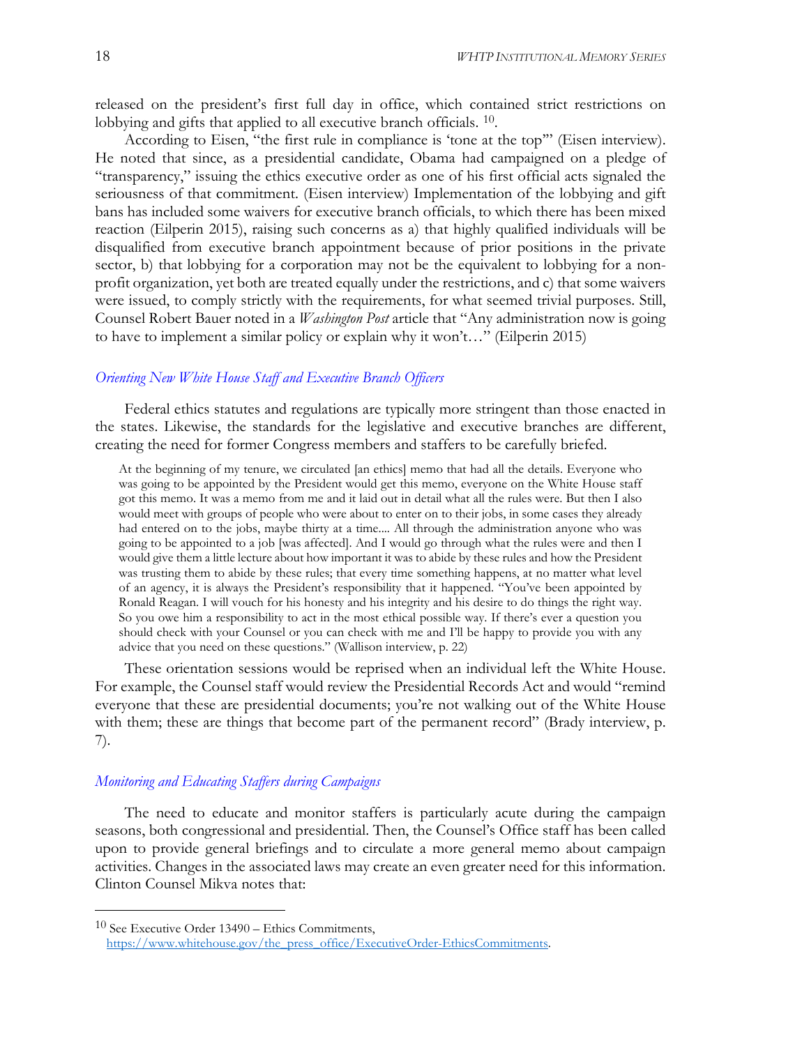released on the president's first full day in office, which contained strict restrictions on lobbying and gifts that applied to all executive branch officials. [10].

According to Eisen, "the first rule in compliance is 'tone at the top'" (Eisen interview). He noted that since, as a presidential candidate, Obama had campaigned on a pledge of "transparency," issuing the ethics executive order as one of his first official acts signaled the seriousness of that commitment. (Eisen interview) Implementation of the lobbying and gift bans has included some waivers for executive branch officials, to which there has been mixed reaction (Eilperin 2015), raising such concerns as a) that highly qualified individuals will be disqualified from executive branch appointment because of prior positions in the private sector, b) that lobbying for a corporation may not be the equivalent to lobbying for a non-profit organization, yet both are treated equally under the restrictions, and c) that some waivers were issued, to comply strictly with the requirements, for what seemed trivial purposes. Still, Counsel Robert Bauer noted in a *Washington Post* article that "Any administration now is going to have to implement a similar policy or explain why it won't…" (Eilperin 2015)

### *Orienting New White House Staff and Executive Branch Officers*

Federal ethics statutes and regulations are typically more stringent than those enacted in the states. Likewise, the standards for the legislative and executive branches are different, creating the need for former Congress members and staffers to be carefully briefed.

> At the beginning of my tenure, we circulated [an ethics] memo that had all the details. Everyone who was going to be appointed by the President would get this memo, everyone on the White House staff got this memo. It was a memo from me and it laid out in detail what all the rules were. But then I also would meet with groups of people who were about to enter on to their jobs, in some cases they already had entered on to the jobs, maybe thirty at a time.... All through the administration anyone who was going to be appointed to a job [was affected]. And I would go through what the rules were and then I would give them a little lecture about how important it was to abide by these rules and how the President was trusting them to abide by these rules; that every time something happens, at no matter what level of an agency, it is always the President's responsibility that it happened. "You've been appointed by Ronald Reagan. I will vouch for his honesty and his integrity and his desire to do things the right way. So you owe him a responsibility to act in the most ethical possible way. If there's ever a question you should check with your Counsel or you can check with me and I'll be happy to provide you with any advice that you need on these questions." (Wallison interview, p. 22)

These orientation sessions would be reprised when an individual left the White House. For example, the Counsel staff would review the Presidential Records Act and would "remind everyone that these are presidential documents; you're not walking out of the White House with them; these are things that become part of the permanent record" (Brady interview, p. 7).

### *Monitoring and Educating Staffers during Campaigns*

The need to educate and monitor staffers is particularly acute during the campaign seasons, both congressional and presidential. Then, the Counsel's Office staff has been called upon to provide general briefings and to circulate a more general memo about campaign activities. Changes in the associated laws may create an even greater need for this information. Clinton Counsel Mikva notes that:

[10] See Executive Order 13490 – Ethics Commitments, https://www.whitehouse.gov/the_press_office/ExecutiveOrder-EthicsCommitments.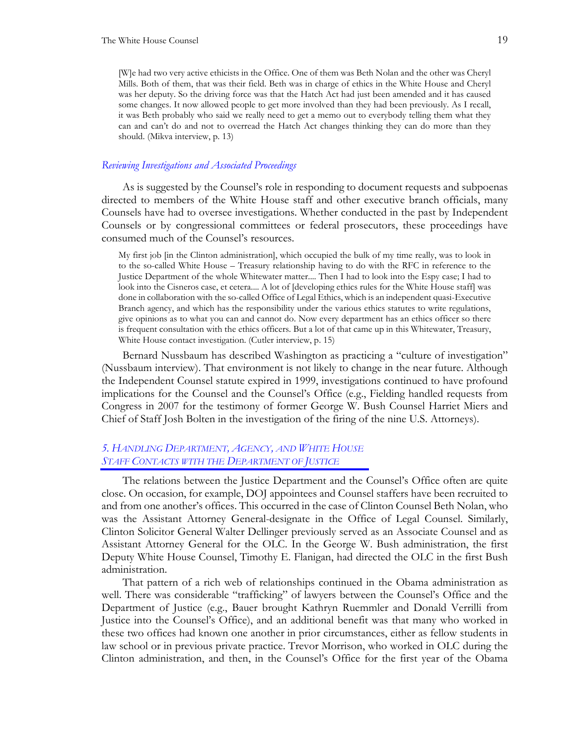> [W]e had two very active ethicists in the Office. One of them was Beth Nolan and the other was Cheryl Mills. Both of them, that was their field. Beth was in charge of ethics in the White House and Cheryl was her deputy. So the driving force was that the Hatch Act had just been amended and it has caused some changes. It now allowed people to get more involved than they had been previously. As I recall, it was Beth probably who said we really need to get a memo out to everybody telling them what they can and can't do and not to overread the Hatch Act changes thinking they can do more than they should. (Mikva interview, p. 13)

#### *Reviewing Investigations and Associated Proceedings*

As is suggested by the Counsel's role in responding to document requests and subpoenas directed to members of the White House staff and other executive branch officials, many Counsels have had to oversee investigations. Whether conducted in the past by Independent Counsels or by congressional committees or federal prosecutors, these proceedings have consumed much of the Counsel's resources.

> My first job [in the Clinton administration], which occupied the bulk of my time really, was to look in to the so-called White House – Treasury relationship having to do with the RFC in reference to the Justice Department of the whole Whitewater matter.... Then I had to look into the Espy case; I had to look into the Cisneros case, et cetera.... A lot of [developing ethics rules for the White House staff] was done in collaboration with the so-called Office of Legal Ethics, which is an independent quasi-Executive Branch agency, and which has the responsibility under the various ethics statutes to write regulations, give opinions as to what you can and cannot do. Now every department has an ethics officer so there is frequent consultation with the ethics officers. But a lot of that came up in this Whitewater, Treasury, White House contact investigation. (Cutler interview, p. 15)

Bernard Nussbaum has described Washington as practicing a "culture of investigation" (Nussbaum interview). That environment is not likely to change in the near future. Although the Independent Counsel statute expired in 1999, investigations continued to have profound implications for the Counsel and the Counsel's Office (e.g., Fielding handled requests from Congress in 2007 for the testimony of former George W. Bush Counsel Harriet Miers and Chief of Staff Josh Bolten in the investigation of the firing of the nine U.S. Attorneys).

### *5. Handling Department, Agency, and White House Staff Contacts with the Department of Justice*

The relations between the Justice Department and the Counsel's Office often are quite close. On occasion, for example, DOJ appointees and Counsel staffers have been recruited to and from one another's offices. This occurred in the case of Clinton Counsel Beth Nolan, who was the Assistant Attorney General-designate in the Office of Legal Counsel. Similarly, Clinton Solicitor General Walter Dellinger previously served as an Associate Counsel and as Assistant Attorney General for the OLC. In the George W. Bush administration, the first Deputy White House Counsel, Timothy E. Flanigan, had directed the OLC in the first Bush administration.

That pattern of a rich web of relationships continued in the Obama administration as well. There was considerable "trafficking" of lawyers between the Counsel's Office and the Department of Justice (e.g., Bauer brought Kathryn Ruemmler and Donald Verrilli from Justice into the Counsel's Office), and an additional benefit was that many who worked in these two offices had known one another in prior circumstances, either as fellow students in law school or in previous private practice. Trevor Morrison, who worked in OLC during the Clinton administration, and then, in the Counsel's Office for the first year of the Obama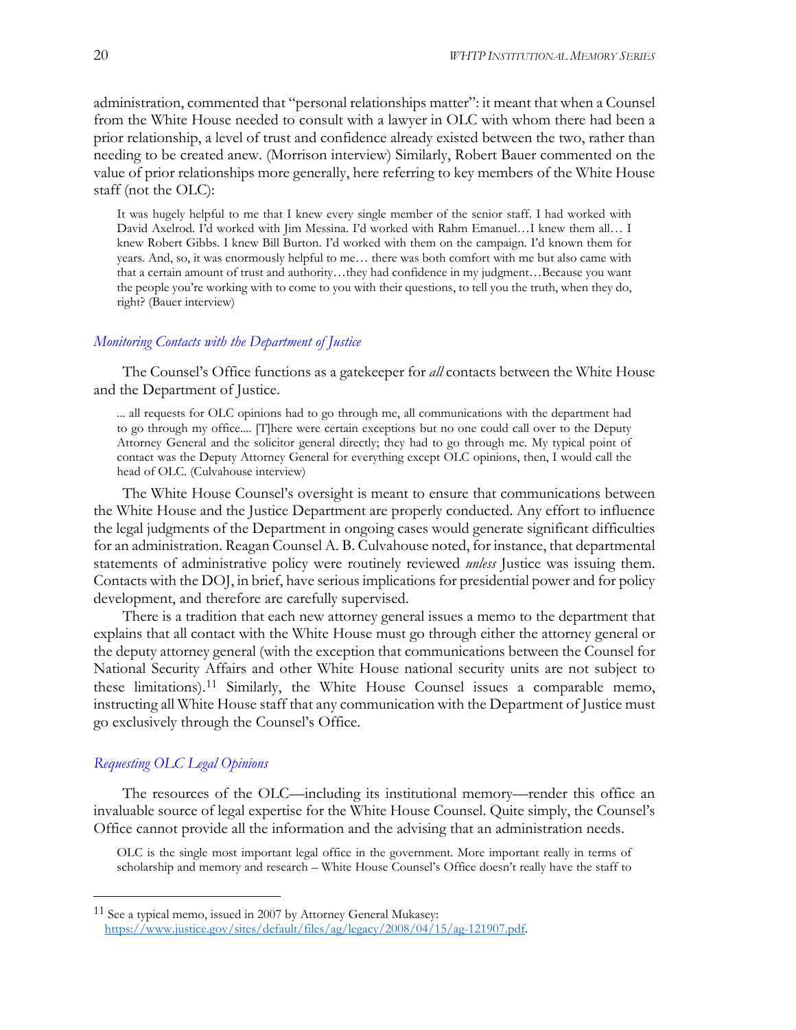administration, commented that "personal relationships matter": it meant that when a Counsel from the White House needed to consult with a lawyer in OLC with whom there had been a prior relationship, a level of trust and confidence already existed between the two, rather than needing to be created anew. (Morrison interview) Similarly, Robert Bauer commented on the value of prior relationships more generally, here referring to key members of the White House staff (not the OLC):

> It was hugely helpful to me that I knew every single member of the senior staff. I had worked with David Axelrod. I'd worked with Jim Messina. I'd worked with Rahm Emanuel…I knew them all… I knew Robert Gibbs. I knew Bill Burton. I'd worked with them on the campaign. I'd known them for years. And, so, it was enormously helpful to me… there was both comfort with me but also came with that a certain amount of trust and authority…they had confidence in my judgment…Because you want the people you're working with to come to you with their questions, to tell you the truth, when they do, right? (Bauer interview)

### *Monitoring Contacts with the Department of Justice*

The Counsel's Office functions as a gatekeeper for *all* contacts between the White House and the Department of Justice.

> ... all requests for OLC opinions had to go through me, all communications with the department had to go through my office.... [T]here were certain exceptions but no one could call over to the Deputy Attorney General and the solicitor general directly; they had to go through me. My typical point of contact was the Deputy Attorney General for everything except OLC opinions, then, I would call the head of OLC. (Culvahouse interview)

The White House Counsel's oversight is meant to ensure that communications between the White House and the Justice Department are properly conducted. Any effort to influence the legal judgments of the Department in ongoing cases would generate significant difficulties for an administration. Reagan Counsel A. B. Culvahouse noted, for instance, that departmental statements of administrative policy were routinely reviewed *unless* Justice was issuing them. Contacts with the DOJ, in brief, have serious implications for presidential power and for policy development, and therefore are carefully supervised.

There is a tradition that each new attorney general issues a memo to the department that explains that all contact with the White House must go through either the attorney general or the deputy attorney general (with the exception that communications between the Counsel for National Security Affairs and other White House national security units are not subject to these limitations).[11] Similarly, the White House Counsel issues a comparable memo, instructing all White House staff that any communication with the Department of Justice must go exclusively through the Counsel's Office.

### *Requesting OLC Legal Opinions*

The resources of the OLC—including its institutional memory—render this office an invaluable source of legal expertise for the White House Counsel. Quite simply, the Counsel's Office cannot provide all the information and the advising that an administration needs.

> OLC is the single most important legal office in the government. More important really in terms of scholarship and memory and research – White House Counsel's Office doesn't really have the staff to

[11] See a typical memo, issued in 2007 by Attorney General Mukasey: https://www.justice.gov/sites/default/files/ag/legacy/2008/04/15/ag-121907.pdf.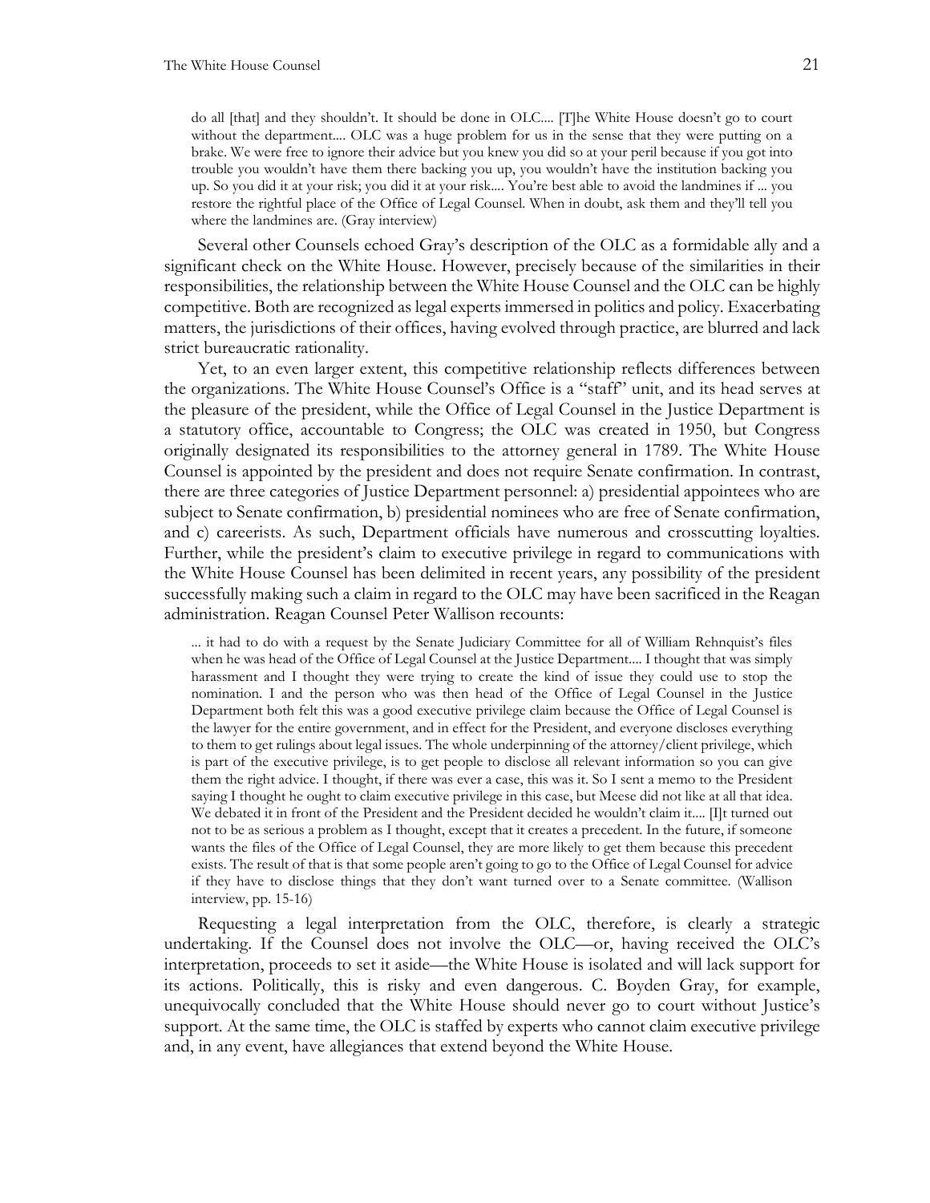> do all [that] and they shouldn't. It should be done in OLC.... [T]he White House doesn't go to court without the department.... OLC was a huge problem for us in the sense that they were putting on a brake. We were free to ignore their advice but you knew you did so at your peril because if you got into trouble you wouldn't have them there backing you up, you wouldn't have the institution backing you up. So you did it at your risk; you did it at your risk.... You're best able to avoid the landmines if ... you restore the rightful place of the Office of Legal Counsel. When in doubt, ask them and they'll tell you where the landmines are. (Gray interview)

Several other Counsels echoed Gray's description of the OLC as a formidable ally and a significant check on the White House. However, precisely because of the similarities in their responsibilities, the relationship between the White House Counsel and the OLC can be highly competitive. Both are recognized as legal experts immersed in politics and policy. Exacerbating matters, the jurisdictions of their offices, having evolved through practice, are blurred and lack strict bureaucratic rationality.

Yet, to an even larger extent, this competitive relationship reflects differences between the organizations. The White House Counsel's Office is a "staff" unit, and its head serves at the pleasure of the president, while the Office of Legal Counsel in the Justice Department is a statutory office, accountable to Congress; the OLC was created in 1950, but Congress originally designated its responsibilities to the attorney general in 1789. The White House Counsel is appointed by the president and does not require Senate confirmation. In contrast, there are three categories of Justice Department personnel: a) presidential appointees who are subject to Senate confirmation, b) presidential nominees who are free of Senate confirmation, and c) careerists. As such, Department officials have numerous and crosscutting loyalties. Further, while the president's claim to executive privilege in regard to communications with the White House Counsel has been delimited in recent years, any possibility of the president successfully making such a claim in regard to the OLC may have been sacrificed in the Reagan administration. Reagan Counsel Peter Wallison recounts:

> ... it had to do with a request by the Senate Judiciary Committee for all of William Rehnquist's files when he was head of the Office of Legal Counsel at the Justice Department.... I thought that was simply harassment and I thought they were trying to create the kind of issue they could use to stop the nomination. I and the person who was then head of the Office of Legal Counsel in the Justice Department both felt this was a good executive privilege claim because the Office of Legal Counsel is the lawyer for the entire government, and in effect for the President, and everyone discloses everything to them to get rulings about legal issues. The whole underpinning of the attorney/client privilege, which is part of the executive privilege, is to get people to disclose all relevant information so you can give them the right advice. I thought, if there was ever a case, this was it. So I sent a memo to the President saying I thought he ought to claim executive privilege in this case, but Meese did not like at all that idea. We debated it in front of the President and the President decided he wouldn't claim it.... [I]t turned out not to be as serious a problem as I thought, except that it creates a precedent. In the future, if someone wants the files of the Office of Legal Counsel, they are more likely to get them because this precedent exists. The result of that is that some people aren't going to go to the Office of Legal Counsel for advice if they have to disclose things that they don't want turned over to a Senate committee. (Wallison interview, pp. 15-16)

Requesting a legal interpretation from the OLC, therefore, is clearly a strategic undertaking. If the Counsel does not involve the OLC—or, having received the OLC's interpretation, proceeds to set it aside—the White House is isolated and will lack support for its actions. Politically, this is risky and even dangerous. C. Boyden Gray, for example, unequivocally concluded that the White House should never go to court without Justice's support. At the same time, the OLC is staffed by experts who cannot claim executive privilege and, in any event, have allegiances that extend beyond the White House.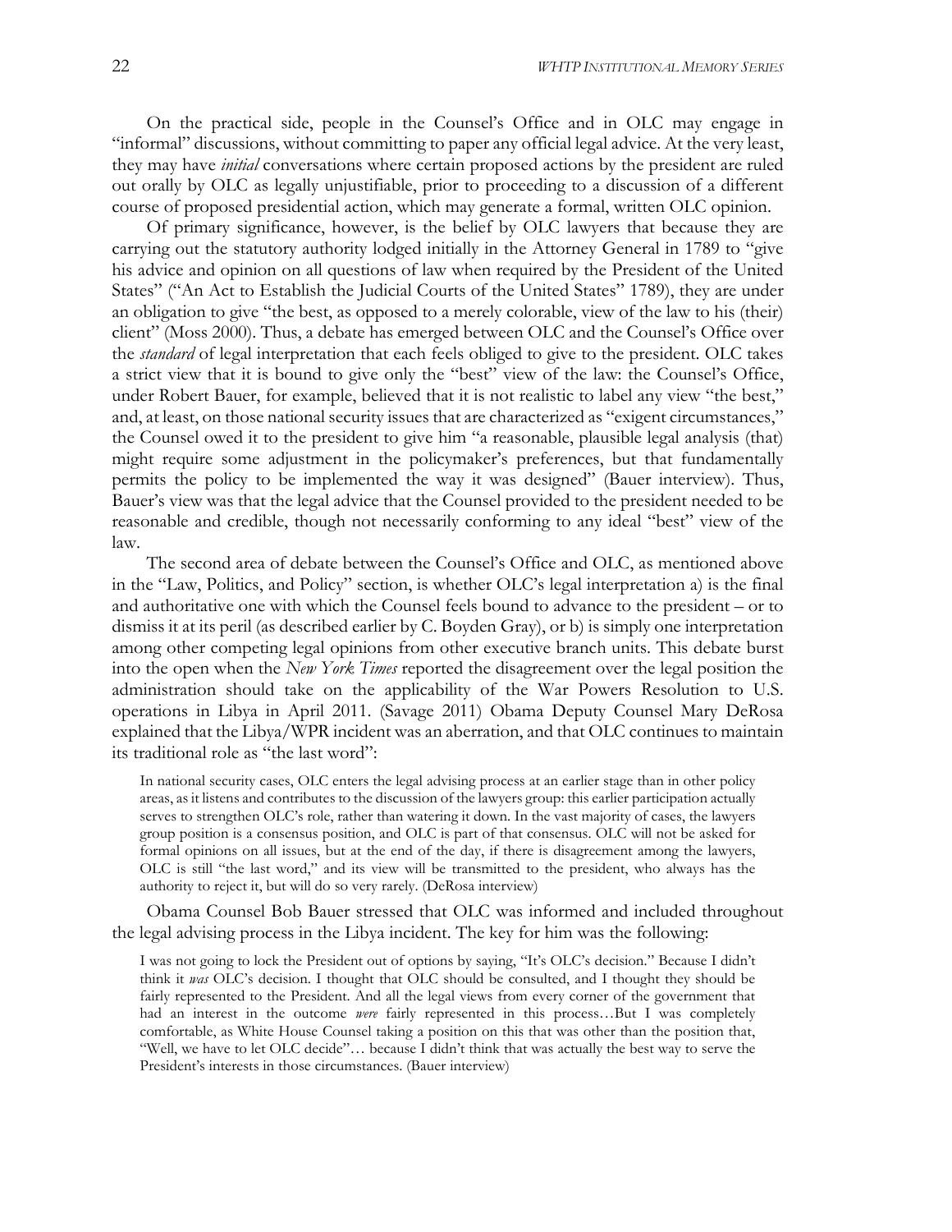On the practical side, people in the Counsel's Office and in OLC may engage in "informal" discussions, without committing to paper any official legal advice. At the very least, they may have *initial* conversations where certain proposed actions by the president are ruled out orally by OLC as legally unjustifiable, prior to proceeding to a discussion of a different course of proposed presidential action, which may generate a formal, written OLC opinion.

Of primary significance, however, is the belief by OLC lawyers that because they are carrying out the statutory authority lodged initially in the Attorney General in 1789 to "give his advice and opinion on all questions of law when required by the President of the United States" ("An Act to Establish the Judicial Courts of the United States" 1789), they are under an obligation to give "the best, as opposed to a merely colorable, view of the law to his (their) client" (Moss 2000). Thus, a debate has emerged between OLC and the Counsel's Office over the *standard* of legal interpretation that each feels obliged to give to the president. OLC takes a strict view that it is bound to give only the "best" view of the law: the Counsel's Office, under Robert Bauer, for example, believed that it is not realistic to label any view "the best," and, at least, on those national security issues that are characterized as "exigent circumstances," the Counsel owed it to the president to give him "a reasonable, plausible legal analysis (that) might require some adjustment in the policymaker's preferences, but that fundamentally permits the policy to be implemented the way it was designed" (Bauer interview). Thus, Bauer's view was that the legal advice that the Counsel provided to the president needed to be reasonable and credible, though not necessarily conforming to any ideal "best" view of the law.

The second area of debate between the Counsel's Office and OLC, as mentioned above in the "Law, Politics, and Policy" section, is whether OLC's legal interpretation a) is the final and authoritative one with which the Counsel feels bound to advance to the president – or to dismiss it at its peril (as described earlier by C. Boyden Gray), or b) is simply one interpretation among other competing legal opinions from other executive branch units. This debate burst into the open when the *New York Times* reported the disagreement over the legal position the administration should take on the applicability of the War Powers Resolution to U.S. operations in Libya in April 2011. (Savage 2011) Obama Deputy Counsel Mary DeRosa explained that the Libya/WPR incident was an aberration, and that OLC continues to maintain its traditional role as "the last word":

> In national security cases, OLC enters the legal advising process at an earlier stage than in other policy areas, as it listens and contributes to the discussion of the lawyers group: this earlier participation actually serves to strengthen OLC's role, rather than watering it down. In the vast majority of cases, the lawyers group position is a consensus position, and OLC is part of that consensus. OLC will not be asked for formal opinions on all issues, but at the end of the day, if there is disagreement among the lawyers, OLC is still "the last word," and its view will be transmitted to the president, who always has the authority to reject it, but will do so very rarely. (DeRosa interview)

Obama Counsel Bob Bauer stressed that OLC was informed and included throughout the legal advising process in the Libya incident. The key for him was the following:

> I was not going to lock the President out of options by saying, "It's OLC's decision." Because I didn't think it *was* OLC's decision. I thought that OLC should be consulted, and I thought they should be fairly represented to the President. And all the legal views from every corner of the government that had an interest in the outcome *were* fairly represented in this process…But I was completely comfortable, as White House Counsel taking a position on this that was other than the position that, "Well, we have to let OLC decide"… because I didn't think that was actually the best way to serve the President's interests in those circumstances. (Bauer interview)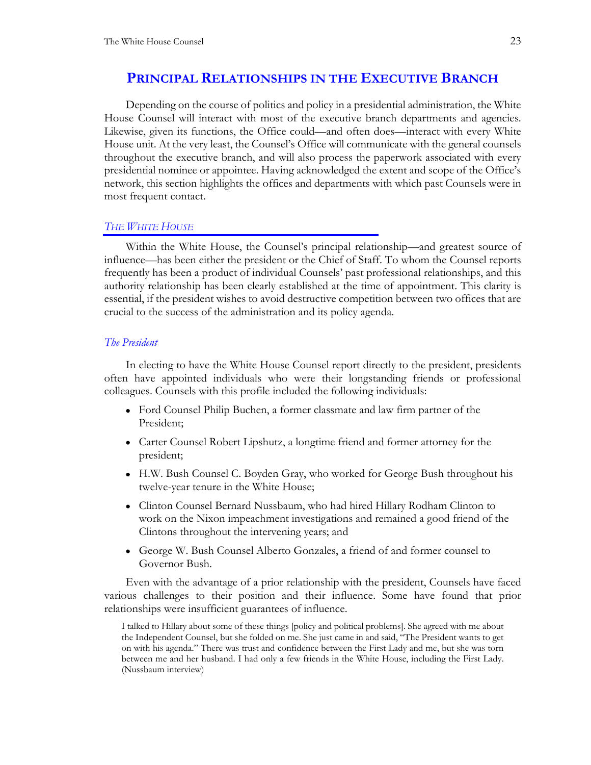## PRINCIPAL RELATIONSHIPS IN THE EXECUTIVE BRANCH

Depending on the course of politics and policy in a presidential administration, the White House Counsel will interact with most of the executive branch departments and agencies. Likewise, given its functions, the Office could—and often does—interact with every White House unit. At the very least, the Counsel's Office will communicate with the general counsels throughout the executive branch, and will also process the paperwork associated with every presidential nominee or appointee. Having acknowledged the extent and scope of the Office's network, this section highlights the offices and departments with which past Counsels were in most frequent contact.

### *THE WHITE HOUSE*

Within the White House, the Counsel's principal relationship—and greatest source of influence—has been either the president or the Chief of Staff. To whom the Counsel reports frequently has been a product of individual Counsels' past professional relationships, and this authority relationship has been clearly established at the time of appointment. This clarity is essential, if the president wishes to avoid destructive competition between two offices that are crucial to the success of the administration and its policy agenda.

#### *The President*

In electing to have the White House Counsel report directly to the president, presidents often have appointed individuals who were their longstanding friends or professional colleagues. Counsels with this profile included the following individuals:

- Ford Counsel Philip Buchen, a former classmate and law firm partner of the President;
- Carter Counsel Robert Lipshutz, a longtime friend and former attorney for the president;
- H.W. Bush Counsel C. Boyden Gray, who worked for George Bush throughout his twelve-year tenure in the White House;
- Clinton Counsel Bernard Nussbaum, who had hired Hillary Rodham Clinton to work on the Nixon impeachment investigations and remained a good friend of the Clintons throughout the intervening years; and
- George W. Bush Counsel Alberto Gonzales, a friend of and former counsel to Governor Bush.

Even with the advantage of a prior relationship with the president, Counsels have faced various challenges to their position and their influence. Some have found that prior relationships were insufficient guarantees of influence.

> I talked to Hillary about some of these things [policy and political problems]. She agreed with me about the Independent Counsel, but she folded on me. She just came in and said, "The President wants to get on with his agenda." There was trust and confidence between the First Lady and me, but she was torn between me and her husband. I had only a few friends in the White House, including the First Lady. (Nussbaum interview)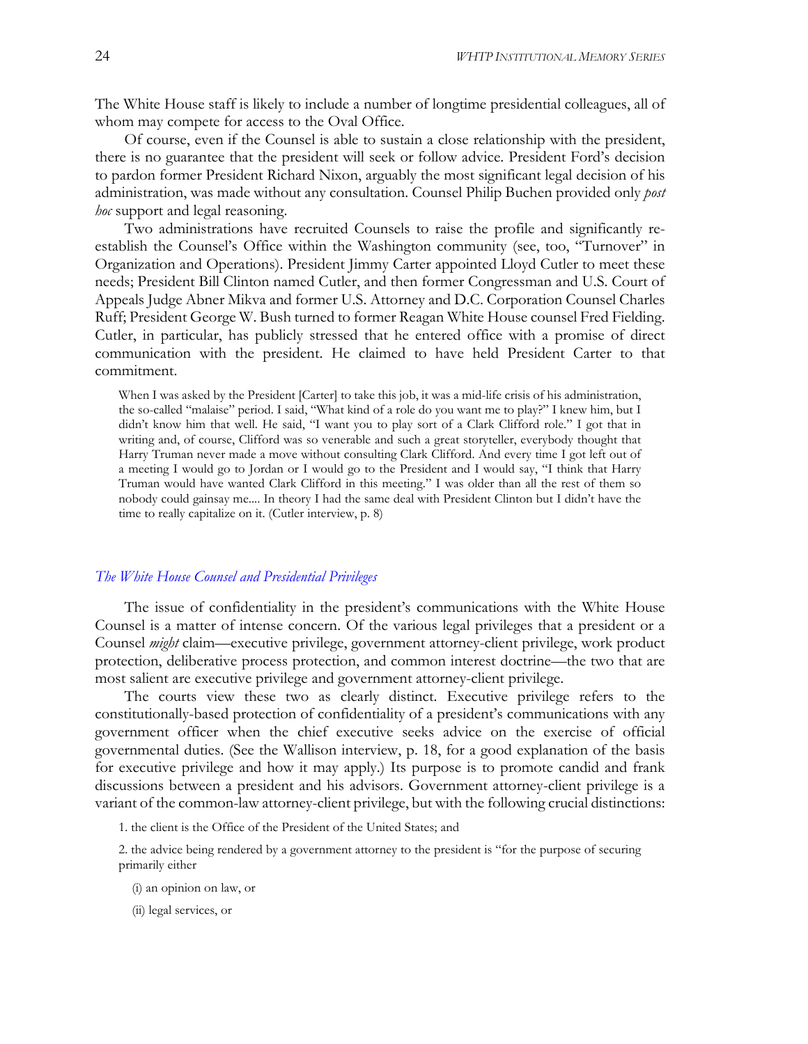The White House staff is likely to include a number of longtime presidential colleagues, all of whom may compete for access to the Oval Office.

Of course, even if the Counsel is able to sustain a close relationship with the president, there is no guarantee that the president will seek or follow advice. President Ford's decision to pardon former President Richard Nixon, arguably the most significant legal decision of his administration, was made without any consultation. Counsel Philip Buchen provided only *post hoc* support and legal reasoning.

Two administrations have recruited Counsels to raise the profile and significantly re-establish the Counsel's Office within the Washington community (see, too, "Turnover" in Organization and Operations). President Jimmy Carter appointed Lloyd Cutler to meet these needs; President Bill Clinton named Cutler, and then former Congressman and U.S. Court of Appeals Judge Abner Mikva and former U.S. Attorney and D.C. Corporation Counsel Charles Ruff; President George W. Bush turned to former Reagan White House counsel Fred Fielding. Cutler, in particular, has publicly stressed that he entered office with a promise of direct communication with the president. He claimed to have held President Carter to that commitment.

> When I was asked by the President [Carter] to take this job, it was a mid-life crisis of his administration, the so-called "malaise" period. I said, "What kind of a role do you want me to play?" I knew him, but I didn't know him that well. He said, "I want you to play sort of a Clark Clifford role." I got that in writing and, of course, Clifford was so venerable and such a great storyteller, everybody thought that Harry Truman never made a move without consulting Clark Clifford. And every time I got left out of a meeting I would go to Jordan or I would go to the President and I would say, "I think that Harry Truman would have wanted Clark Clifford in this meeting." I was older than all the rest of them so nobody could gainsay me.... In theory I had the same deal with President Clinton but I didn't have the time to really capitalize on it. (Cutler interview, p. 8)

### *The White House Counsel and Presidential Privileges*

The issue of confidentiality in the president's communications with the White House Counsel is a matter of intense concern. Of the various legal privileges that a president or a Counsel *might* claim—executive privilege, government attorney-client privilege, work product protection, deliberative process protection, and common interest doctrine—the two that are most salient are executive privilege and government attorney-client privilege.

The courts view these two as clearly distinct. Executive privilege refers to the constitutionally-based protection of confidentiality of a president's communications with any government officer when the chief executive seeks advice on the exercise of official governmental duties. (See the Wallison interview, p. 18, for a good explanation of the basis for executive privilege and how it may apply.) Its purpose is to promote candid and frank discussions between a president and his advisors. Government attorney-client privilege is a variant of the common-law attorney-client privilege, but with the following crucial distinctions:

> 1. the client is the Office of the President of the United States; and
>
> 2. the advice being rendered by a government attorney to the president is "for the purpose of securing primarily either
>
> (i) an opinion on law, or
>
> (ii) legal services, or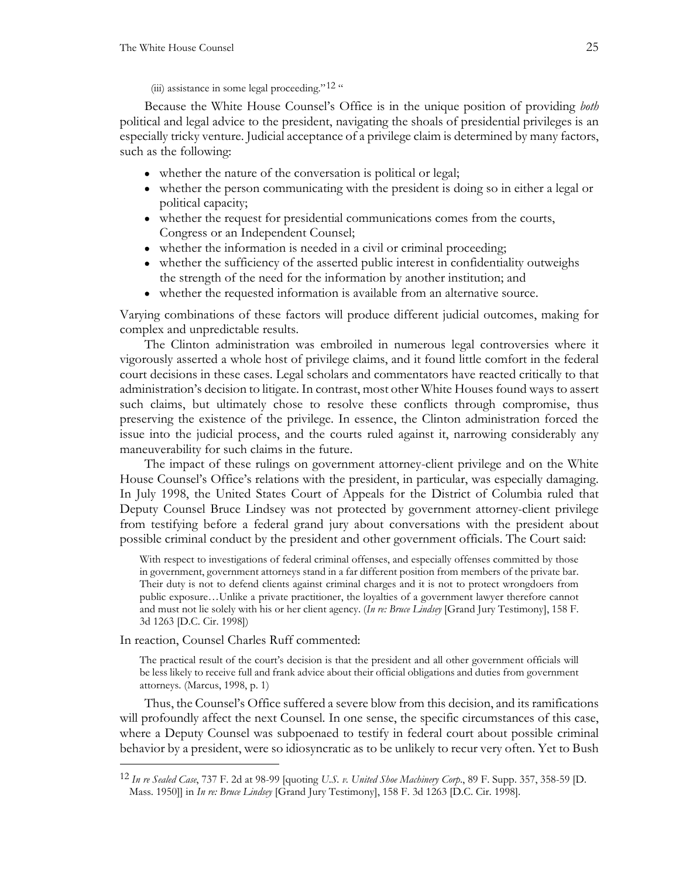(iii) assistance in some legal proceeding."[12] "

Because the White House Counsel's Office is in the unique position of providing *both* political and legal advice to the president, navigating the shoals of presidential privileges is an especially tricky venture. Judicial acceptance of a privilege claim is determined by many factors, such as the following:

- whether the nature of the conversation is political or legal;
- whether the person communicating with the president is doing so in either a legal or political capacity;
- whether the request for presidential communications comes from the courts, Congress or an Independent Counsel;
- whether the information is needed in a civil or criminal proceeding;
- whether the sufficiency of the asserted public interest in confidentiality outweighs the strength of the need for the information by another institution; and
- whether the requested information is available from an alternative source.

Varying combinations of these factors will produce different judicial outcomes, making for complex and unpredictable results.

The Clinton administration was embroiled in numerous legal controversies where it vigorously asserted a whole host of privilege claims, and it found little comfort in the federal court decisions in these cases. Legal scholars and commentators have reacted critically to that administration's decision to litigate. In contrast, most other White Houses found ways to assert such claims, but ultimately chose to resolve these conflicts through compromise, thus preserving the existence of the privilege. In essence, the Clinton administration forced the issue into the judicial process, and the courts ruled against it, narrowing considerably any maneuverability for such claims in the future.

The impact of these rulings on government attorney-client privilege and on the White House Counsel's Office's relations with the president, in particular, was especially damaging. In July 1998, the United States Court of Appeals for the District of Columbia ruled that Deputy Counsel Bruce Lindsey was not protected by government attorney-client privilege from testifying before a federal grand jury about conversations with the president about possible criminal conduct by the president and other government officials. The Court said:

> With respect to investigations of federal criminal offenses, and especially offenses committed by those in government, government attorneys stand in a far different position from members of the private bar. Their duty is not to defend clients against criminal charges and it is not to protect wrongdoers from public exposure…Unlike a private practitioner, the loyalties of a government lawyer therefore cannot and must not lie solely with his or her client agency. (*In re: Bruce Lindsey* [Grand Jury Testimony], 158 F. 3d 1263 [D.C. Cir. 1998])

In reaction, Counsel Charles Ruff commented:

> The practical result of the court's decision is that the president and all other government officials will be less likely to receive full and frank advice about their official obligations and duties from government attorneys. (Marcus, 1998, p. 1)

Thus, the Counsel's Office suffered a severe blow from this decision, and its ramifications will profoundly affect the next Counsel. In one sense, the specific circumstances of this case, where a Deputy Counsel was subpoenaed to testify in federal court about possible criminal behavior by a president, were so idiosyncratic as to be unlikely to recur very often. Yet to Bush

---

[12] *In re Sealed Case*, 737 F. 2d at 98-99 [quoting *U.S. v. United Shoe Machinery Corp.*, 89 F. Supp. 357, 358-59 [D. Mass. 1950]] in *In re: Bruce Lindsey* [Grand Jury Testimony], 158 F. 3d 1263 [D.C. Cir. 1998].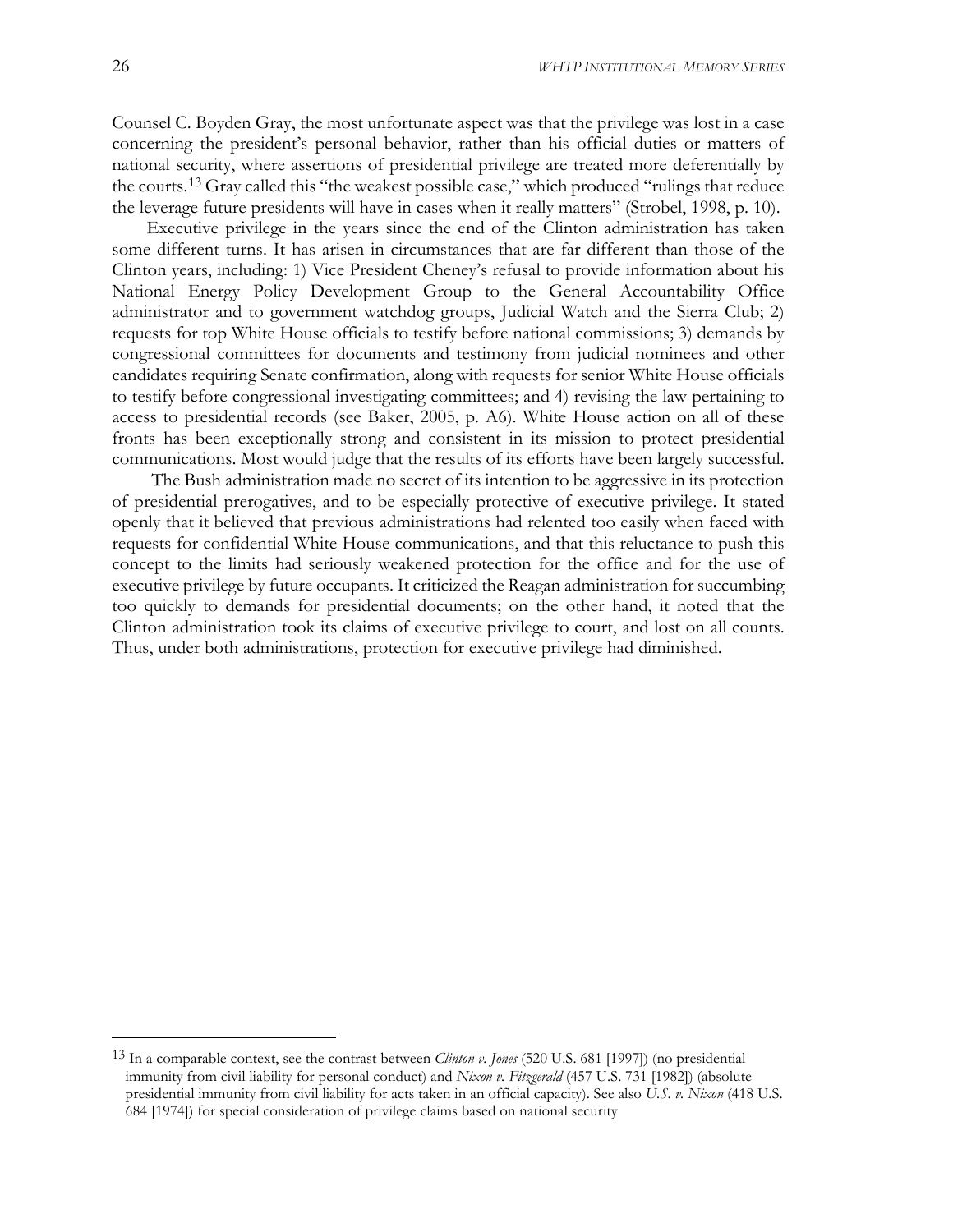Counsel C. Boyden Gray, the most unfortunate aspect was that the privilege was lost in a case concerning the president's personal behavior, rather than his official duties or matters of national security, where assertions of presidential privilege are treated more deferentially by the courts.[13] Gray called this "the weakest possible case," which produced "rulings that reduce the leverage future presidents will have in cases when it really matters" (Strobel, 1998, p. 10).

Executive privilege in the years since the end of the Clinton administration has taken some different turns. It has arisen in circumstances that are far different than those of the Clinton years, including: 1) Vice President Cheney's refusal to provide information about his National Energy Policy Development Group to the General Accountability Office administrator and to government watchdog groups, Judicial Watch and the Sierra Club; 2) requests for top White House officials to testify before national commissions; 3) demands by congressional committees for documents and testimony from judicial nominees and other candidates requiring Senate confirmation, along with requests for senior White House officials to testify before congressional investigating committees; and 4) revising the law pertaining to access to presidential records (see Baker, 2005, p. A6). White House action on all of these fronts has been exceptionally strong and consistent in its mission to protect presidential communications. Most would judge that the results of its efforts have been largely successful.

The Bush administration made no secret of its intention to be aggressive in its protection of presidential prerogatives, and to be especially protective of executive privilege. It stated openly that it believed that previous administrations had relented too easily when faced with requests for confidential White House communications, and that this reluctance to push this concept to the limits had seriously weakened protection for the office and for the use of executive privilege by future occupants. It criticized the Reagan administration for succumbing too quickly to demands for presidential documents; on the other hand, it noted that the Clinton administration took its claims of executive privilege to court, and lost on all counts. Thus, under both administrations, protection for executive privilege had diminished.

[13] In a comparable context, see the contrast between *Clinton v. Jones* (520 U.S. 681 [1997]) (no presidential immunity from civil liability for personal conduct) and *Nixon v. Fitzgerald* (457 U.S. 731 [1982]) (absolute presidential immunity from civil liability for acts taken in an official capacity). See also *U.S. v. Nixon* (418 U.S. 684 [1974]) for special consideration of privilege claims based on national security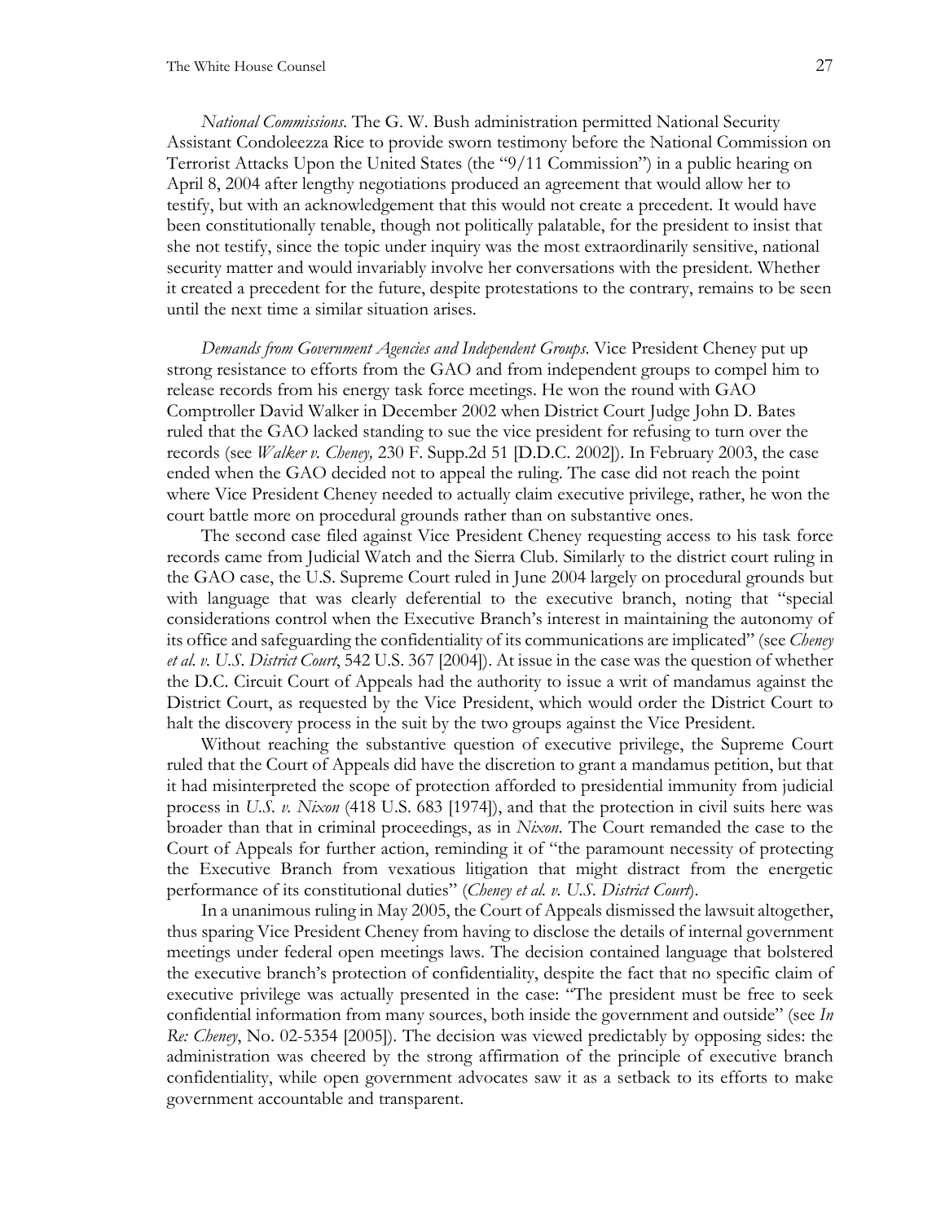*National Commissions*. The G. W. Bush administration permitted National Security Assistant Condoleezza Rice to provide sworn testimony before the National Commission on Terrorist Attacks Upon the United States (the "9/11 Commission") in a public hearing on April 8, 2004 after lengthy negotiations produced an agreement that would allow her to testify, but with an acknowledgement that this would not create a precedent. It would have been constitutionally tenable, though not politically palatable, for the president to insist that she not testify, since the topic under inquiry was the most extraordinarily sensitive, national security matter and would invariably involve her conversations with the president. Whether it created a precedent for the future, despite protestations to the contrary, remains to be seen until the next time a similar situation arises.

*Demands from Government Agencies and Independent Groups*. Vice President Cheney put up strong resistance to efforts from the GAO and from independent groups to compel him to release records from his energy task force meetings. He won the round with GAO Comptroller David Walker in December 2002 when District Court Judge John D. Bates ruled that the GAO lacked standing to sue the vice president for refusing to turn over the records (see *Walker v. Cheney,* 230 F. Supp.2d 51 [D.D.C. 2002]). In February 2003, the case ended when the GAO decided not to appeal the ruling. The case did not reach the point where Vice President Cheney needed to actually claim executive privilege, rather, he won the court battle more on procedural grounds rather than on substantive ones.

The second case filed against Vice President Cheney requesting access to his task force records came from Judicial Watch and the Sierra Club. Similarly to the district court ruling in the GAO case, the U.S. Supreme Court ruled in June 2004 largely on procedural grounds but with language that was clearly deferential to the executive branch, noting that "special considerations control when the Executive Branch's interest in maintaining the autonomy of its office and safeguarding the confidentiality of its communications are implicated" (see *Cheney et al. v. U.S. District Court*, 542 U.S. 367 [2004]). At issue in the case was the question of whether the D.C. Circuit Court of Appeals had the authority to issue a writ of mandamus against the District Court, as requested by the Vice President, which would order the District Court to halt the discovery process in the suit by the two groups against the Vice President.

Without reaching the substantive question of executive privilege, the Supreme Court ruled that the Court of Appeals did have the discretion to grant a mandamus petition, but that it had misinterpreted the scope of protection afforded to presidential immunity from judicial process in *U.S. v. Nixon* (418 U.S. 683 [1974]), and that the protection in civil suits here was broader than that in criminal proceedings, as in *Nixon*. The Court remanded the case to the Court of Appeals for further action, reminding it of "the paramount necessity of protecting the Executive Branch from vexatious litigation that might distract from the energetic performance of its constitutional duties" (*Cheney et al. v. U.S. District Court*).

In a unanimous ruling in May 2005, the Court of Appeals dismissed the lawsuit altogether, thus sparing Vice President Cheney from having to disclose the details of internal government meetings under federal open meetings laws. The decision contained language that bolstered the executive branch's protection of confidentiality, despite the fact that no specific claim of executive privilege was actually presented in the case: "The president must be free to seek confidential information from many sources, both inside the government and outside" (see *In Re: Cheney*, No. 02-5354 [2005]). The decision was viewed predictably by opposing sides: the administration was cheered by the strong affirmation of the principle of executive branch confidentiality, while open government advocates saw it as a setback to its efforts to make government accountable and transparent.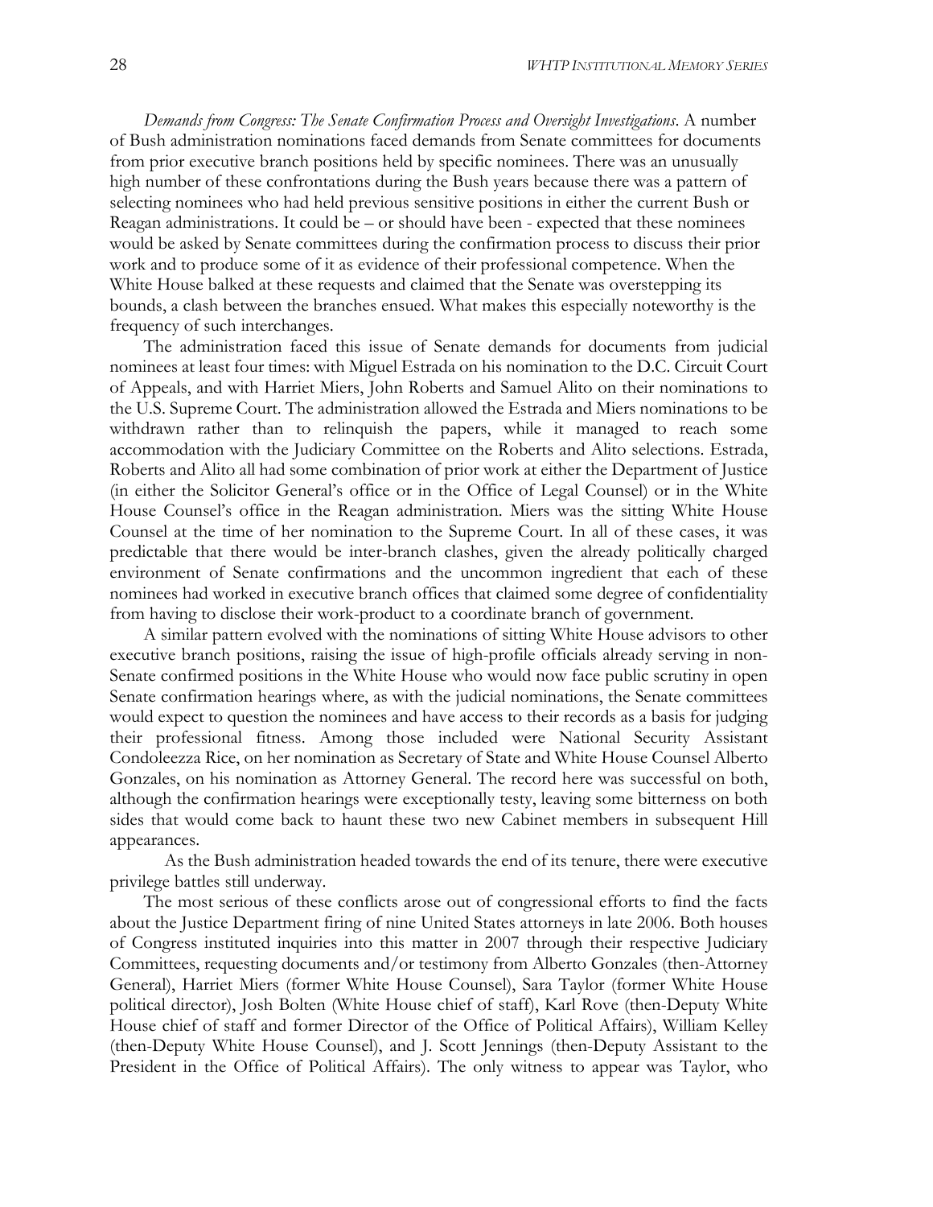*Demands from Congress: The Senate Confirmation Process and Oversight Investigations*. A number of Bush administration nominations faced demands from Senate committees for documents from prior executive branch positions held by specific nominees. There was an unusually high number of these confrontations during the Bush years because there was a pattern of selecting nominees who had held previous sensitive positions in either the current Bush or Reagan administrations. It could be – or should have been - expected that these nominees would be asked by Senate committees during the confirmation process to discuss their prior work and to produce some of it as evidence of their professional competence. When the White House balked at these requests and claimed that the Senate was overstepping its bounds, a clash between the branches ensued. What makes this especially noteworthy is the frequency of such interchanges.

The administration faced this issue of Senate demands for documents from judicial nominees at least four times: with Miguel Estrada on his nomination to the D.C. Circuit Court of Appeals, and with Harriet Miers, John Roberts and Samuel Alito on their nominations to the U.S. Supreme Court. The administration allowed the Estrada and Miers nominations to be withdrawn rather than to relinquish the papers, while it managed to reach some accommodation with the Judiciary Committee on the Roberts and Alito selections. Estrada, Roberts and Alito all had some combination of prior work at either the Department of Justice (in either the Solicitor General's office or in the Office of Legal Counsel) or in the White House Counsel's office in the Reagan administration. Miers was the sitting White House Counsel at the time of her nomination to the Supreme Court. In all of these cases, it was predictable that there would be inter-branch clashes, given the already politically charged environment of Senate confirmations and the uncommon ingredient that each of these nominees had worked in executive branch offices that claimed some degree of confidentiality from having to disclose their work-product to a coordinate branch of government.

A similar pattern evolved with the nominations of sitting White House advisors to other executive branch positions, raising the issue of high-profile officials already serving in non-Senate confirmed positions in the White House who would now face public scrutiny in open Senate confirmation hearings where, as with the judicial nominations, the Senate committees would expect to question the nominees and have access to their records as a basis for judging their professional fitness. Among those included were National Security Assistant Condoleezza Rice, on her nomination as Secretary of State and White House Counsel Alberto Gonzales, on his nomination as Attorney General. The record here was successful on both, although the confirmation hearings were exceptionally testy, leaving some bitterness on both sides that would come back to haunt these two new Cabinet members in subsequent Hill appearances.

As the Bush administration headed towards the end of its tenure, there were executive privilege battles still underway.

The most serious of these conflicts arose out of congressional efforts to find the facts about the Justice Department firing of nine United States attorneys in late 2006. Both houses of Congress instituted inquiries into this matter in 2007 through their respective Judiciary Committees, requesting documents and/or testimony from Alberto Gonzales (then-Attorney General), Harriet Miers (former White House Counsel), Sara Taylor (former White House political director), Josh Bolten (White House chief of staff), Karl Rove (then-Deputy White House chief of staff and former Director of the Office of Political Affairs), William Kelley (then-Deputy White House Counsel), and J. Scott Jennings (then-Deputy Assistant to the President in the Office of Political Affairs). The only witness to appear was Taylor, who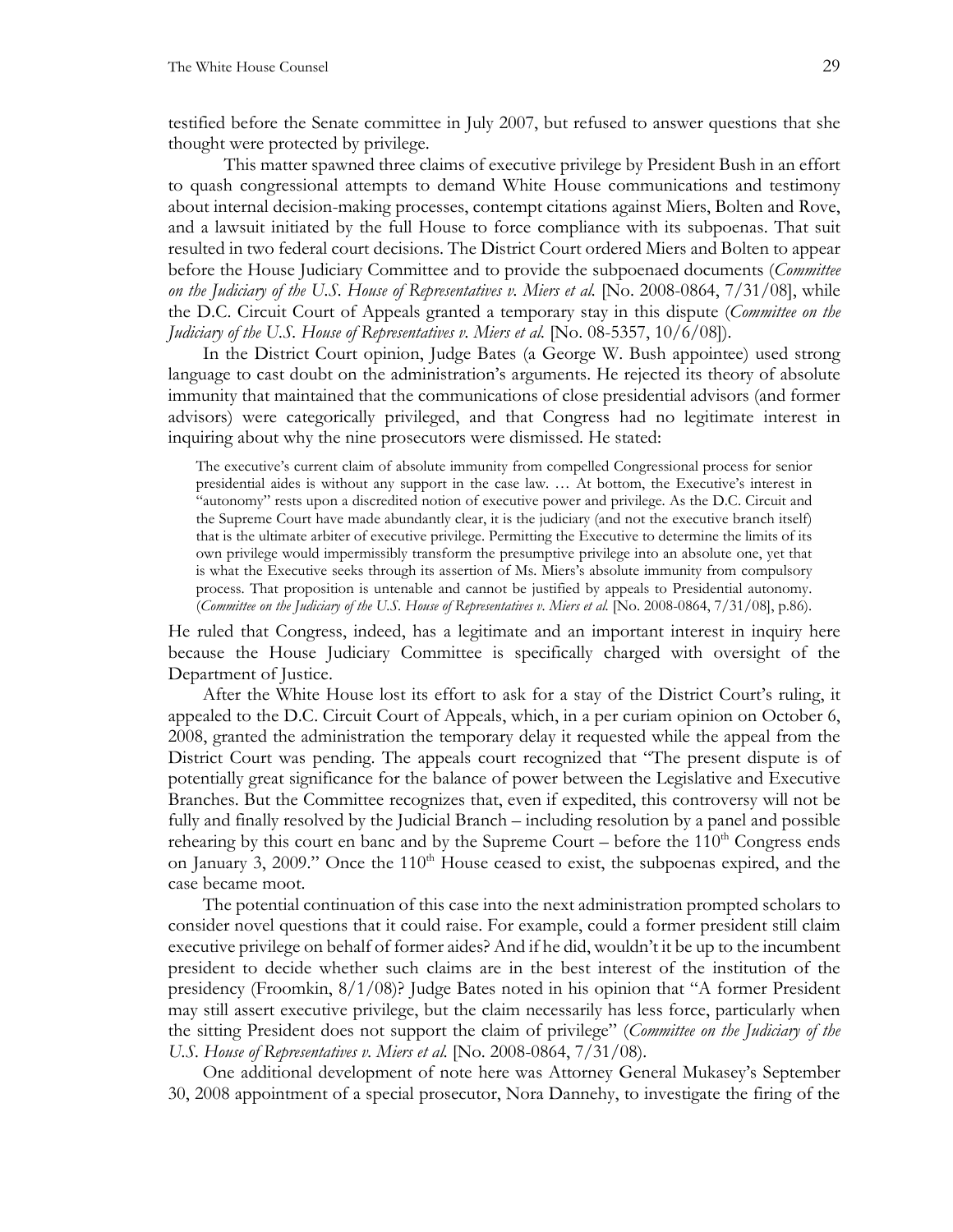testified before the Senate committee in July 2007, but refused to answer questions that she thought were protected by privilege.

This matter spawned three claims of executive privilege by President Bush in an effort to quash congressional attempts to demand White House communications and testimony about internal decision-making processes, contempt citations against Miers, Bolten and Rove, and a lawsuit initiated by the full House to force compliance with its subpoenas. That suit resulted in two federal court decisions. The District Court ordered Miers and Bolten to appear before the House Judiciary Committee and to provide the subpoenaed documents (*Committee on the Judiciary of the U.S. House of Representatives v. Miers et al.* [No. 2008-0864, 7/31/08], while the D.C. Circuit Court of Appeals granted a temporary stay in this dispute (*Committee on the Judiciary of the U.S. House of Representatives v. Miers et al.* [No. 08-5357, 10/6/08]).

In the District Court opinion, Judge Bates (a George W. Bush appointee) used strong language to cast doubt on the administration's arguments. He rejected its theory of absolute immunity that maintained that the communications of close presidential advisors (and former advisors) were categorically privileged, and that Congress had no legitimate interest in inquiring about why the nine prosecutors were dismissed. He stated:

> The executive's current claim of absolute immunity from compelled Congressional process for senior presidential aides is without any support in the case law. … At bottom, the Executive's interest in "autonomy" rests upon a discredited notion of executive power and privilege. As the D.C. Circuit and the Supreme Court have made abundantly clear, it is the judiciary (and not the executive branch itself) that is the ultimate arbiter of executive privilege. Permitting the Executive to determine the limits of its own privilege would impermissibly transform the presumptive privilege into an absolute one, yet that is what the Executive seeks through its assertion of Ms. Miers's absolute immunity from compulsory process. That proposition is untenable and cannot be justified by appeals to Presidential autonomy. (*Committee on the Judiciary of the U.S. House of Representatives v. Miers et al.* [No. 2008-0864, 7/31/08], p.86).

He ruled that Congress, indeed, has a legitimate and an important interest in inquiry here because the House Judiciary Committee is specifically charged with oversight of the Department of Justice.

After the White House lost its effort to ask for a stay of the District Court's ruling, it appealed to the D.C. Circuit Court of Appeals, which, in a per curiam opinion on October 6, 2008, granted the administration the temporary delay it requested while the appeal from the District Court was pending. The appeals court recognized that "The present dispute is of potentially great significance for the balance of power between the Legislative and Executive Branches. But the Committee recognizes that, even if expedited, this controversy will not be fully and finally resolved by the Judicial Branch – including resolution by a panel and possible rehearing by this court en banc and by the Supreme Court – before the 110th Congress ends on January 3, 2009." Once the 110th House ceased to exist, the subpoenas expired, and the case became moot.

The potential continuation of this case into the next administration prompted scholars to consider novel questions that it could raise. For example, could a former president still claim executive privilege on behalf of former aides? And if he did, wouldn't it be up to the incumbent president to decide whether such claims are in the best interest of the institution of the presidency (Froomkin, 8/1/08)? Judge Bates noted in his opinion that "A former President may still assert executive privilege, but the claim necessarily has less force, particularly when the sitting President does not support the claim of privilege" (*Committee on the Judiciary of the U.S. House of Representatives v. Miers et al.* [No. 2008-0864, 7/31/08).

One additional development of note here was Attorney General Mukasey's September 30, 2008 appointment of a special prosecutor, Nora Dannehy, to investigate the firing of the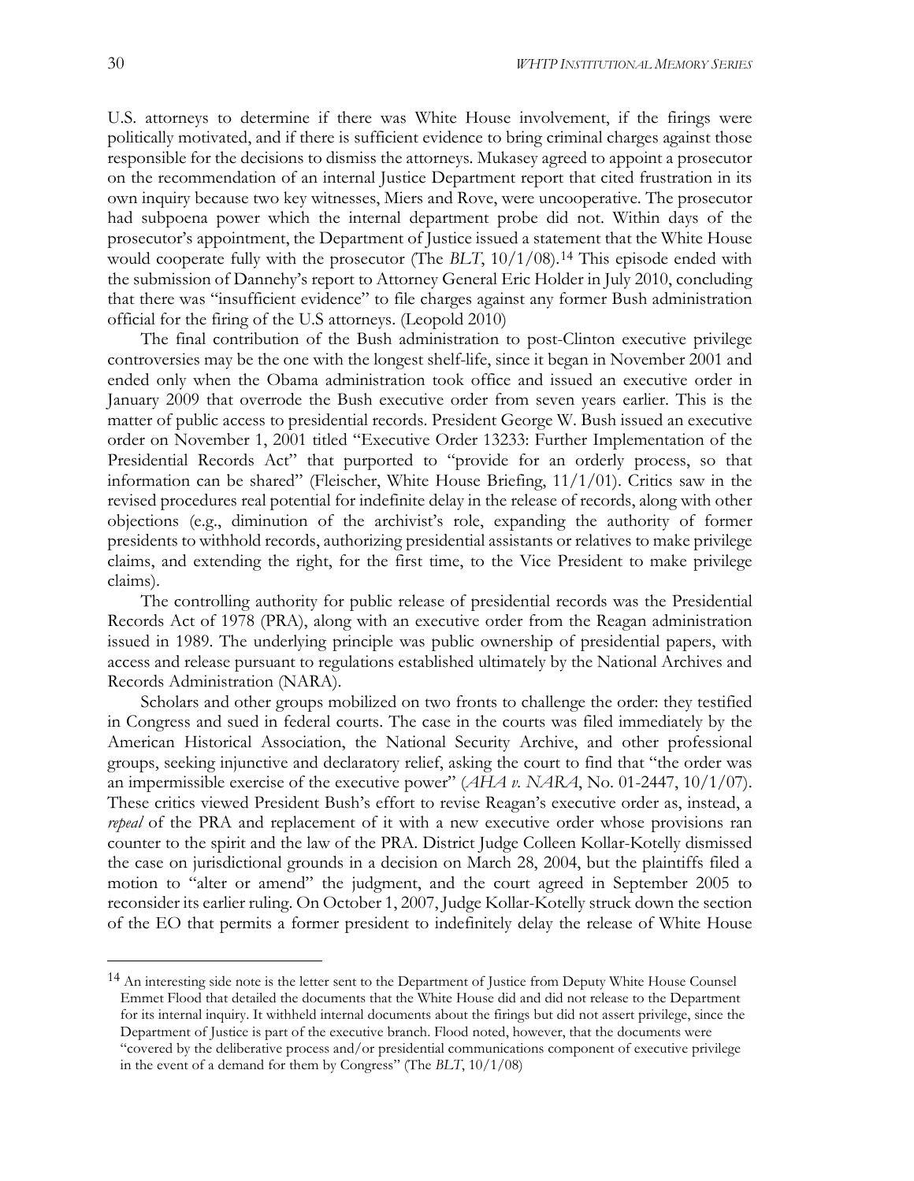U.S. attorneys to determine if there was White House involvement, if the firings were politically motivated, and if there is sufficient evidence to bring criminal charges against those responsible for the decisions to dismiss the attorneys. Mukasey agreed to appoint a prosecutor on the recommendation of an internal Justice Department report that cited frustration in its own inquiry because two key witnesses, Miers and Rove, were uncooperative. The prosecutor had subpoena power which the internal department probe did not. Within days of the prosecutor's appointment, the Department of Justice issued a statement that the White House would cooperate fully with the prosecutor (The *BLT*, 10/1/08).[14] This episode ended with the submission of Dannehy's report to Attorney General Eric Holder in July 2010, concluding that there was "insufficient evidence" to file charges against any former Bush administration official for the firing of the U.S attorneys. (Leopold 2010)

The final contribution of the Bush administration to post-Clinton executive privilege controversies may be the one with the longest shelf-life, since it began in November 2001 and ended only when the Obama administration took office and issued an executive order in January 2009 that overrode the Bush executive order from seven years earlier. This is the matter of public access to presidential records. President George W. Bush issued an executive order on November 1, 2001 titled "Executive Order 13233: Further Implementation of the Presidential Records Act" that purported to "provide for an orderly process, so that information can be shared" (Fleischer, White House Briefing, 11/1/01). Critics saw in the revised procedures real potential for indefinite delay in the release of records, along with other objections (e.g., diminution of the archivist's role, expanding the authority of former presidents to withhold records, authorizing presidential assistants or relatives to make privilege claims, and extending the right, for the first time, to the Vice President to make privilege claims).

The controlling authority for public release of presidential records was the Presidential Records Act of 1978 (PRA), along with an executive order from the Reagan administration issued in 1989. The underlying principle was public ownership of presidential papers, with access and release pursuant to regulations established ultimately by the National Archives and Records Administration (NARA).

Scholars and other groups mobilized on two fronts to challenge the order: they testified in Congress and sued in federal courts. The case in the courts was filed immediately by the American Historical Association, the National Security Archive, and other professional groups, seeking injunctive and declaratory relief, asking the court to find that "the order was an impermissible exercise of the executive power" (*AHA v. NARA*, No. 01-2447, 10/1/07). These critics viewed President Bush's effort to revise Reagan's executive order as, instead, a *repeal* of the PRA and replacement of it with a new executive order whose provisions ran counter to the spirit and the law of the PRA. District Judge Colleen Kollar-Kotelly dismissed the case on jurisdictional grounds in a decision on March 28, 2004, but the plaintiffs filed a motion to "alter or amend" the judgment, and the court agreed in September 2005 to reconsider its earlier ruling. On October 1, 2007, Judge Kollar-Kotelly struck down the section of the EO that permits a former president to indefinitely delay the release of White House

---

[14] An interesting side note is the letter sent to the Department of Justice from Deputy White House Counsel Emmet Flood that detailed the documents that the White House did and did not release to the Department for its internal inquiry. It withheld internal documents about the firings but did not assert privilege, since the Department of Justice is part of the executive branch. Flood noted, however, that the documents were "covered by the deliberative process and/or presidential communications component of executive privilege in the event of a demand for them by Congress" (The *BLT*, 10/1/08)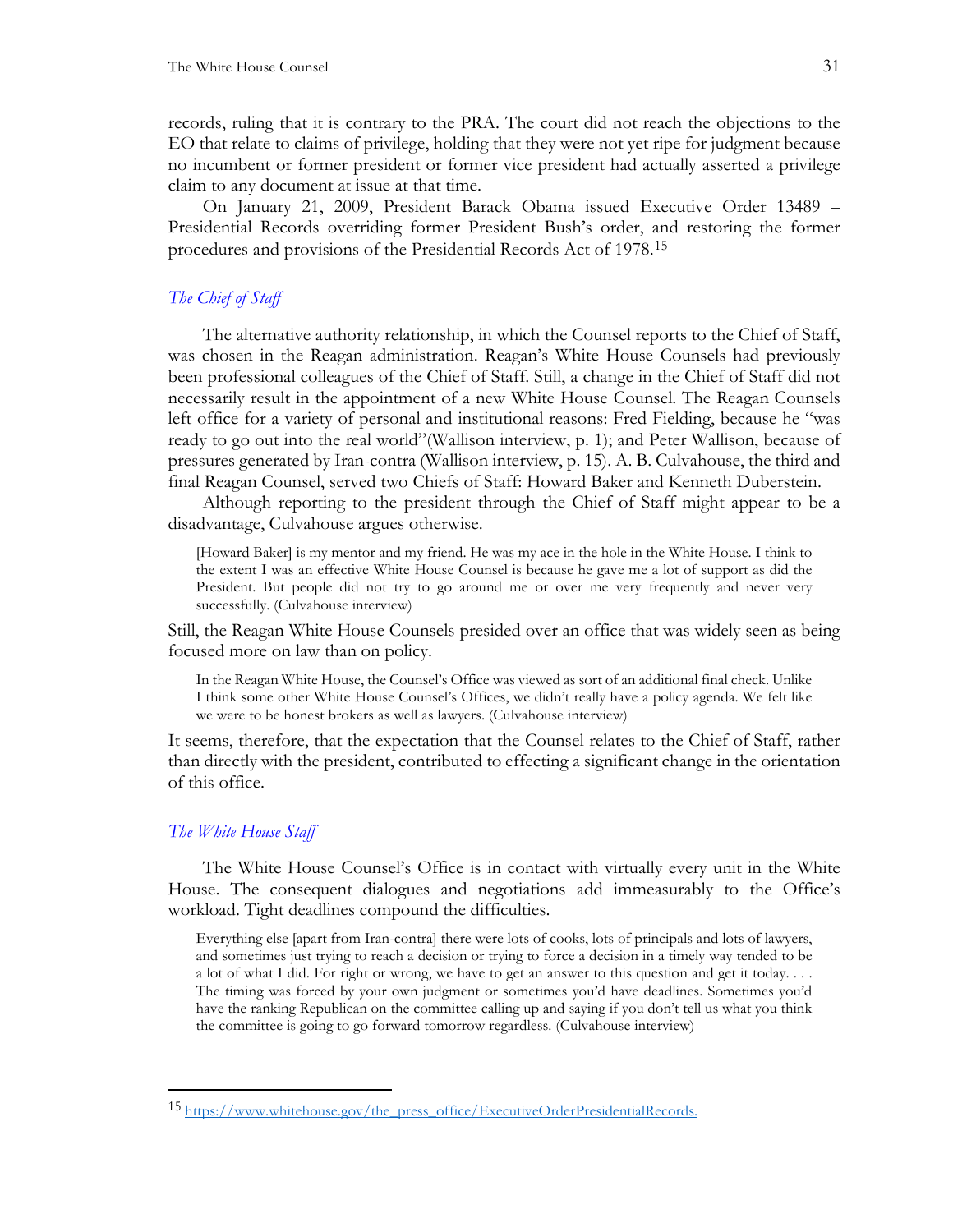records, ruling that it is contrary to the PRA. The court did not reach the objections to the EO that relate to claims of privilege, holding that they were not yet ripe for judgment because no incumbent or former president or former vice president had actually asserted a privilege claim to any document at issue at that time.

On January 21, 2009, President Barack Obama issued Executive Order 13489 – Presidential Records overriding former President Bush's order, and restoring the former procedures and provisions of the Presidential Records Act of 1978.[15]

### *The Chief of Staff*

The alternative authority relationship, in which the Counsel reports to the Chief of Staff, was chosen in the Reagan administration. Reagan's White House Counsels had previously been professional colleagues of the Chief of Staff. Still, a change in the Chief of Staff did not necessarily result in the appointment of a new White House Counsel. The Reagan Counsels left office for a variety of personal and institutional reasons: Fred Fielding, because he "was ready to go out into the real world"(Wallison interview, p. 1); and Peter Wallison, because of pressures generated by Iran-contra (Wallison interview, p. 15). A. B. Culvahouse, the third and final Reagan Counsel, served two Chiefs of Staff: Howard Baker and Kenneth Duberstein.

Although reporting to the president through the Chief of Staff might appear to be a disadvantage, Culvahouse argues otherwise.

> [Howard Baker] is my mentor and my friend. He was my ace in the hole in the White House. I think to the extent I was an effective White House Counsel is because he gave me a lot of support as did the President. But people did not try to go around me or over me very frequently and never very successfully. (Culvahouse interview)

Still, the Reagan White House Counsels presided over an office that was widely seen as being focused more on law than on policy.

> In the Reagan White House, the Counsel's Office was viewed as sort of an additional final check. Unlike I think some other White House Counsel's Offices, we didn't really have a policy agenda. We felt like we were to be honest brokers as well as lawyers. (Culvahouse interview)

It seems, therefore, that the expectation that the Counsel relates to the Chief of Staff, rather than directly with the president, contributed to effecting a significant change in the orientation of this office.

### *The White House Staff*

The White House Counsel's Office is in contact with virtually every unit in the White House. The consequent dialogues and negotiations add immeasurably to the Office's workload. Tight deadlines compound the difficulties.

> Everything else [apart from Iran-contra] there were lots of cooks, lots of principals and lots of lawyers, and sometimes just trying to reach a decision or trying to force a decision in a timely way tended to be a lot of what I did. For right or wrong, we have to get an answer to this question and get it today. . . . The timing was forced by your own judgment or sometimes you'd have deadlines. Sometimes you'd have the ranking Republican on the committee calling up and saying if you don't tell us what you think the committee is going to go forward tomorrow regardless. (Culvahouse interview)

---

[15] https://www.whitehouse.gov/the_press_office/ExecutiveOrderPresidentialRecords.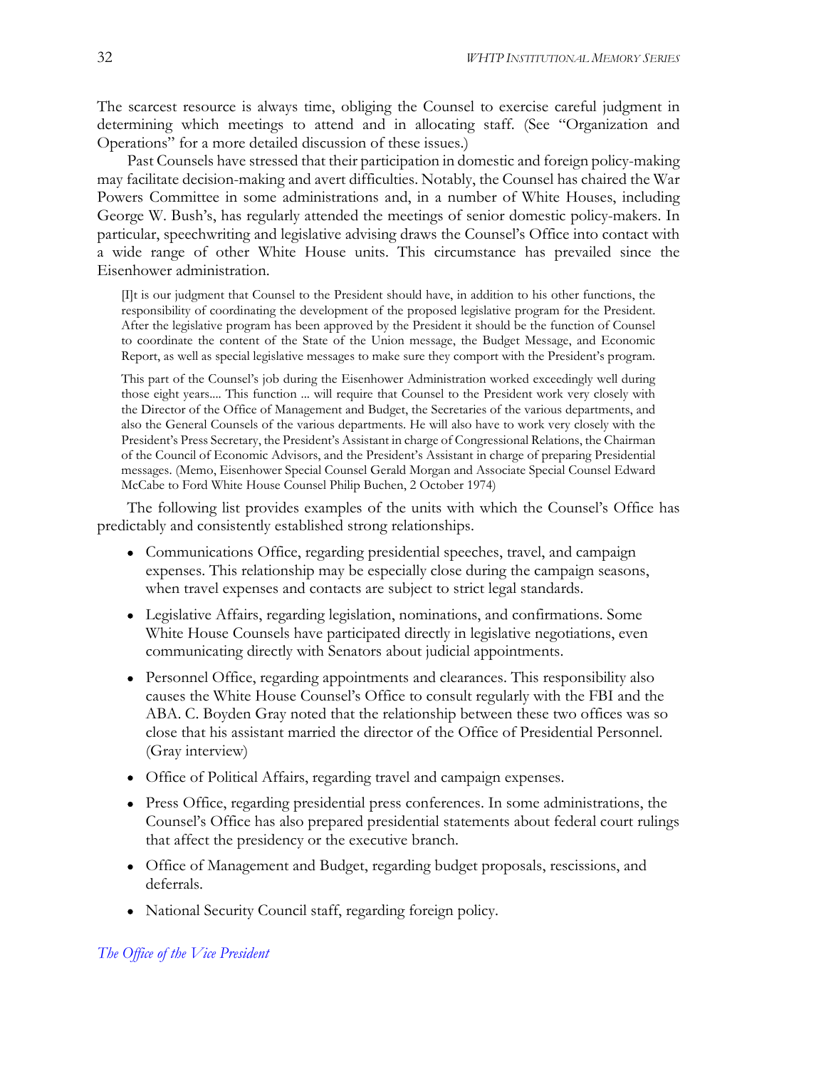The scarcest resource is always time, obliging the Counsel to exercise careful judgment in determining which meetings to attend and in allocating staff. (See "Organization and Operations" for a more detailed discussion of these issues.)

Past Counsels have stressed that their participation in domestic and foreign policy-making may facilitate decision-making and avert difficulties. Notably, the Counsel has chaired the War Powers Committee in some administrations and, in a number of White Houses, including George W. Bush's, has regularly attended the meetings of senior domestic policy-makers. In particular, speechwriting and legislative advising draws the Counsel's Office into contact with a wide range of other White House units. This circumstance has prevailed since the Eisenhower administration.

> [I]t is our judgment that Counsel to the President should have, in addition to his other functions, the responsibility of coordinating the development of the proposed legislative program for the President. After the legislative program has been approved by the President it should be the function of Counsel to coordinate the content of the State of the Union message, the Budget Message, and Economic Report, as well as special legislative messages to make sure they comport with the President's program.
>
> This part of the Counsel's job during the Eisenhower Administration worked exceedingly well during those eight years.... This function ... will require that Counsel to the President work very closely with the Director of the Office of Management and Budget, the Secretaries of the various departments, and also the General Counsels of the various departments. He will also have to work very closely with the President's Press Secretary, the President's Assistant in charge of Congressional Relations, the Chairman of the Council of Economic Advisors, and the President's Assistant in charge of preparing Presidential messages. (Memo, Eisenhower Special Counsel Gerald Morgan and Associate Special Counsel Edward McCabe to Ford White House Counsel Philip Buchen, 2 October 1974)

The following list provides examples of the units with which the Counsel's Office has predictably and consistently established strong relationships.

- Communications Office, regarding presidential speeches, travel, and campaign expenses. This relationship may be especially close during the campaign seasons, when travel expenses and contacts are subject to strict legal standards.
- Legislative Affairs, regarding legislation, nominations, and confirmations. Some White House Counsels have participated directly in legislative negotiations, even communicating directly with Senators about judicial appointments.
- Personnel Office, regarding appointments and clearances. This responsibility also causes the White House Counsel's Office to consult regularly with the FBI and the ABA. C. Boyden Gray noted that the relationship between these two offices was so close that his assistant married the director of the Office of Presidential Personnel. (Gray interview)
- Office of Political Affairs, regarding travel and campaign expenses.
- Press Office, regarding presidential press conferences. In some administrations, the Counsel's Office has also prepared presidential statements about federal court rulings that affect the presidency or the executive branch.
- Office of Management and Budget, regarding budget proposals, rescissions, and deferrals.
- National Security Council staff, regarding foreign policy.

### *The Office of the Vice President*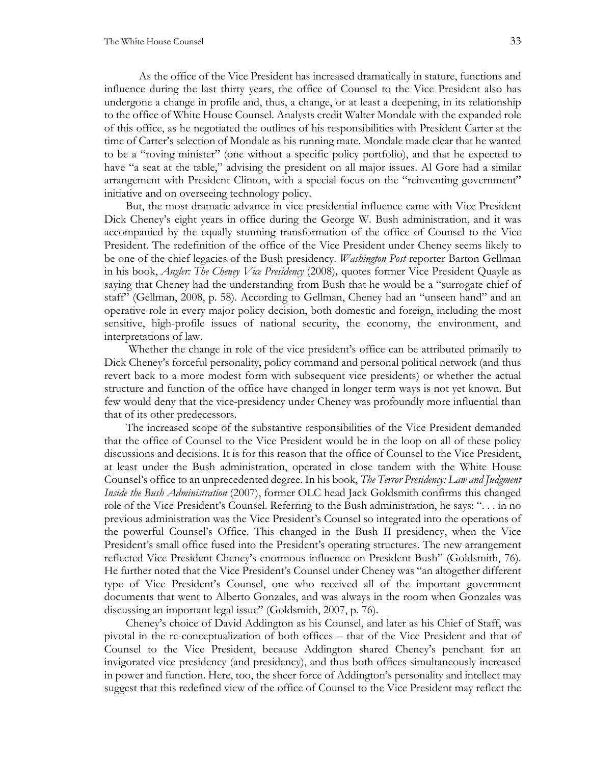As the office of the Vice President has increased dramatically in stature, functions and influence during the last thirty years, the office of Counsel to the Vice President also has undergone a change in profile and, thus, a change, or at least a deepening, in its relationship to the office of White House Counsel. Analysts credit Walter Mondale with the expanded role of this office, as he negotiated the outlines of his responsibilities with President Carter at the time of Carter's selection of Mondale as his running mate. Mondale made clear that he wanted to be a "roving minister" (one without a specific policy portfolio), and that he expected to have "a seat at the table," advising the president on all major issues. Al Gore had a similar arrangement with President Clinton, with a special focus on the "reinventing government" initiative and on overseeing technology policy.

But, the most dramatic advance in vice presidential influence came with Vice President Dick Cheney's eight years in office during the George W. Bush administration, and it was accompanied by the equally stunning transformation of the office of Counsel to the Vice President. The redefinition of the office of the Vice President under Cheney seems likely to be one of the chief legacies of the Bush presidency. *Washington Post* reporter Barton Gellman in his book, *Angler: The Cheney Vice Presidency* (2008), quotes former Vice President Quayle as saying that Cheney had the understanding from Bush that he would be a "surrogate chief of staff" (Gellman, 2008, p. 58). According to Gellman, Cheney had an "unseen hand" and an operative role in every major policy decision, both domestic and foreign, including the most sensitive, high-profile issues of national security, the economy, the environment, and interpretations of law.

Whether the change in role of the vice president's office can be attributed primarily to Dick Cheney's forceful personality, policy command and personal political network (and thus revert back to a more modest form with subsequent vice presidents) or whether the actual structure and function of the office have changed in longer term ways is not yet known. But few would deny that the vice-presidency under Cheney was profoundly more influential than that of its other predecessors.

The increased scope of the substantive responsibilities of the Vice President demanded that the office of Counsel to the Vice President would be in the loop on all of these policy discussions and decisions. It is for this reason that the office of Counsel to the Vice President, at least under the Bush administration, operated in close tandem with the White House Counsel's office to an unprecedented degree. In his book, *The Terror Presidency: Law and Judgment Inside the Bush Administration* (2007), former OLC head Jack Goldsmith confirms this changed role of the Vice President's Counsel. Referring to the Bush administration, he says: ". . . in no previous administration was the Vice President's Counsel so integrated into the operations of the powerful Counsel's Office. This changed in the Bush II presidency, when the Vice President's small office fused into the President's operating structures. The new arrangement reflected Vice President Cheney's enormous influence on President Bush" (Goldsmith, 76). He further noted that the Vice President's Counsel under Cheney was "an altogether different type of Vice President's Counsel, one who received all of the important government documents that went to Alberto Gonzales, and was always in the room when Gonzales was discussing an important legal issue" (Goldsmith, 2007, p. 76).

Cheney's choice of David Addington as his Counsel, and later as his Chief of Staff, was pivotal in the re-conceptualization of both offices – that of the Vice President and that of Counsel to the Vice President, because Addington shared Cheney's penchant for an invigorated vice presidency (and presidency), and thus both offices simultaneously increased in power and function. Here, too, the sheer force of Addington's personality and intellect may suggest that this redefined view of the office of Counsel to the Vice President may reflect the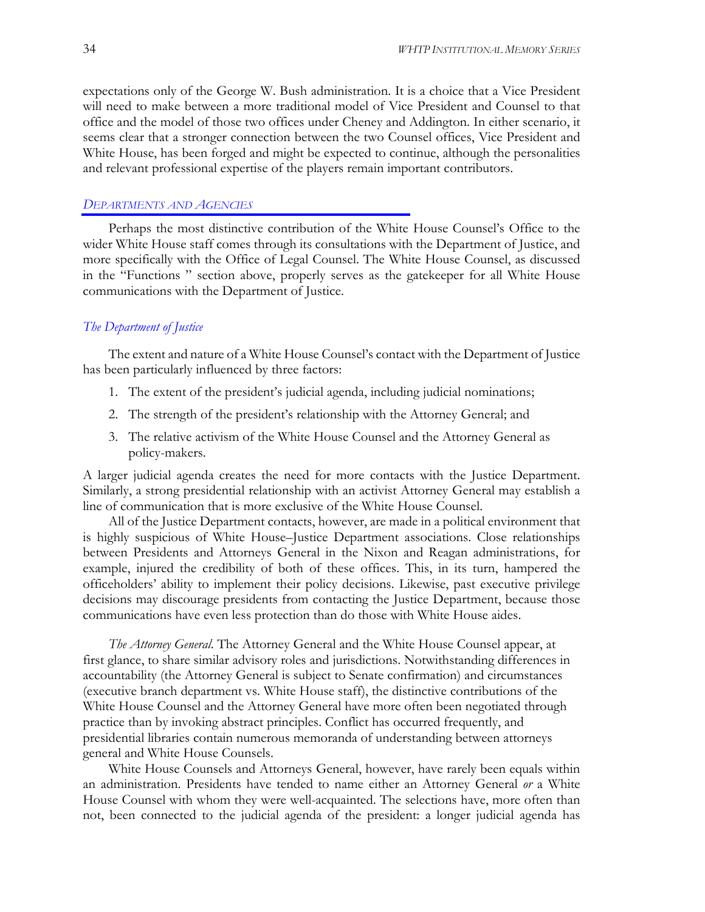expectations only of the George W. Bush administration. It is a choice that a Vice President will need to make between a more traditional model of Vice President and Counsel to that office and the model of those two offices under Cheney and Addington. In either scenario, it seems clear that a stronger connection between the two Counsel offices, Vice President and White House, has been forged and might be expected to continue, although the personalities and relevant professional expertise of the players remain important contributors.

## *Departments and Agencies*

Perhaps the most distinctive contribution of the White House Counsel's Office to the wider White House staff comes through its consultations with the Department of Justice, and more specifically with the Office of Legal Counsel. The White House Counsel, as discussed in the "Functions " section above, properly serves as the gatekeeper for all White House communications with the Department of Justice.

### *The Department of Justice*

The extent and nature of a White House Counsel's contact with the Department of Justice has been particularly influenced by three factors:

1. The extent of the president's judicial agenda, including judicial nominations;
2. The strength of the president's relationship with the Attorney General; and
3. The relative activism of the White House Counsel and the Attorney General as policy-makers.

A larger judicial agenda creates the need for more contacts with the Justice Department. Similarly, a strong presidential relationship with an activist Attorney General may establish a line of communication that is more exclusive of the White House Counsel.

All of the Justice Department contacts, however, are made in a political environment that is highly suspicious of White House–Justice Department associations. Close relationships between Presidents and Attorneys General in the Nixon and Reagan administrations, for example, injured the credibility of both of these offices. This, in its turn, hampered the officeholders' ability to implement their policy decisions. Likewise, past executive privilege decisions may discourage presidents from contacting the Justice Department, because those communications have even less protection than do those with White House aides.

*The Attorney General.* The Attorney General and the White House Counsel appear, at first glance, to share similar advisory roles and jurisdictions. Notwithstanding differences in accountability (the Attorney General is subject to Senate confirmation) and circumstances (executive branch department vs. White House staff), the distinctive contributions of the White House Counsel and the Attorney General have more often been negotiated through practice than by invoking abstract principles. Conflict has occurred frequently, and presidential libraries contain numerous memoranda of understanding between attorneys general and White House Counsels.

White House Counsels and Attorneys General, however, have rarely been equals within an administration. Presidents have tended to name either an Attorney General *or* a White House Counsel with whom they were well-acquainted. The selections have, more often than not, been connected to the judicial agenda of the president: a longer judicial agenda has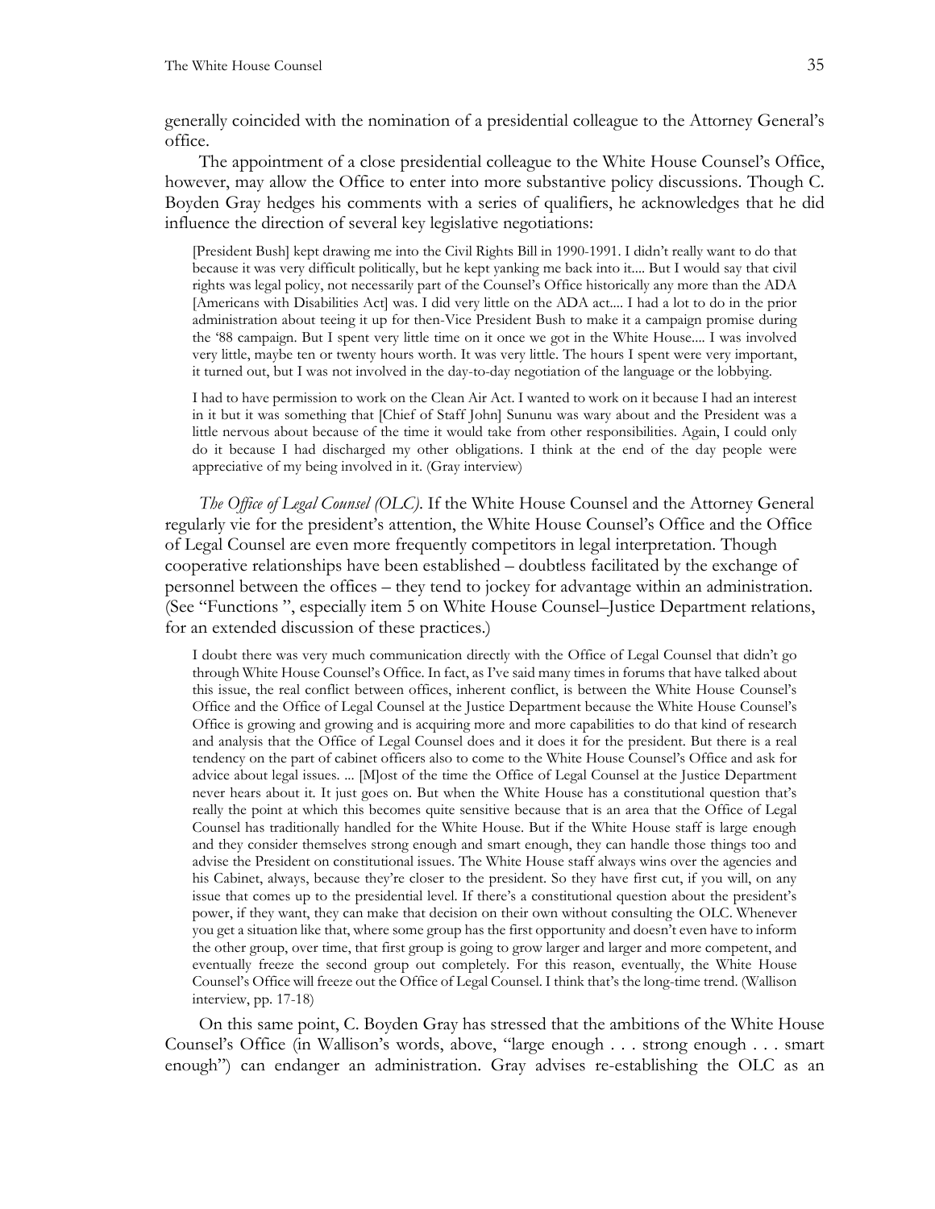generally coincided with the nomination of a presidential colleague to the Attorney General's office.

The appointment of a close presidential colleague to the White House Counsel's Office, however, may allow the Office to enter into more substantive policy discussions. Though C. Boyden Gray hedges his comments with a series of qualifiers, he acknowledges that he did influence the direction of several key legislative negotiations:

> [President Bush] kept drawing me into the Civil Rights Bill in 1990-1991. I didn't really want to do that because it was very difficult politically, but he kept yanking me back into it.... But I would say that civil rights was legal policy, not necessarily part of the Counsel's Office historically any more than the ADA [Americans with Disabilities Act] was. I did very little on the ADA act.... I had a lot to do in the prior administration about teeing it up for then-Vice President Bush to make it a campaign promise during the '88 campaign. But I spent very little time on it once we got in the White House.... I was involved very little, maybe ten or twenty hours worth. It was very little. The hours I spent were very important, it turned out, but I was not involved in the day-to-day negotiation of the language or the lobbying.
>
> I had to have permission to work on the Clean Air Act. I wanted to work on it because I had an interest in it but it was something that [Chief of Staff John] Sununu was wary about and the President was a little nervous about because of the time it would take from other responsibilities. Again, I could only do it because I had discharged my other obligations. I think at the end of the day people were appreciative of my being involved in it. (Gray interview)

*The Office of Legal Counsel (OLC).* If the White House Counsel and the Attorney General regularly vie for the president's attention, the White House Counsel's Office and the Office of Legal Counsel are even more frequently competitors in legal interpretation. Though cooperative relationships have been established – doubtless facilitated by the exchange of personnel between the offices – they tend to jockey for advantage within an administration. (See "Functions ", especially item 5 on White House Counsel–Justice Department relations, for an extended discussion of these practices.)

> I doubt there was very much communication directly with the Office of Legal Counsel that didn't go through White House Counsel's Office. In fact, as I've said many times in forums that have talked about this issue, the real conflict between offices, inherent conflict, is between the White House Counsel's Office and the Office of Legal Counsel at the Justice Department because the White House Counsel's Office is growing and growing and is acquiring more and more capabilities to do that kind of research and analysis that the Office of Legal Counsel does and it does it for the president. But there is a real tendency on the part of cabinet officers also to come to the White House Counsel's Office and ask for advice about legal issues. ... [M]ost of the time the Office of Legal Counsel at the Justice Department never hears about it. It just goes on. But when the White House has a constitutional question that's really the point at which this becomes quite sensitive because that is an area that the Office of Legal Counsel has traditionally handled for the White House. But if the White House staff is large enough and they consider themselves strong enough and smart enough, they can handle those things too and advise the President on constitutional issues. The White House staff always wins over the agencies and his Cabinet, always, because they're closer to the president. So they have first cut, if you will, on any issue that comes up to the presidential level. If there's a constitutional question about the president's power, if they want, they can make that decision on their own without consulting the OLC. Whenever you get a situation like that, where some group has the first opportunity and doesn't even have to inform the other group, over time, that first group is going to grow larger and larger and more competent, and eventually freeze the second group out completely. For this reason, eventually, the White House Counsel's Office will freeze out the Office of Legal Counsel. I think that's the long-time trend. (Wallison interview, pp. 17-18)

On this same point, C. Boyden Gray has stressed that the ambitions of the White House Counsel's Office (in Wallison's words, above, "large enough . . . strong enough . . . smart enough") can endanger an administration. Gray advises re-establishing the OLC as an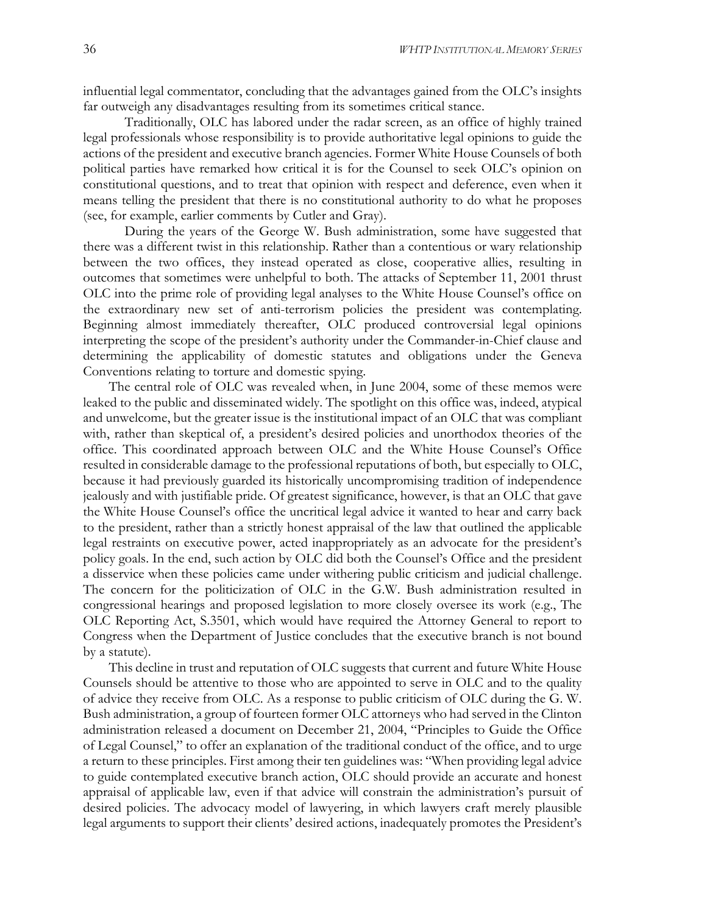influential legal commentator, concluding that the advantages gained from the OLC's insights far outweigh any disadvantages resulting from its sometimes critical stance.

Traditionally, OLC has labored under the radar screen, as an office of highly trained legal professionals whose responsibility is to provide authoritative legal opinions to guide the actions of the president and executive branch agencies. Former White House Counsels of both political parties have remarked how critical it is for the Counsel to seek OLC's opinion on constitutional questions, and to treat that opinion with respect and deference, even when it means telling the president that there is no constitutional authority to do what he proposes (see, for example, earlier comments by Cutler and Gray).

During the years of the George W. Bush administration, some have suggested that there was a different twist in this relationship. Rather than a contentious or wary relationship between the two offices, they instead operated as close, cooperative allies, resulting in outcomes that sometimes were unhelpful to both. The attacks of September 11, 2001 thrust OLC into the prime role of providing legal analyses to the White House Counsel's office on the extraordinary new set of anti-terrorism policies the president was contemplating. Beginning almost immediately thereafter, OLC produced controversial legal opinions interpreting the scope of the president's authority under the Commander-in-Chief clause and determining the applicability of domestic statutes and obligations under the Geneva Conventions relating to torture and domestic spying.

The central role of OLC was revealed when, in June 2004, some of these memos were leaked to the public and disseminated widely. The spotlight on this office was, indeed, atypical and unwelcome, but the greater issue is the institutional impact of an OLC that was compliant with, rather than skeptical of, a president's desired policies and unorthodox theories of the office. This coordinated approach between OLC and the White House Counsel's Office resulted in considerable damage to the professional reputations of both, but especially to OLC, because it had previously guarded its historically uncompromising tradition of independence jealously and with justifiable pride. Of greatest significance, however, is that an OLC that gave the White House Counsel's office the uncritical legal advice it wanted to hear and carry back to the president, rather than a strictly honest appraisal of the law that outlined the applicable legal restraints on executive power, acted inappropriately as an advocate for the president's policy goals. In the end, such action by OLC did both the Counsel's Office and the president a disservice when these policies came under withering public criticism and judicial challenge. The concern for the politicization of OLC in the G.W. Bush administration resulted in congressional hearings and proposed legislation to more closely oversee its work (e.g., The OLC Reporting Act, S.3501, which would have required the Attorney General to report to Congress when the Department of Justice concludes that the executive branch is not bound by a statute).

This decline in trust and reputation of OLC suggests that current and future White House Counsels should be attentive to those who are appointed to serve in OLC and to the quality of advice they receive from OLC. As a response to public criticism of OLC during the G. W. Bush administration, a group of fourteen former OLC attorneys who had served in the Clinton administration released a document on December 21, 2004, "Principles to Guide the Office of Legal Counsel," to offer an explanation of the traditional conduct of the office, and to urge a return to these principles. First among their ten guidelines was: "When providing legal advice to guide contemplated executive branch action, OLC should provide an accurate and honest appraisal of applicable law, even if that advice will constrain the administration's pursuit of desired policies. The advocacy model of lawyering, in which lawyers craft merely plausible legal arguments to support their clients' desired actions, inadequately promotes the President's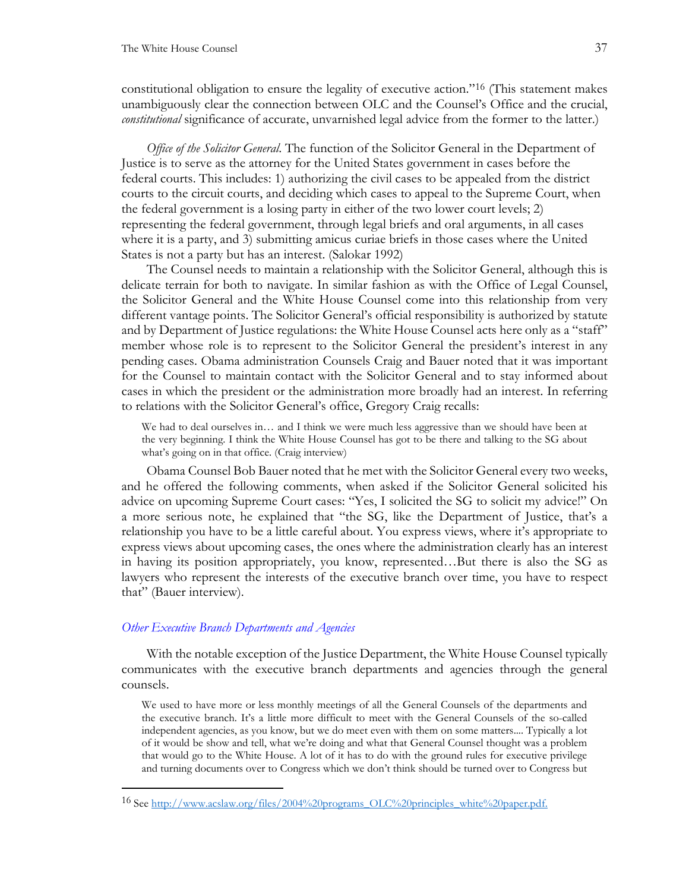constitutional obligation to ensure the legality of executive action."[16] (This statement makes unambiguously clear the connection between OLC and the Counsel's Office and the crucial, *constitutional* significance of accurate, unvarnished legal advice from the former to the latter.)

*Office of the Solicitor General.* The function of the Solicitor General in the Department of Justice is to serve as the attorney for the United States government in cases before the federal courts. This includes: 1) authorizing the civil cases to be appealed from the district courts to the circuit courts, and deciding which cases to appeal to the Supreme Court, when the federal government is a losing party in either of the two lower court levels; 2) representing the federal government, through legal briefs and oral arguments, in all cases where it is a party, and 3) submitting amicus curiae briefs in those cases where the United States is not a party but has an interest. (Salokar 1992)

The Counsel needs to maintain a relationship with the Solicitor General, although this is delicate terrain for both to navigate. In similar fashion as with the Office of Legal Counsel, the Solicitor General and the White House Counsel come into this relationship from very different vantage points. The Solicitor General's official responsibility is authorized by statute and by Department of Justice regulations: the White House Counsel acts here only as a "staff" member whose role is to represent to the Solicitor General the president's interest in any pending cases. Obama administration Counsels Craig and Bauer noted that it was important for the Counsel to maintain contact with the Solicitor General and to stay informed about cases in which the president or the administration more broadly had an interest. In referring to relations with the Solicitor General's office, Gregory Craig recalls:

> We had to deal ourselves in… and I think we were much less aggressive than we should have been at the very beginning. I think the White House Counsel has got to be there and talking to the SG about what's going on in that office. (Craig interview)

Obama Counsel Bob Bauer noted that he met with the Solicitor General every two weeks, and he offered the following comments, when asked if the Solicitor General solicited his advice on upcoming Supreme Court cases: "Yes, I solicited the SG to solicit my advice!" On a more serious note, he explained that "the SG, like the Department of Justice, that's a relationship you have to be a little careful about. You express views, where it's appropriate to express views about upcoming cases, the ones where the administration clearly has an interest in having its position appropriately, you know, represented…But there is also the SG as lawyers who represent the interests of the executive branch over time, you have to respect that" (Bauer interview).

### *Other Executive Branch Departments and Agencies*

With the notable exception of the Justice Department, the White House Counsel typically communicates with the executive branch departments and agencies through the general counsels.

> We used to have more or less monthly meetings of all the General Counsels of the departments and the executive branch. It's a little more difficult to meet with the General Counsels of the so-called independent agencies, as you know, but we do meet even with them on some matters.... Typically a lot of it would be show and tell, what we're doing and what that General Counsel thought was a problem that would go to the White House. A lot of it has to do with the ground rules for executive privilege and turning documents over to Congress which we don't think should be turned over to Congress but

---

[16] See http://www.acslaw.org/files/2004%20programs_OLC%20principles_white%20paper.pdf.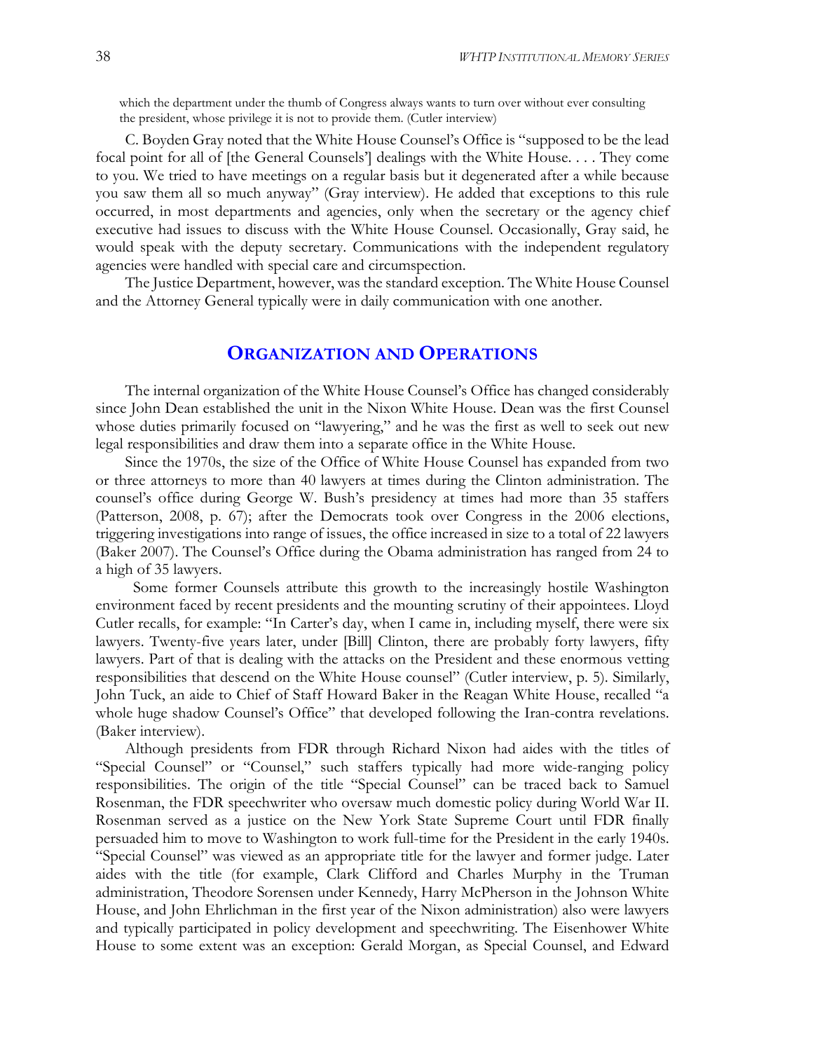which the department under the thumb of Congress always wants to turn over without ever consulting the president, whose privilege it is not to provide them. (Cutler interview)

C. Boyden Gray noted that the White House Counsel's Office is "supposed to be the lead focal point for all of [the General Counsels'] dealings with the White House. . . . They come to you. We tried to have meetings on a regular basis but it degenerated after a while because you saw them all so much anyway" (Gray interview). He added that exceptions to this rule occurred, in most departments and agencies, only when the secretary or the agency chief executive had issues to discuss with the White House Counsel. Occasionally, Gray said, he would speak with the deputy secretary. Communications with the independent regulatory agencies were handled with special care and circumspection.

The Justice Department, however, was the standard exception. The White House Counsel and the Attorney General typically were in daily communication with one another.

## ORGANIZATION AND OPERATIONS

The internal organization of the White House Counsel's Office has changed considerably since John Dean established the unit in the Nixon White House. Dean was the first Counsel whose duties primarily focused on "lawyering," and he was the first as well to seek out new legal responsibilities and draw them into a separate office in the White House.

Since the 1970s, the size of the Office of White House Counsel has expanded from two or three attorneys to more than 40 lawyers at times during the Clinton administration. The counsel's office during George W. Bush's presidency at times had more than 35 staffers (Patterson, 2008, p. 67); after the Democrats took over Congress in the 2006 elections, triggering investigations into range of issues, the office increased in size to a total of 22 lawyers (Baker 2007). The Counsel's Office during the Obama administration has ranged from 24 to a high of 35 lawyers.

Some former Counsels attribute this growth to the increasingly hostile Washington environment faced by recent presidents and the mounting scrutiny of their appointees. Lloyd Cutler recalls, for example: "In Carter's day, when I came in, including myself, there were six lawyers. Twenty-five years later, under [Bill] Clinton, there are probably forty lawyers, fifty lawyers. Part of that is dealing with the attacks on the President and these enormous vetting responsibilities that descend on the White House counsel" (Cutler interview, p. 5). Similarly, John Tuck, an aide to Chief of Staff Howard Baker in the Reagan White House, recalled "a whole huge shadow Counsel's Office" that developed following the Iran-contra revelations. (Baker interview).

Although presidents from FDR through Richard Nixon had aides with the titles of "Special Counsel" or "Counsel," such staffers typically had more wide-ranging policy responsibilities. The origin of the title "Special Counsel" can be traced back to Samuel Rosenman, the FDR speechwriter who oversaw much domestic policy during World War II. Rosenman served as a justice on the New York State Supreme Court until FDR finally persuaded him to move to Washington to work full-time for the President in the early 1940s. "Special Counsel" was viewed as an appropriate title for the lawyer and former judge. Later aides with the title (for example, Clark Clifford and Charles Murphy in the Truman administration, Theodore Sorensen under Kennedy, Harry McPherson in the Johnson White House, and John Ehrlichman in the first year of the Nixon administration) also were lawyers and typically participated in policy development and speechwriting. The Eisenhower White House to some extent was an exception: Gerald Morgan, as Special Counsel, and Edward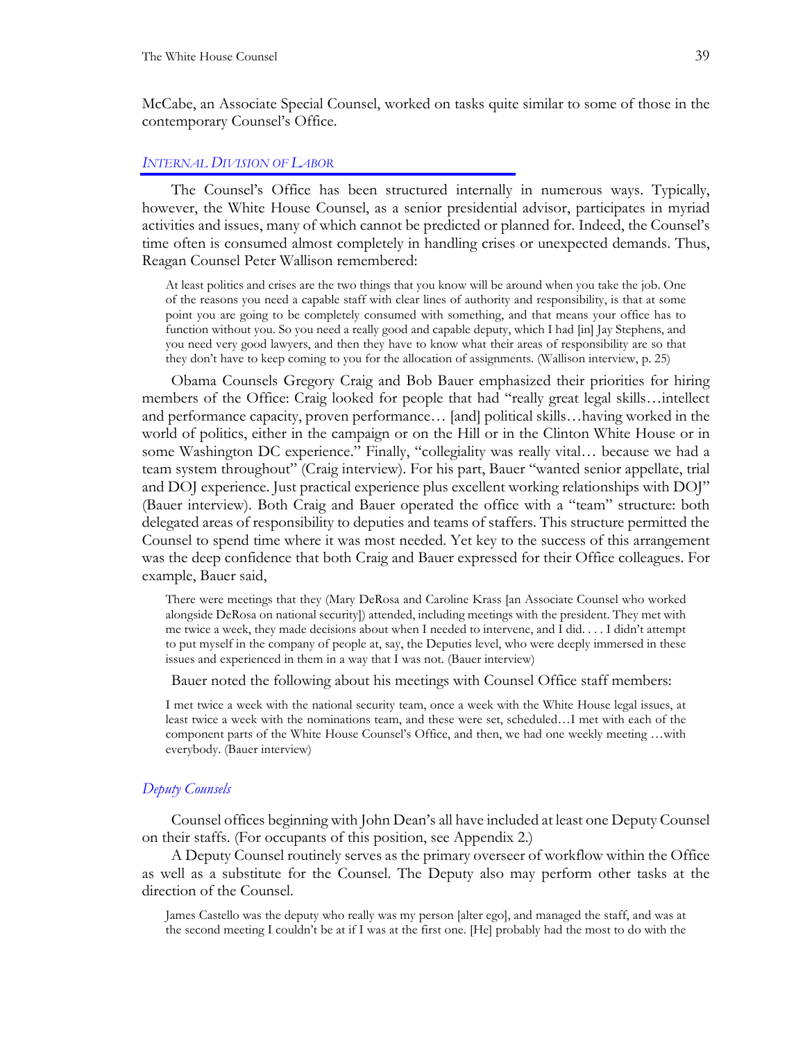McCabe, an Associate Special Counsel, worked on tasks quite similar to some of those in the contemporary Counsel's Office.

## *Internal Division of Labor*

The Counsel's Office has been structured internally in numerous ways. Typically, however, the White House Counsel, as a senior presidential advisor, participates in myriad activities and issues, many of which cannot be predicted or planned for. Indeed, the Counsel's time often is consumed almost completely in handling crises or unexpected demands. Thus, Reagan Counsel Peter Wallison remembered:

> At least politics and crises are the two things that you know will be around when you take the job. One of the reasons you need a capable staff with clear lines of authority and responsibility, is that at some point you are going to be completely consumed with something, and that means your office has to function without you. So you need a really good and capable deputy, which I had [in] Jay Stephens, and you need very good lawyers, and then they have to know what their areas of responsibility are so that they don't have to keep coming to you for the allocation of assignments. (Wallison interview, p. 25)

Obama Counsels Gregory Craig and Bob Bauer emphasized their priorities for hiring members of the Office: Craig looked for people that had "really great legal skills…intellect and performance capacity, proven performance… [and] political skills…having worked in the world of politics, either in the campaign or on the Hill or in the Clinton White House or in some Washington DC experience." Finally, "collegiality was really vital… because we had a team system throughout" (Craig interview). For his part, Bauer "wanted senior appellate, trial and DOJ experience. Just practical experience plus excellent working relationships with DOJ" (Bauer interview). Both Craig and Bauer operated the office with a "team" structure: both delegated areas of responsibility to deputies and teams of staffers. This structure permitted the Counsel to spend time where it was most needed. Yet key to the success of this arrangement was the deep confidence that both Craig and Bauer expressed for their Office colleagues. For example, Bauer said,

> There were meetings that they (Mary DeRosa and Caroline Krass [an Associate Counsel who worked alongside DeRosa on national security]) attended, including meetings with the president. They met with me twice a week, they made decisions about when I needed to intervene, and I did. . . . I didn't attempt to put myself in the company of people at, say, the Deputies level, who were deeply immersed in these issues and experienced in them in a way that I was not. (Bauer interview)

Bauer noted the following about his meetings with Counsel Office staff members:

> I met twice a week with the national security team, once a week with the White House legal issues, at least twice a week with the nominations team, and these were set, scheduled…I met with each of the component parts of the White House Counsel's Office, and then, we had one weekly meeting …with everybody. (Bauer interview)

### *Deputy Counsels*

Counsel offices beginning with John Dean's all have included at least one Deputy Counsel on their staffs. (For occupants of this position, see Appendix 2.)

A Deputy Counsel routinely serves as the primary overseer of workflow within the Office as well as a substitute for the Counsel. The Deputy also may perform other tasks at the direction of the Counsel.

> James Castello was the deputy who really was my person [alter ego], and managed the staff, and was at the second meeting I couldn't be at if I was at the first one. [He] probably had the most to do with the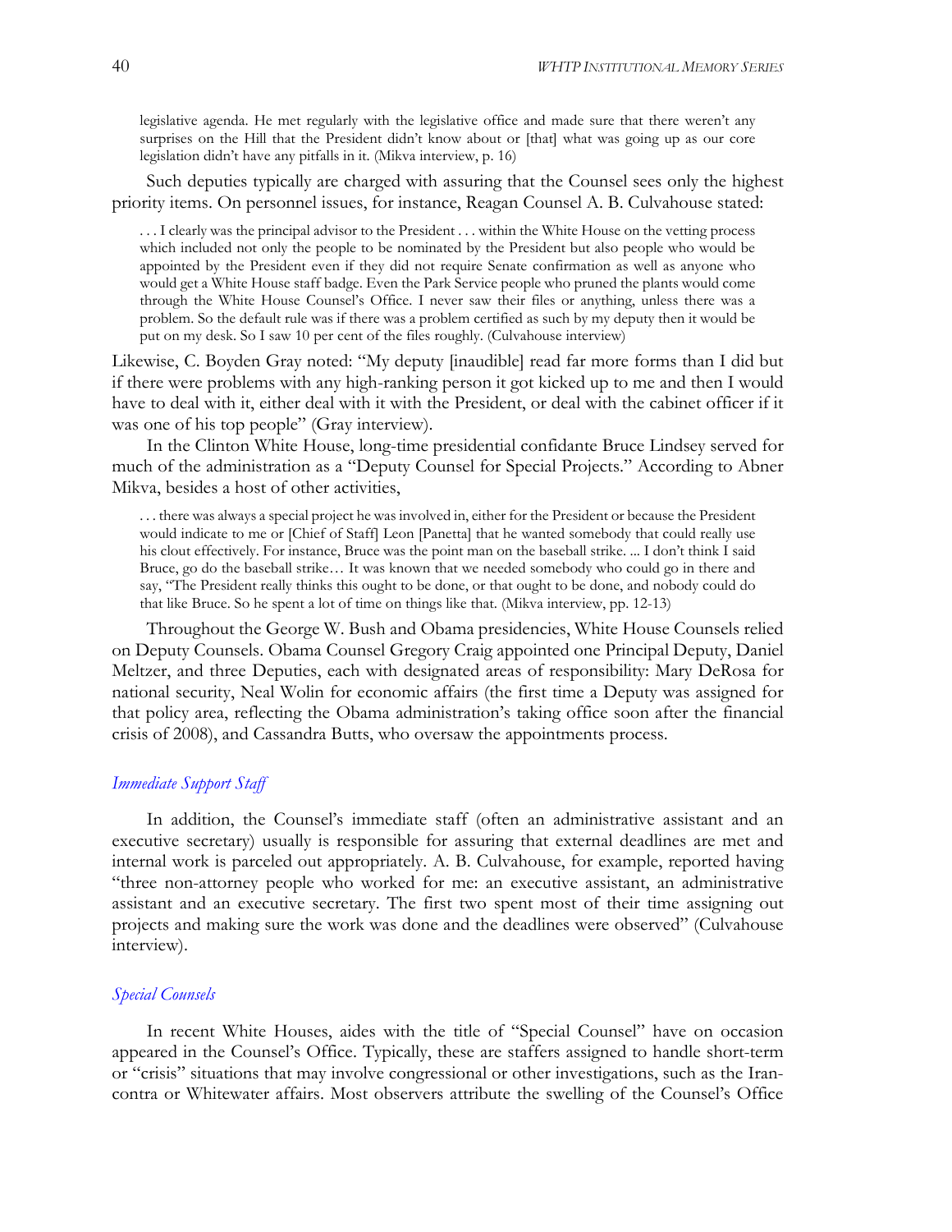> legislative agenda. He met regularly with the legislative office and made sure that there weren't any surprises on the Hill that the President didn't know about or [that] what was going up as our core legislation didn't have any pitfalls in it. (Mikva interview, p. 16)

Such deputies typically are charged with assuring that the Counsel sees only the highest priority items. On personnel issues, for instance, Reagan Counsel A. B. Culvahouse stated:

> . . . I clearly was the principal advisor to the President . . . within the White House on the vetting process which included not only the people to be nominated by the President but also people who would be appointed by the President even if they did not require Senate confirmation as well as anyone who would get a White House staff badge. Even the Park Service people who pruned the plants would come through the White House Counsel's Office. I never saw their files or anything, unless there was a problem. So the default rule was if there was a problem certified as such by my deputy then it would be put on my desk. So I saw 10 per cent of the files roughly. (Culvahouse interview)

Likewise, C. Boyden Gray noted: "My deputy [inaudible] read far more forms than I did but if there were problems with any high-ranking person it got kicked up to me and then I would have to deal with it, either deal with it with the President, or deal with the cabinet officer if it was one of his top people" (Gray interview).

In the Clinton White House, long-time presidential confidante Bruce Lindsey served for much of the administration as a "Deputy Counsel for Special Projects." According to Abner Mikva, besides a host of other activities,

> . . . there was always a special project he was involved in, either for the President or because the President would indicate to me or [Chief of Staff] Leon [Panetta] that he wanted somebody that could really use his clout effectively. For instance, Bruce was the point man on the baseball strike. ... I don't think I said Bruce, go do the baseball strike… It was known that we needed somebody who could go in there and say, "The President really thinks this ought to be done, or that ought to be done, and nobody could do that like Bruce. So he spent a lot of time on things like that. (Mikva interview, pp. 12-13)

Throughout the George W. Bush and Obama presidencies, White House Counsels relied on Deputy Counsels. Obama Counsel Gregory Craig appointed one Principal Deputy, Daniel Meltzer, and three Deputies, each with designated areas of responsibility: Mary DeRosa for national security, Neal Wolin for economic affairs (the first time a Deputy was assigned for that policy area, reflecting the Obama administration's taking office soon after the financial crisis of 2008), and Cassandra Butts, who oversaw the appointments process.

### *Immediate Support Staff*

In addition, the Counsel's immediate staff (often an administrative assistant and an executive secretary) usually is responsible for assuring that external deadlines are met and internal work is parceled out appropriately. A. B. Culvahouse, for example, reported having "three non-attorney people who worked for me: an executive assistant, an administrative assistant and an executive secretary. The first two spent most of their time assigning out projects and making sure the work was done and the deadlines were observed" (Culvahouse interview).

### *Special Counsels*

In recent White Houses, aides with the title of "Special Counsel" have on occasion appeared in the Counsel's Office. Typically, these are staffers assigned to handle short-term or "crisis" situations that may involve congressional or other investigations, such as the Iran-contra or Whitewater affairs. Most observers attribute the swelling of the Counsel's Office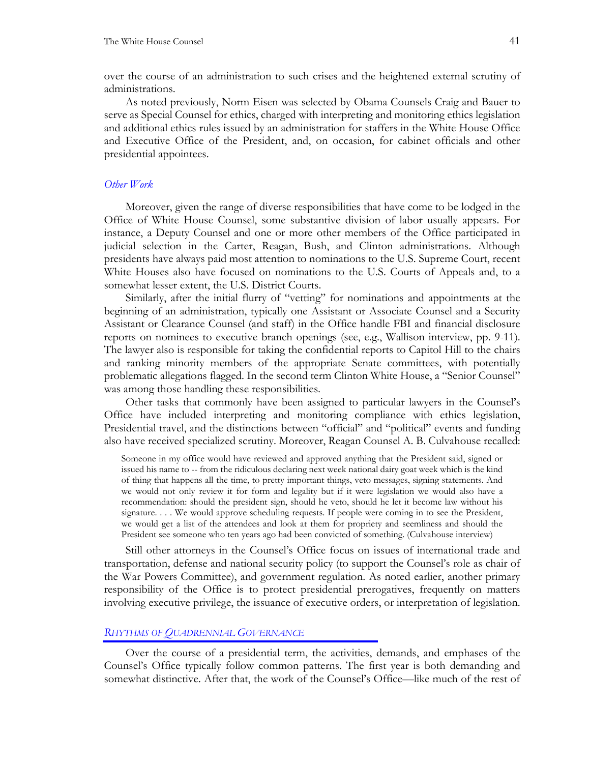over the course of an administration to such crises and the heightened external scrutiny of administrations.

As noted previously, Norm Eisen was selected by Obama Counsels Craig and Bauer to serve as Special Counsel for ethics, charged with interpreting and monitoring ethics legislation and additional ethics rules issued by an administration for staffers in the White House Office and Executive Office of the President, and, on occasion, for cabinet officials and other presidential appointees.

### *Other Work*

Moreover, given the range of diverse responsibilities that have come to be lodged in the Office of White House Counsel, some substantive division of labor usually appears. For instance, a Deputy Counsel and one or more other members of the Office participated in judicial selection in the Carter, Reagan, Bush, and Clinton administrations. Although presidents have always paid most attention to nominations to the U.S. Supreme Court, recent White Houses also have focused on nominations to the U.S. Courts of Appeals and, to a somewhat lesser extent, the U.S. District Courts.

Similarly, after the initial flurry of "vetting" for nominations and appointments at the beginning of an administration, typically one Assistant or Associate Counsel and a Security Assistant or Clearance Counsel (and staff) in the Office handle FBI and financial disclosure reports on nominees to executive branch openings (see, e.g., Wallison interview, pp. 9-11). The lawyer also is responsible for taking the confidential reports to Capitol Hill to the chairs and ranking minority members of the appropriate Senate committees, with potentially problematic allegations flagged. In the second term Clinton White House, a "Senior Counsel" was among those handling these responsibilities.

Other tasks that commonly have been assigned to particular lawyers in the Counsel's Office have included interpreting and monitoring compliance with ethics legislation, Presidential travel, and the distinctions between "official" and "political" events and funding also have received specialized scrutiny. Moreover, Reagan Counsel A. B. Culvahouse recalled:

> Someone in my office would have reviewed and approved anything that the President said, signed or issued his name to -- from the ridiculous declaring next week national dairy goat week which is the kind of thing that happens all the time, to pretty important things, veto messages, signing statements. And we would not only review it for form and legality but if it were legislation we would also have a recommendation: should the president sign, should he veto, should he let it become law without his signature. . . . We would approve scheduling requests. If people were coming in to see the President, we would get a list of the attendees and look at them for propriety and seemliness and should the President see someone who ten years ago had been convicted of something. (Culvahouse interview)

Still other attorneys in the Counsel's Office focus on issues of international trade and transportation, defense and national security policy (to support the Counsel's role as chair of the War Powers Committee), and government regulation. As noted earlier, another primary responsibility of the Office is to protect presidential prerogatives, frequently on matters involving executive privilege, the issuance of executive orders, or interpretation of legislation.

## *RHYTHMS OF QUADRENNIAL GOVERNANCE*

Over the course of a presidential term, the activities, demands, and emphases of the Counsel's Office typically follow common patterns. The first year is both demanding and somewhat distinctive. After that, the work of the Counsel's Office—like much of the rest of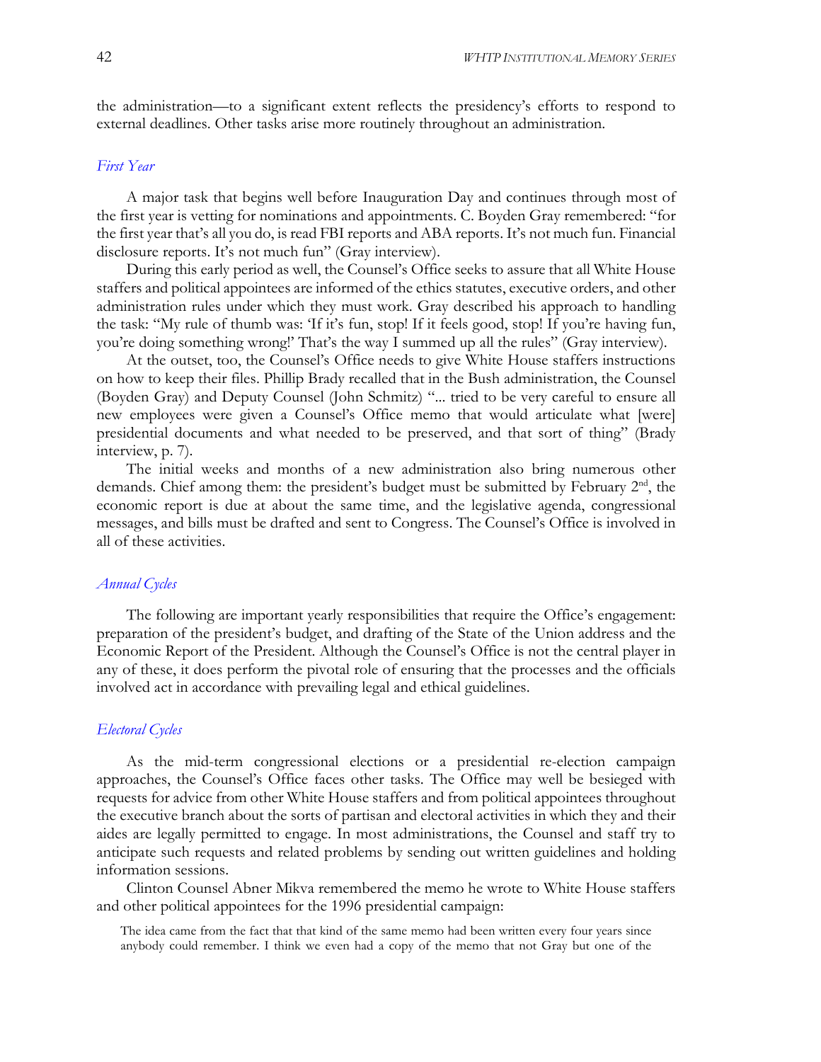the administration—to a significant extent reflects the presidency's efforts to respond to external deadlines. Other tasks arise more routinely throughout an administration.

### *First Year*

A major task that begins well before Inauguration Day and continues through most of the first year is vetting for nominations and appointments. C. Boyden Gray remembered: "for the first year that's all you do, is read FBI reports and ABA reports. It's not much fun. Financial disclosure reports. It's not much fun" (Gray interview).

During this early period as well, the Counsel's Office seeks to assure that all White House staffers and political appointees are informed of the ethics statutes, executive orders, and other administration rules under which they must work. Gray described his approach to handling the task: "My rule of thumb was: 'If it's fun, stop! If it feels good, stop! If you're having fun, you're doing something wrong!' That's the way I summed up all the rules" (Gray interview).

At the outset, too, the Counsel's Office needs to give White House staffers instructions on how to keep their files. Phillip Brady recalled that in the Bush administration, the Counsel (Boyden Gray) and Deputy Counsel (John Schmitz) "... tried to be very careful to ensure all new employees were given a Counsel's Office memo that would articulate what [were] presidential documents and what needed to be preserved, and that sort of thing" (Brady interview, p. 7).

The initial weeks and months of a new administration also bring numerous other demands. Chief among them: the president's budget must be submitted by February 2nd, the economic report is due at about the same time, and the legislative agenda, congressional messages, and bills must be drafted and sent to Congress. The Counsel's Office is involved in all of these activities.

### *Annual Cycles*

The following are important yearly responsibilities that require the Office's engagement: preparation of the president's budget, and drafting of the State of the Union address and the Economic Report of the President. Although the Counsel's Office is not the central player in any of these, it does perform the pivotal role of ensuring that the processes and the officials involved act in accordance with prevailing legal and ethical guidelines.

### *Electoral Cycles*

As the mid-term congressional elections or a presidential re-election campaign approaches, the Counsel's Office faces other tasks. The Office may well be besieged with requests for advice from other White House staffers and from political appointees throughout the executive branch about the sorts of partisan and electoral activities in which they and their aides are legally permitted to engage. In most administrations, the Counsel and staff try to anticipate such requests and related problems by sending out written guidelines and holding information sessions.

Clinton Counsel Abner Mikva remembered the memo he wrote to White House staffers and other political appointees for the 1996 presidential campaign:

> The idea came from the fact that that kind of the same memo had been written every four years since anybody could remember. I think we even had a copy of the memo that not Gray but one of the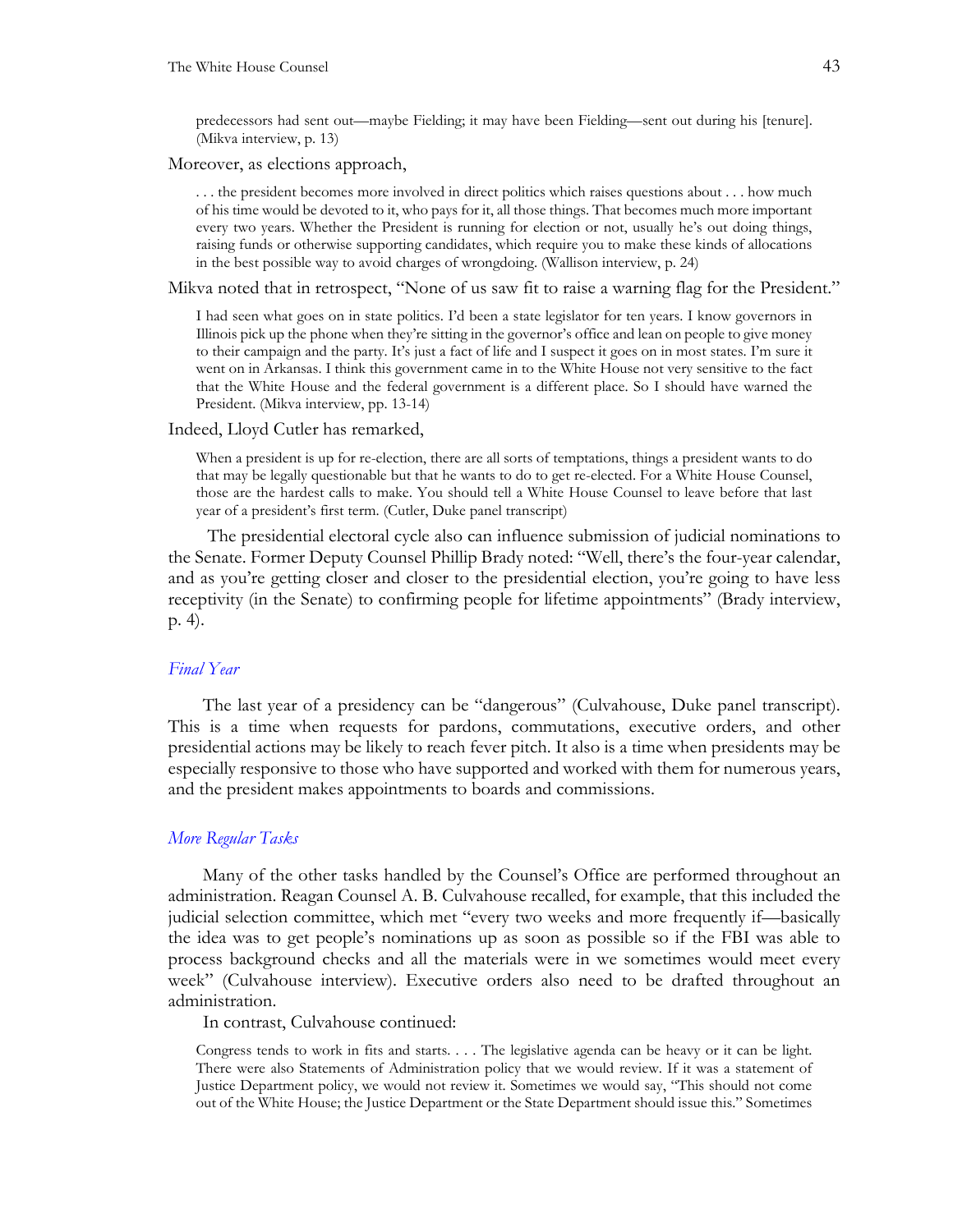> predecessors had sent out—maybe Fielding; it may have been Fielding—sent out during his [tenure]. (Mikva interview, p. 13)

Moreover, as elections approach,

> . . . the president becomes more involved in direct politics which raises questions about . . . how much of his time would be devoted to it, who pays for it, all those things. That becomes much more important every two years. Whether the President is running for election or not, usually he's out doing things, raising funds or otherwise supporting candidates, which require you to make these kinds of allocations in the best possible way to avoid charges of wrongdoing. (Wallison interview, p. 24)

Mikva noted that in retrospect, "None of us saw fit to raise a warning flag for the President."

> I had seen what goes on in state politics. I'd been a state legislator for ten years. I know governors in Illinois pick up the phone when they're sitting in the governor's office and lean on people to give money to their campaign and the party. It's just a fact of life and I suspect it goes on in most states. I'm sure it went on in Arkansas. I think this government came in to the White House not very sensitive to the fact that the White House and the federal government is a different place. So I should have warned the President. (Mikva interview, pp. 13-14)

Indeed, Lloyd Cutler has remarked,

> When a president is up for re-election, there are all sorts of temptations, things a president wants to do that may be legally questionable but that he wants to do to get re-elected. For a White House Counsel, those are the hardest calls to make. You should tell a White House Counsel to leave before that last year of a president's first term. (Cutler, Duke panel transcript)

The presidential electoral cycle also can influence submission of judicial nominations to the Senate. Former Deputy Counsel Phillip Brady noted: "Well, there's the four-year calendar, and as you're getting closer and closer to the presidential election, you're going to have less receptivity (in the Senate) to confirming people for lifetime appointments" (Brady interview, p. 4).

### *Final Year*

The last year of a presidency can be "dangerous" (Culvahouse, Duke panel transcript). This is a time when requests for pardons, commutations, executive orders, and other presidential actions may be likely to reach fever pitch. It also is a time when presidents may be especially responsive to those who have supported and worked with them for numerous years, and the president makes appointments to boards and commissions.

### *More Regular Tasks*

Many of the other tasks handled by the Counsel's Office are performed throughout an administration. Reagan Counsel A. B. Culvahouse recalled, for example, that this included the judicial selection committee, which met "every two weeks and more frequently if—basically the idea was to get people's nominations up as soon as possible so if the FBI was able to process background checks and all the materials were in we sometimes would meet every week" (Culvahouse interview). Executive orders also need to be drafted throughout an administration.

In contrast, Culvahouse continued:

> Congress tends to work in fits and starts. . . . The legislative agenda can be heavy or it can be light. There were also Statements of Administration policy that we would review. If it was a statement of Justice Department policy, we would not review it. Sometimes we would say, "This should not come out of the White House; the Justice Department or the State Department should issue this." Sometimes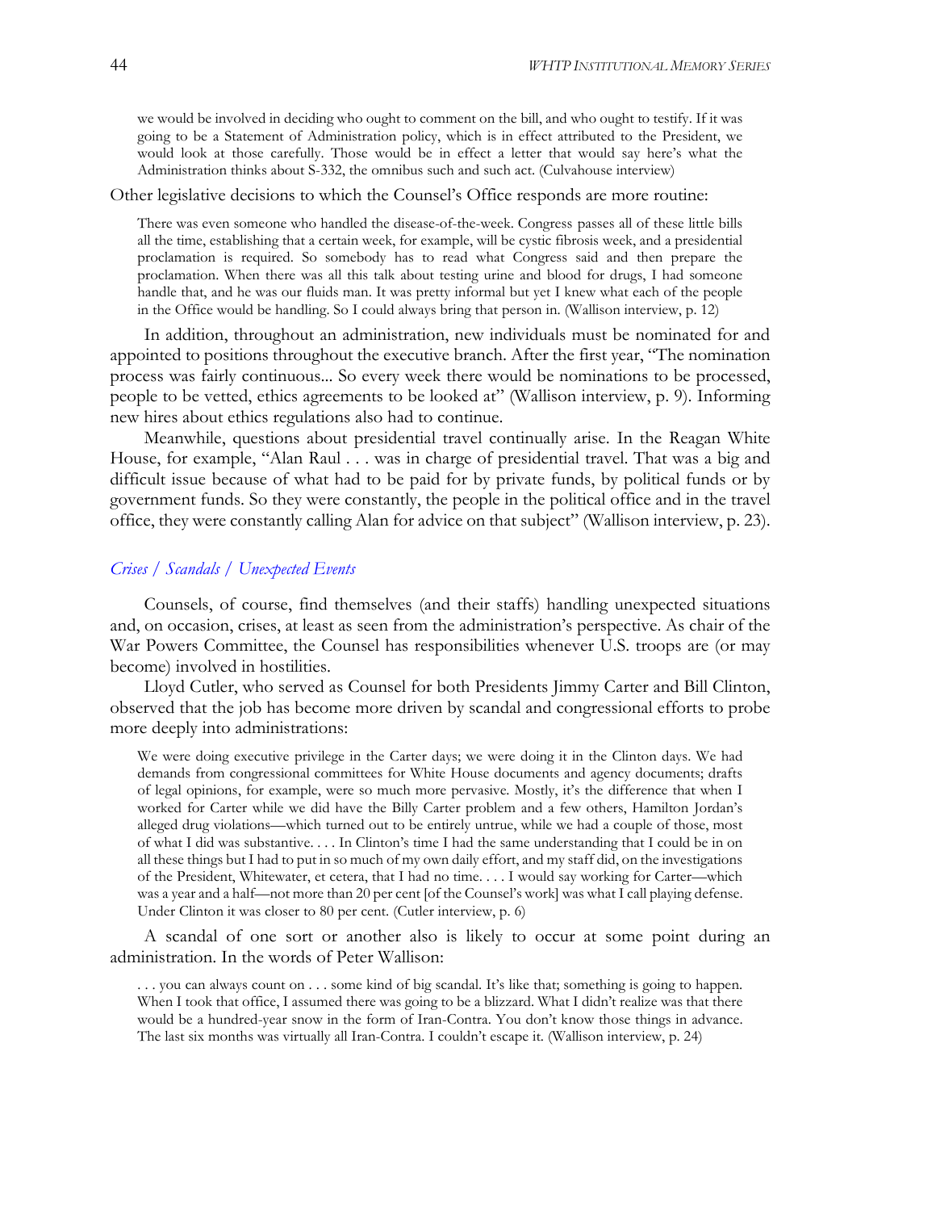> we would be involved in deciding who ought to comment on the bill, and who ought to testify. If it was going to be a Statement of Administration policy, which is in effect attributed to the President, we would look at those carefully. Those would be in effect a letter that would say here's what the Administration thinks about S-332, the omnibus such and such act. (Culvahouse interview)

Other legislative decisions to which the Counsel's Office responds are more routine:

> There was even someone who handled the disease-of-the-week. Congress passes all of these little bills all the time, establishing that a certain week, for example, will be cystic fibrosis week, and a presidential proclamation is required. So somebody has to read what Congress said and then prepare the proclamation. When there was all this talk about testing urine and blood for drugs, I had someone handle that, and he was our fluids man. It was pretty informal but yet I knew what each of the people in the Office would be handling. So I could always bring that person in. (Wallison interview, p. 12)

In addition, throughout an administration, new individuals must be nominated for and appointed to positions throughout the executive branch. After the first year, "The nomination process was fairly continuous... So every week there would be nominations to be processed, people to be vetted, ethics agreements to be looked at" (Wallison interview, p. 9). Informing new hires about ethics regulations also had to continue.

Meanwhile, questions about presidential travel continually arise. In the Reagan White House, for example, "Alan Raul . . . was in charge of presidential travel. That was a big and difficult issue because of what had to be paid for by private funds, by political funds or by government funds. So they were constantly, the people in the political office and in the travel office, they were constantly calling Alan for advice on that subject" (Wallison interview, p. 23).

### *Crises / Scandals / Unexpected Events*

Counsels, of course, find themselves (and their staffs) handling unexpected situations and, on occasion, crises, at least as seen from the administration's perspective. As chair of the War Powers Committee, the Counsel has responsibilities whenever U.S. troops are (or may become) involved in hostilities.

Lloyd Cutler, who served as Counsel for both Presidents Jimmy Carter and Bill Clinton, observed that the job has become more driven by scandal and congressional efforts to probe more deeply into administrations:

> We were doing executive privilege in the Carter days; we were doing it in the Clinton days. We had demands from congressional committees for White House documents and agency documents; drafts of legal opinions, for example, were so much more pervasive. Mostly, it's the difference that when I worked for Carter while we did have the Billy Carter problem and a few others, Hamilton Jordan's alleged drug violations—which turned out to be entirely untrue, while we had a couple of those, most of what I did was substantive. . . . In Clinton's time I had the same understanding that I could be in on all these things but I had to put in so much of my own daily effort, and my staff did, on the investigations of the President, Whitewater, et cetera, that I had no time. . . . I would say working for Carter—which was a year and a half—not more than 20 per cent [of the Counsel's work] was what I call playing defense. Under Clinton it was closer to 80 per cent. (Cutler interview, p. 6)

A scandal of one sort or another also is likely to occur at some point during an administration. In the words of Peter Wallison:

> . . . you can always count on . . . some kind of big scandal. It's like that; something is going to happen. When I took that office, I assumed there was going to be a blizzard. What I didn't realize was that there would be a hundred-year snow in the form of Iran-Contra. You don't know those things in advance. The last six months was virtually all Iran-Contra. I couldn't escape it. (Wallison interview, p. 24)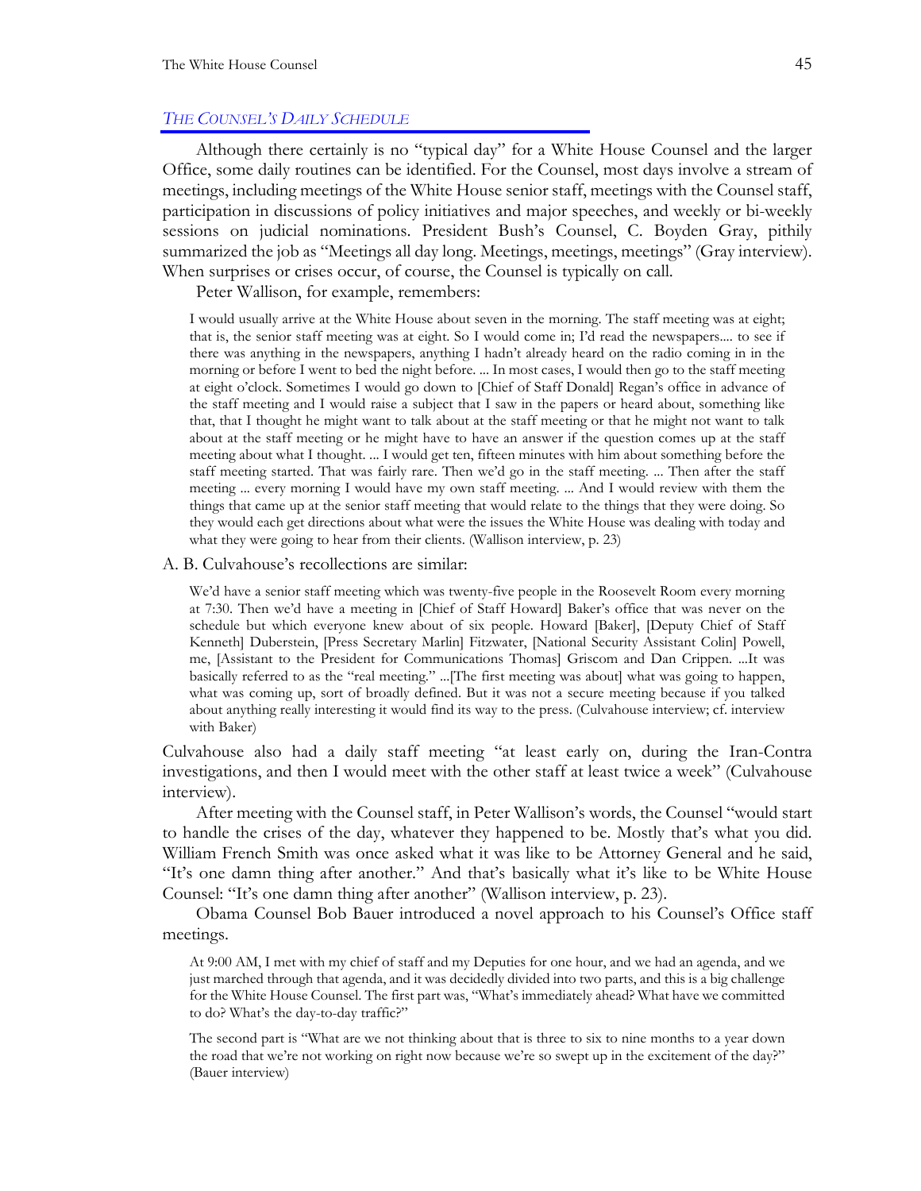## *The Counsel's Daily Schedule*

Although there certainly is no "typical day" for a White House Counsel and the larger Office, some daily routines can be identified. For the Counsel, most days involve a stream of meetings, including meetings of the White House senior staff, meetings with the Counsel staff, participation in discussions of policy initiatives and major speeches, and weekly or bi-weekly sessions on judicial nominations. President Bush's Counsel, C. Boyden Gray, pithily summarized the job as "Meetings all day long. Meetings, meetings, meetings" (Gray interview). When surprises or crises occur, of course, the Counsel is typically on call.

Peter Wallison, for example, remembers:

> I would usually arrive at the White House about seven in the morning. The staff meeting was at eight; that is, the senior staff meeting was at eight. So I would come in; I'd read the newspapers.... to see if there was anything in the newspapers, anything I hadn't already heard on the radio coming in in the morning or before I went to bed the night before. ... In most cases, I would then go to the staff meeting at eight o'clock. Sometimes I would go down to [Chief of Staff Donald] Regan's office in advance of the staff meeting and I would raise a subject that I saw in the papers or heard about, something like that, that I thought he might want to talk about at the staff meeting or that he might not want to talk about at the staff meeting or he might have to have an answer if the question comes up at the staff meeting about what I thought. ... I would get ten, fifteen minutes with him about something before the staff meeting started. That was fairly rare. Then we'd go in the staff meeting. ... Then after the staff meeting ... every morning I would have my own staff meeting. ... And I would review with them the things that came up at the senior staff meeting that would relate to the things that they were doing. So they would each get directions about what were the issues the White House was dealing with today and what they were going to hear from their clients. (Wallison interview, p. 23)

A. B. Culvahouse's recollections are similar:

> We'd have a senior staff meeting which was twenty-five people in the Roosevelt Room every morning at 7:30. Then we'd have a meeting in [Chief of Staff Howard] Baker's office that was never on the schedule but which everyone knew about of six people. Howard [Baker], [Deputy Chief of Staff Kenneth] Duberstein, [Press Secretary Marlin] Fitzwater, [National Security Assistant Colin] Powell, me, [Assistant to the President for Communications Thomas] Griscom and Dan Crippen. ...It was basically referred to as the "real meeting." ...[The first meeting was about] what was going to happen, what was coming up, sort of broadly defined. But it was not a secure meeting because if you talked about anything really interesting it would find its way to the press. (Culvahouse interview; cf. interview with Baker)

Culvahouse also had a daily staff meeting "at least early on, during the Iran-Contra investigations, and then I would meet with the other staff at least twice a week" (Culvahouse interview).

After meeting with the Counsel staff, in Peter Wallison's words, the Counsel "would start to handle the crises of the day, whatever they happened to be. Mostly that's what you did. William French Smith was once asked what it was like to be Attorney General and he said, "It's one damn thing after another." And that's basically what it's like to be White House Counsel: "It's one damn thing after another" (Wallison interview, p. 23).

Obama Counsel Bob Bauer introduced a novel approach to his Counsel's Office staff meetings.

> At 9:00 AM, I met with my chief of staff and my Deputies for one hour, and we had an agenda, and we just marched through that agenda, and it was decidedly divided into two parts, and this is a big challenge for the White House Counsel. The first part was, "What's immediately ahead? What have we committed to do? What's the day-to-day traffic?"
>
> The second part is "What are we not thinking about that is three to six to nine months to a year down the road that we're not working on right now because we're so swept up in the excitement of the day?" (Bauer interview)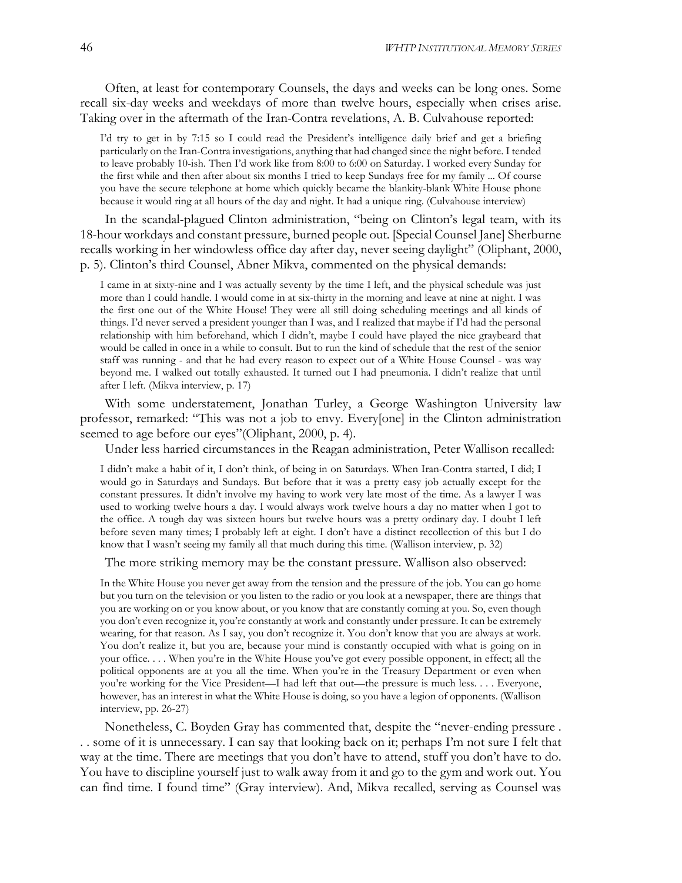Often, at least for contemporary Counsels, the days and weeks can be long ones. Some recall six-day weeks and weekdays of more than twelve hours, especially when crises arise. Taking over in the aftermath of the Iran-Contra revelations, A. B. Culvahouse reported:

> I'd try to get in by 7:15 so I could read the President's intelligence daily brief and get a briefing particularly on the Iran-Contra investigations, anything that had changed since the night before. I tended to leave probably 10-ish. Then I'd work like from 8:00 to 6:00 on Saturday. I worked every Sunday for the first while and then after about six months I tried to keep Sundays free for my family ... Of course you have the secure telephone at home which quickly became the blankity-blank White House phone because it would ring at all hours of the day and night. It had a unique ring. (Culvahouse interview)

In the scandal-plagued Clinton administration, "being on Clinton's legal team, with its 18-hour workdays and constant pressure, burned people out. [Special Counsel Jane] Sherburne recalls working in her windowless office day after day, never seeing daylight" (Oliphant, 2000, p. 5). Clinton's third Counsel, Abner Mikva, commented on the physical demands:

> I came in at sixty-nine and I was actually seventy by the time I left, and the physical schedule was just more than I could handle. I would come in at six-thirty in the morning and leave at nine at night. I was the first one out of the White House! They were all still doing scheduling meetings and all kinds of things. I'd never served a president younger than I was, and I realized that maybe if I'd had the personal relationship with him beforehand, which I didn't, maybe I could have played the nice graybeard that would be called in once in a while to consult. But to run the kind of schedule that the rest of the senior staff was running - and that he had every reason to expect out of a White House Counsel - was way beyond me. I walked out totally exhausted. It turned out I had pneumonia. I didn't realize that until after I left. (Mikva interview, p. 17)

With some understatement, Jonathan Turley, a George Washington University law professor, remarked: "This was not a job to envy. Every[one] in the Clinton administration seemed to age before our eyes"(Oliphant, 2000, p. 4).

Under less harried circumstances in the Reagan administration, Peter Wallison recalled:

> I didn't make a habit of it, I don't think, of being in on Saturdays. When Iran-Contra started, I did; I would go in Saturdays and Sundays. But before that it was a pretty easy job actually except for the constant pressures. It didn't involve my having to work very late most of the time. As a lawyer I was used to working twelve hours a day. I would always work twelve hours a day no matter when I got to the office. A tough day was sixteen hours but twelve hours was a pretty ordinary day. I doubt I left before seven many times; I probably left at eight. I don't have a distinct recollection of this but I do know that I wasn't seeing my family all that much during this time. (Wallison interview, p. 32)

The more striking memory may be the constant pressure. Wallison also observed:

> In the White House you never get away from the tension and the pressure of the job. You can go home but you turn on the television or you listen to the radio or you look at a newspaper, there are things that you are working on or you know about, or you know that are constantly coming at you. So, even though you don't even recognize it, you're constantly at work and constantly under pressure. It can be extremely wearing, for that reason. As I say, you don't recognize it. You don't know that you are always at work. You don't realize it, but you are, because your mind is constantly occupied with what is going on in your office. . . . When you're in the White House you've got every possible opponent, in effect; all the political opponents are at you all the time. When you're in the Treasury Department or even when you're working for the Vice President—I had left that out—the pressure is much less. . . . Everyone, however, has an interest in what the White House is doing, so you have a legion of opponents. (Wallison interview, pp. 26-27)

Nonetheless, C. Boyden Gray has commented that, despite the "never-ending pressure . . . some of it is unnecessary. I can say that looking back on it; perhaps I'm not sure I felt that way at the time. There are meetings that you don't have to attend, stuff you don't have to do. You have to discipline yourself just to walk away from it and go to the gym and work out. You can find time. I found time" (Gray interview). And, Mikva recalled, serving as Counsel was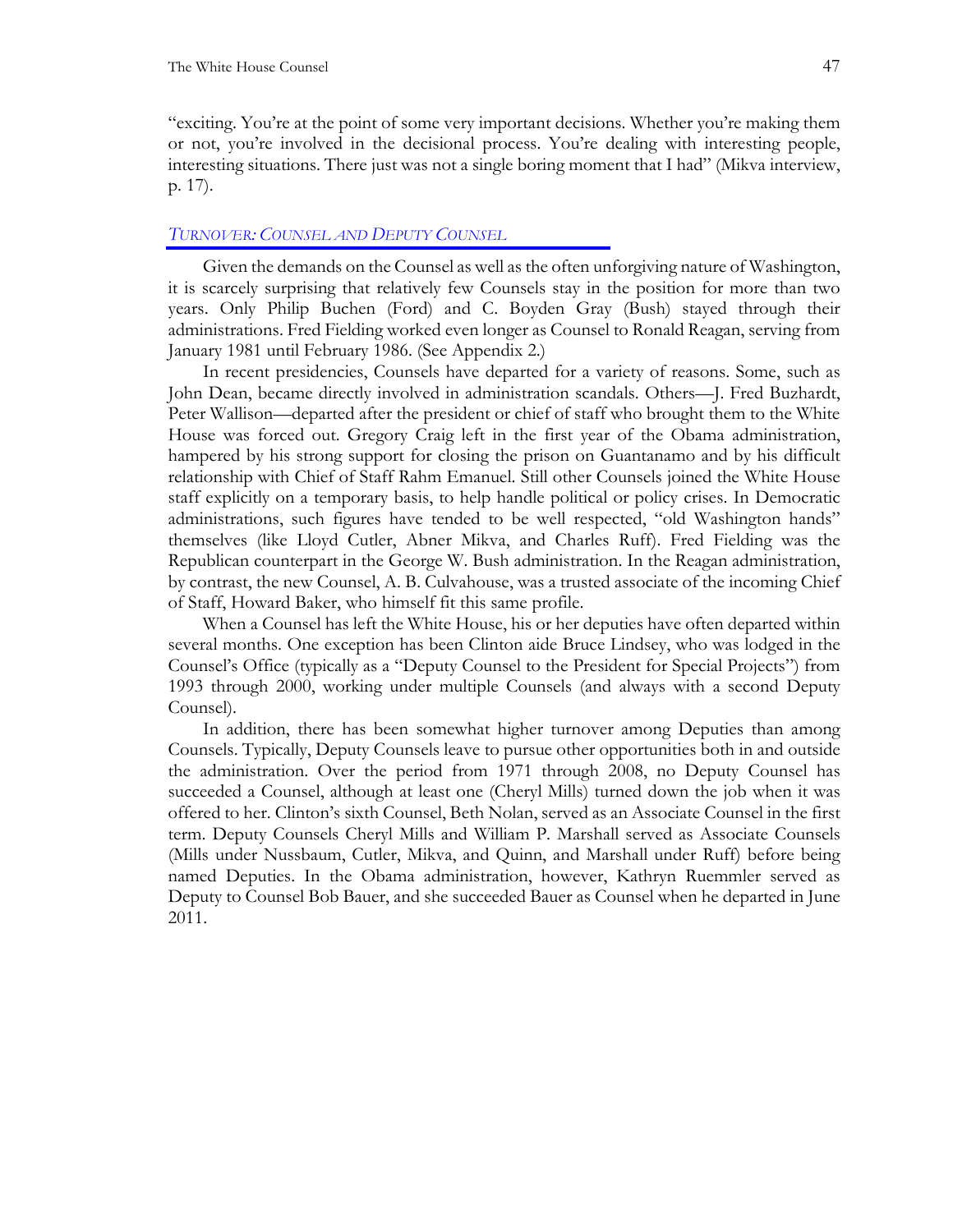"exciting. You're at the point of some very important decisions. Whether you're making them or not, you're involved in the decisional process. You're dealing with interesting people, interesting situations. There just was not a single boring moment that I had" (Mikva interview, p. 17).

## *Turnover: Counsel and Deputy Counsel*

Given the demands on the Counsel as well as the often unforgiving nature of Washington, it is scarcely surprising that relatively few Counsels stay in the position for more than two years. Only Philip Buchen (Ford) and C. Boyden Gray (Bush) stayed through their administrations. Fred Fielding worked even longer as Counsel to Ronald Reagan, serving from January 1981 until February 1986. (See Appendix 2.)

In recent presidencies, Counsels have departed for a variety of reasons. Some, such as John Dean, became directly involved in administration scandals. Others—J. Fred Buzhardt, Peter Wallison—departed after the president or chief of staff who brought them to the White House was forced out. Gregory Craig left in the first year of the Obama administration, hampered by his strong support for closing the prison on Guantanamo and by his difficult relationship with Chief of Staff Rahm Emanuel. Still other Counsels joined the White House staff explicitly on a temporary basis, to help handle political or policy crises. In Democratic administrations, such figures have tended to be well respected, "old Washington hands" themselves (like Lloyd Cutler, Abner Mikva, and Charles Ruff). Fred Fielding was the Republican counterpart in the George W. Bush administration. In the Reagan administration, by contrast, the new Counsel, A. B. Culvahouse, was a trusted associate of the incoming Chief of Staff, Howard Baker, who himself fit this same profile.

When a Counsel has left the White House, his or her deputies have often departed within several months. One exception has been Clinton aide Bruce Lindsey, who was lodged in the Counsel's Office (typically as a "Deputy Counsel to the President for Special Projects") from 1993 through 2000, working under multiple Counsels (and always with a second Deputy Counsel).

In addition, there has been somewhat higher turnover among Deputies than among Counsels. Typically, Deputy Counsels leave to pursue other opportunities both in and outside the administration. Over the period from 1971 through 2008, no Deputy Counsel has succeeded a Counsel, although at least one (Cheryl Mills) turned down the job when it was offered to her. Clinton's sixth Counsel, Beth Nolan, served as an Associate Counsel in the first term. Deputy Counsels Cheryl Mills and William P. Marshall served as Associate Counsels (Mills under Nussbaum, Cutler, Mikva, and Quinn, and Marshall under Ruff) before being named Deputies. In the Obama administration, however, Kathryn Ruemmler served as Deputy to Counsel Bob Bauer, and she succeeded Bauer as Counsel when he departed in June 2011.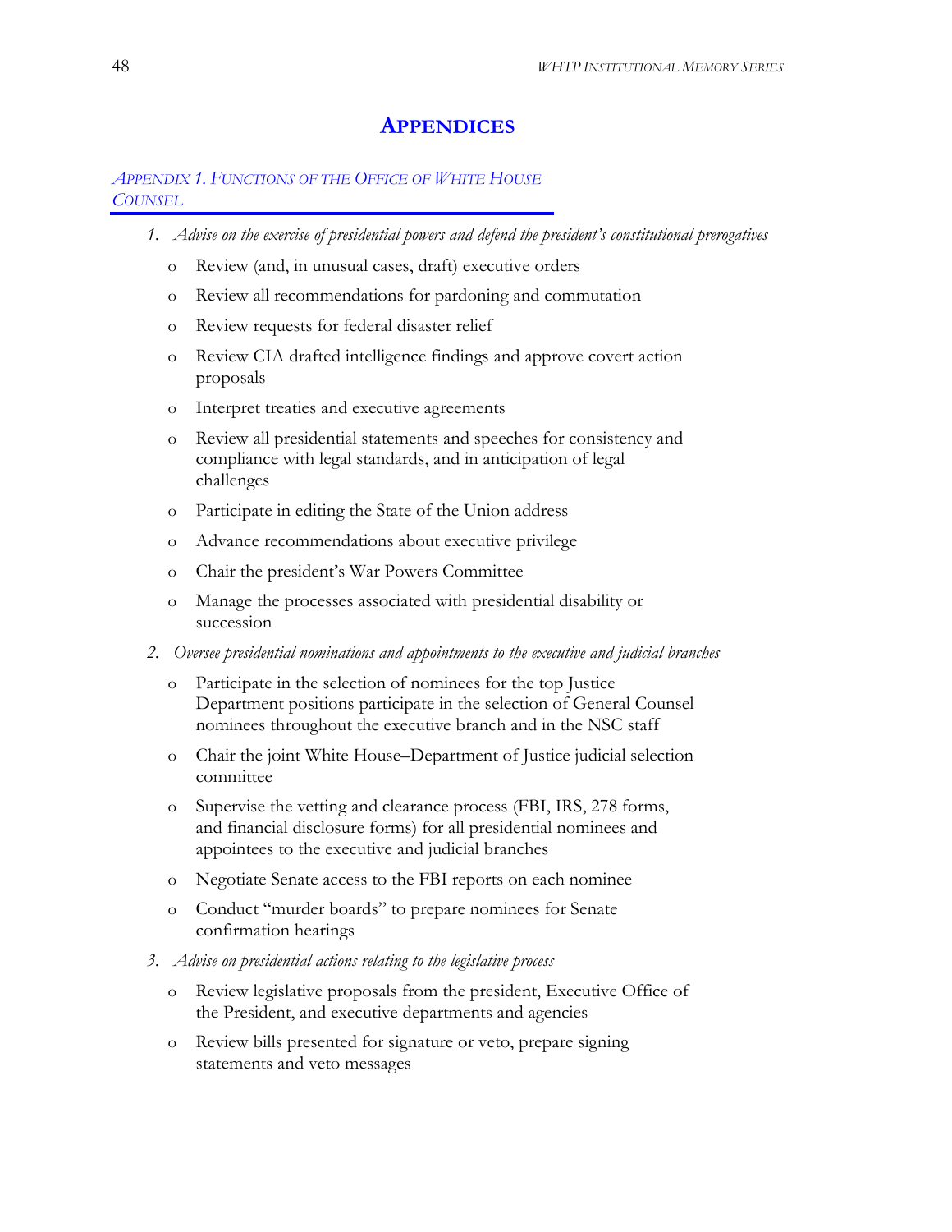# APPENDICES

## *APPENDIX 1. FUNCTIONS OF THE OFFICE OF WHITE HOUSE COUNSEL*

1. *Advise on the exercise of presidential powers and defend the president's constitutional prerogatives*
   - Review (and, in unusual cases, draft) executive orders
   - Review all recommendations for pardoning and commutation
   - Review requests for federal disaster relief
   - Review CIA drafted intelligence findings and approve covert action proposals
   - Interpret treaties and executive agreements
   - Review all presidential statements and speeches for consistency and compliance with legal standards, and in anticipation of legal challenges
   - Participate in editing the State of the Union address
   - Advance recommendations about executive privilege
   - Chair the president's War Powers Committee
   - Manage the processes associated with presidential disability or succession
2. *Oversee presidential nominations and appointments to the executive and judicial branches*
   - Participate in the selection of nominees for the top Justice Department positions participate in the selection of General Counsel nominees throughout the executive branch and in the NSC staff
   - Chair the joint White House–Department of Justice judicial selection committee
   - Supervise the vetting and clearance process (FBI, IRS, 278 forms, and financial disclosure forms) for all presidential nominees and appointees to the executive and judicial branches
   - Negotiate Senate access to the FBI reports on each nominee
   - Conduct "murder boards" to prepare nominees for Senate confirmation hearings
3. *Advise on presidential actions relating to the legislative process*
   - Review legislative proposals from the president, Executive Office of the President, and executive departments and agencies
   - Review bills presented for signature or veto, prepare signing statements and veto messages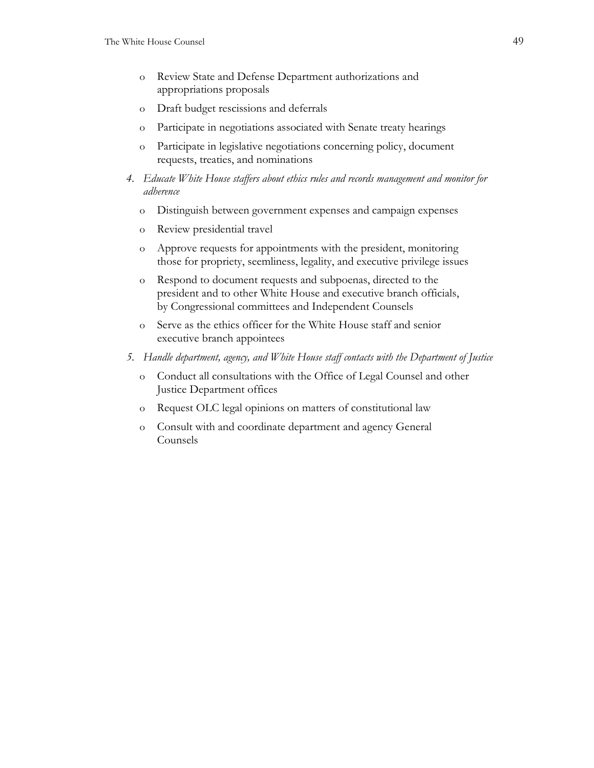- Review State and Defense Department authorizations and appropriations proposals
- Draft budget rescissions and deferrals
- Participate in negotiations associated with Senate treaty hearings
- Participate in legislative negotiations concerning policy, document requests, treaties, and nominations

4. *Educate White House staffers about ethics rules and records management and monitor for adherence*
   - Distinguish between government expenses and campaign expenses
   - Review presidential travel
   - Approve requests for appointments with the president, monitoring those for propriety, seemliness, legality, and executive privilege issues
   - Respond to document requests and subpoenas, directed to the president and to other White House and executive branch officials, by Congressional committees and Independent Counsels
   - Serve as the ethics officer for the White House staff and senior executive branch appointees

5. *Handle department, agency, and White House staff contacts with the Department of Justice*
   - Conduct all consultations with the Office of Legal Counsel and other Justice Department offices
   - Request OLC legal opinions on matters of constitutional law
   - Consult with and coordinate department and agency General Counsels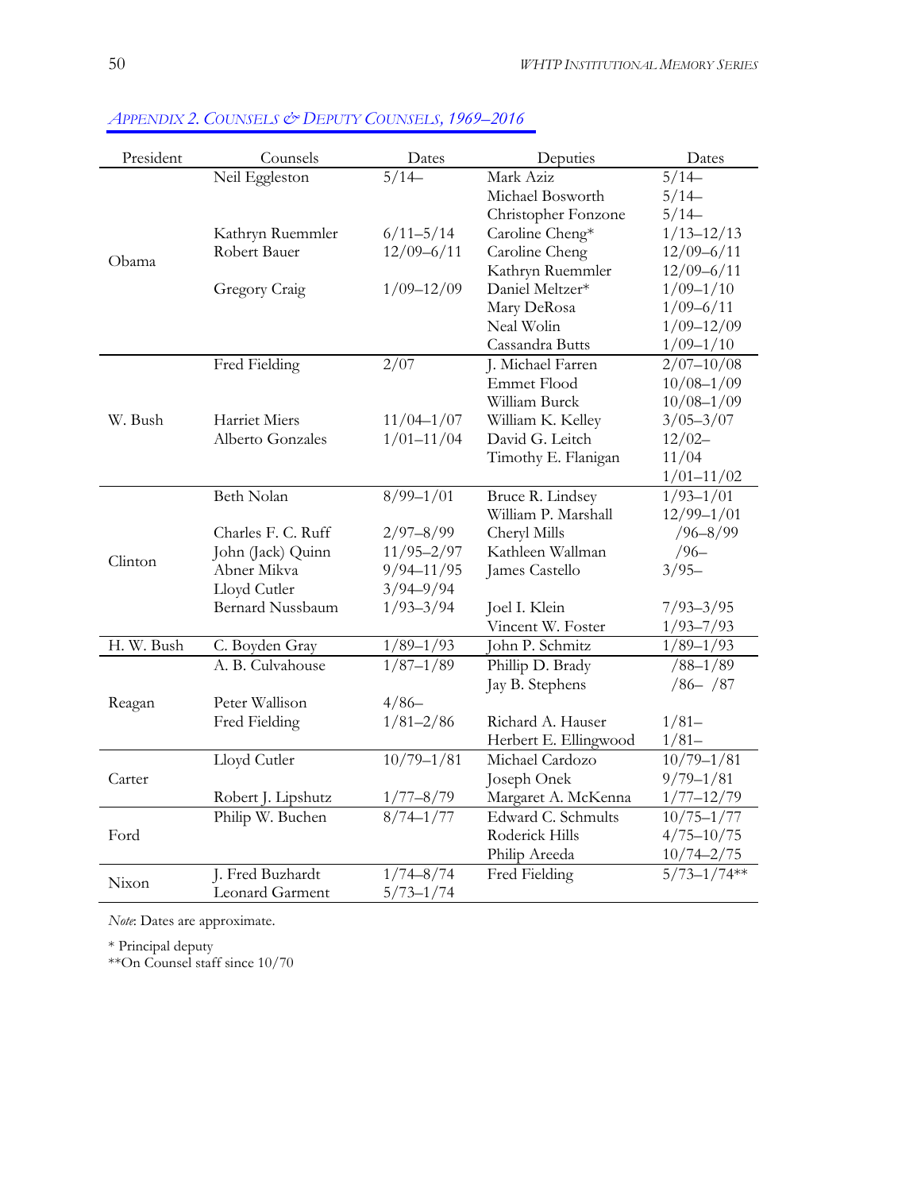## *Appendix 2. Counsels & Deputy Counsels, 1969–2016*

| President | Counsels | Dates | Deputies | Dates |
|---|---|---|---|---|
| Obama | Neil Eggleston | 5/14– | Mark Aziz | 5/14– |
| | | | Michael Bosworth | 5/14– |
| | | | Christopher Fonzone | 5/14– |
| | Kathryn Ruemmler | 6/11–5/14 | Caroline Cheng* | 1/13–12/13 |
| | Robert Bauer | 12/09–6/11 | Caroline Cheng | 12/09–6/11 |
| | | | Kathryn Ruemmler | 12/09–6/11 |
| | Gregory Craig | 1/09–12/09 | Daniel Meltzer* | 1/09–1/10 |
| | | | Mary DeRosa | 1/09–6/11 |
| | | | Neal Wolin | 1/09–12/09 |
| | | | Cassandra Butts | 1/09–1/10 |
| W. Bush | Fred Fielding | 2/07 | J. Michael Farren | 2/07–10/08 |
| | | | Emmet Flood | 10/08–1/09 |
| | | | William Burck | 10/08–1/09 |
| | Harriet Miers | 11/04–1/07 | William K. Kelley | 3/05–3/07 |
| | Alberto Gonzales | 1/01–11/04 | David G. Leitch | 12/02– |
| | | | Timothy E. Flanigan | 11/04 |
| | | | | 1/01–11/02 |
| Clinton | Beth Nolan | 8/99–1/01 | Bruce R. Lindsey | 1/93–1/01 |
| | | | William P. Marshall | 12/99–1/01 |
| | Charles F. C. Ruff | 2/97–8/99 | Cheryl Mills | /96–8/99 |
| | John (Jack) Quinn | 11/95–2/97 | Kathleen Wallman | /96– |
| | Abner Mikva | 9/94–11/95 | James Castello | 3/95– |
| | Lloyd Cutler | 3/94–9/94 | | |
| | Bernard Nussbaum | 1/93–3/94 | Joel I. Klein | 7/93–3/95 |
| | | | Vincent W. Foster | 1/93–7/93 |
| H. W. Bush | C. Boyden Gray | 1/89–1/93 | John P. Schmitz | 1/89–1/93 |
| Reagan | A. B. Culvahouse | 1/87–1/89 | Phillip D. Brady | /88–1/89 |
| | | | Jay B. Stephens | /86– /87 |
| | Peter Wallison | 4/86– | | |
| | Fred Fielding | 1/81–2/86 | Richard A. Hauser | 1/81– |
| | | | Herbert E. Ellingwood | 1/81– |
| Carter | Lloyd Cutler | 10/79–1/81 | Michael Cardozo | 10/79–1/81 |
| | | | Joseph Onek | 9/79–1/81 |
| | Robert J. Lipshutz | 1/77–8/79 | Margaret A. McKenna | 1/77–12/79 |
| Ford | Philip W. Buchen | 8/74–1/77 | Edward C. Schmults | 10/75–1/77 |
| | | | Roderick Hills | 4/75–10/75 |
| | | | Philip Areeda | 10/74–2/75 |
| Nixon | J. Fred Buzhardt | 1/74–8/74 | Fred Fielding | 5/73–1/74** |
| | Leonard Garment | 5/73–1/74 | | |

*Note*: Dates are approximate.

\* Principal deputy

\*\*On Counsel staff since 10/70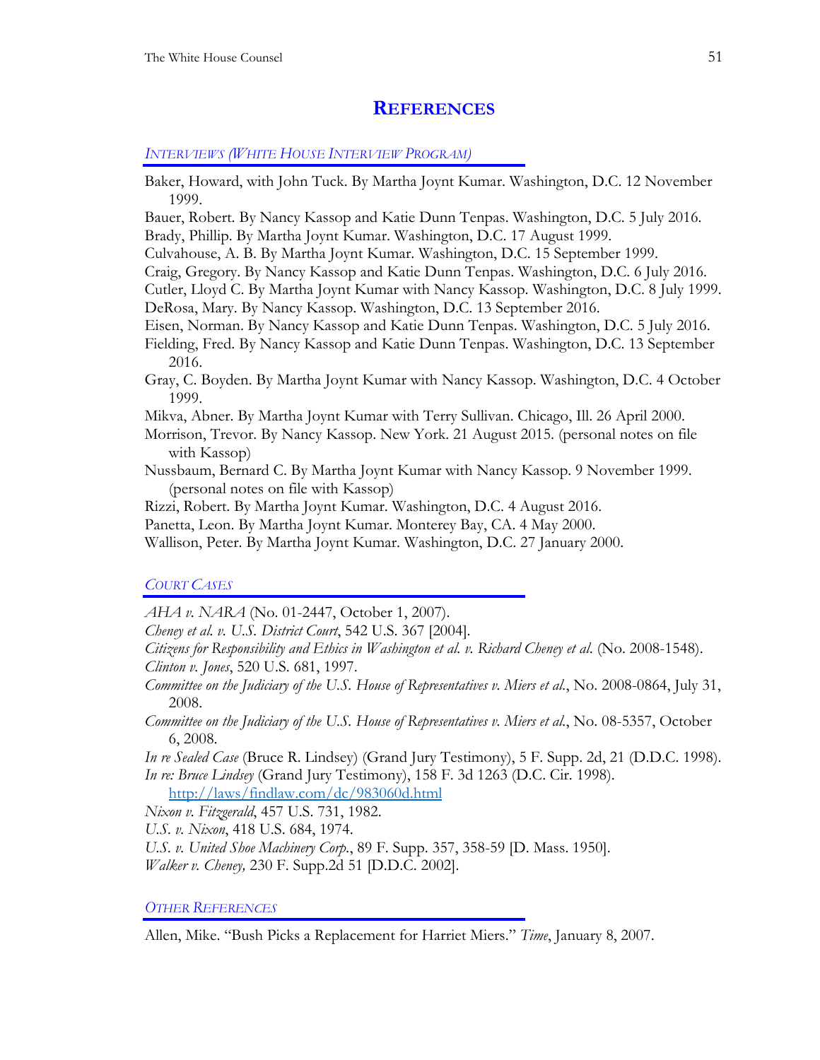# REFERENCES

## *INTERVIEWS (WHITE HOUSE INTERVIEW PROGRAM)*

Baker, Howard, with John Tuck. By Martha Joynt Kumar. Washington, D.C. 12 November 1999.

Bauer, Robert. By Nancy Kassop and Katie Dunn Tenpas. Washington, D.C. 5 July 2016.

Brady, Phillip. By Martha Joynt Kumar. Washington, D.C. 17 August 1999.

Culvahouse, A. B. By Martha Joynt Kumar. Washington, D.C. 15 September 1999.

Craig, Gregory. By Nancy Kassop and Katie Dunn Tenpas. Washington, D.C. 6 July 2016.

Cutler, Lloyd C. By Martha Joynt Kumar with Nancy Kassop. Washington, D.C. 8 July 1999.

DeRosa, Mary. By Nancy Kassop. Washington, D.C. 13 September 2016.

Eisen, Norman. By Nancy Kassop and Katie Dunn Tenpas. Washington, D.C. 5 July 2016.

Fielding, Fred. By Nancy Kassop and Katie Dunn Tenpas. Washington, D.C. 13 September 2016.

Gray, C. Boyden. By Martha Joynt Kumar with Nancy Kassop. Washington, D.C. 4 October 1999.

Mikva, Abner. By Martha Joynt Kumar with Terry Sullivan. Chicago, Ill. 26 April 2000.

Morrison, Trevor. By Nancy Kassop. New York. 21 August 2015. (personal notes on file with Kassop)

Nussbaum, Bernard C. By Martha Joynt Kumar with Nancy Kassop. 9 November 1999. (personal notes on file with Kassop)

Rizzi, Robert. By Martha Joynt Kumar. Washington, D.C. 4 August 2016.

Panetta, Leon. By Martha Joynt Kumar. Monterey Bay, CA. 4 May 2000.

Wallison, Peter. By Martha Joynt Kumar. Washington, D.C. 27 January 2000.

## *COURT CASES*

*AHA v. NARA* (No. 01-2447, October 1, 2007).

*Cheney et al. v. U.S. District Court*, 542 U.S. 367 [2004].

*Citizens for Responsibility and Ethics in Washington et al. v. Richard Cheney et al.* (No. 2008-1548).

*Clinton v. Jones*, 520 U.S. 681, 1997.

*Committee on the Judiciary of the U.S. House of Representatives v. Miers et al.*, No. 2008-0864, July 31, 2008.

*Committee on the Judiciary of the U.S. House of Representatives v. Miers et al.*, No. 08-5357, October 6, 2008.

*In re Sealed Case* (Bruce R. Lindsey) (Grand Jury Testimony), 5 F. Supp. 2d, 21 (D.D.C. 1998).

*In re: Bruce Lindsey* (Grand Jury Testimony), 158 F. 3d 1263 (D.C. Cir. 1998). http://laws/findlaw.com/dc/983060d.html

*Nixon v. Fitzgerald*, 457 U.S. 731, 1982.

*U.S. v. Nixon*, 418 U.S. 684, 1974.

*U.S. v. United Shoe Machinery Corp.*, 89 F. Supp. 357, 358-59 [D. Mass. 1950].

*Walker v. Cheney,* 230 F. Supp.2d 51 [D.D.C. 2002].

## *OTHER REFERENCES*

Allen, Mike. "Bush Picks a Replacement for Harriet Miers." *Time*, January 8, 2007.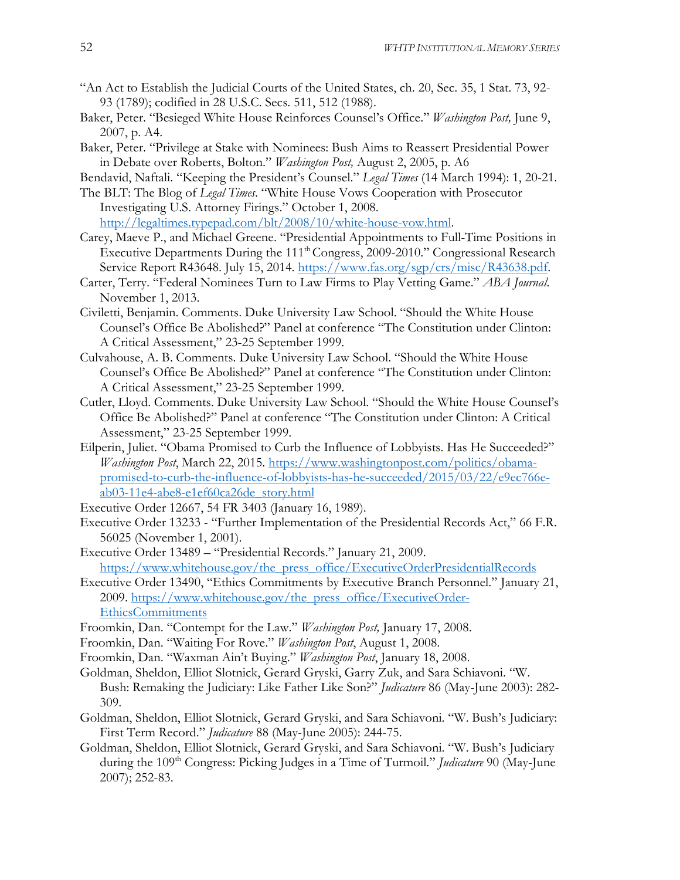"An Act to Establish the Judicial Courts of the United States, ch. 20, Sec. 35, 1 Stat. 73, 92-93 (1789); codified in 28 U.S.C. Secs. 511, 512 (1988).

Baker, Peter. "Besieged White House Reinforces Counsel's Office." *Washington Post,* June 9, 2007, p. A4.

Baker, Peter. "Privilege at Stake with Nominees: Bush Aims to Reassert Presidential Power in Debate over Roberts, Bolton." *Washington Post,* August 2, 2005, p. A6

Bendavid, Naftali. "Keeping the President's Counsel." *Legal Times* (14 March 1994): 1, 20-21.

The BLT: The Blog of *Legal Times*. "White House Vows Cooperation with Prosecutor Investigating U.S. Attorney Firings." October 1, 2008. http://legaltimes.typepad.com/blt/2008/10/white-house-vow.html.

Carey, Maeve P., and Michael Greene. "Presidential Appointments to Full-Time Positions in Executive Departments During the 111th Congress, 2009-2010." Congressional Research Service Report R43648. July 15, 2014. https://www.fas.org/sgp/crs/misc/R43638.pdf.

Carter, Terry. "Federal Nominees Turn to Law Firms to Play Vetting Game." *ABA Journal*. November 1, 2013.

Civiletti, Benjamin. Comments. Duke University Law School. "Should the White House Counsel's Office Be Abolished?" Panel at conference "The Constitution under Clinton: A Critical Assessment," 23-25 September 1999.

Culvahouse, A. B. Comments. Duke University Law School. "Should the White House Counsel's Office Be Abolished?" Panel at conference "The Constitution under Clinton: A Critical Assessment," 23-25 September 1999.

Cutler, Lloyd. Comments. Duke University Law School. "Should the White House Counsel's Office Be Abolished?" Panel at conference "The Constitution under Clinton: A Critical Assessment," 23-25 September 1999.

Eilperin, Juliet. "Obama Promised to Curb the Influence of Lobbyists. Has He Succeeded?" *Washington Post*, March 22, 2015. https://www.washingtonpost.com/politics/obama-promised-to-curb-the-influence-of-lobbyists-has-he-succeeded/2015/03/22/e9ec766e-ab03-11e4-abe8-e1ef60ca26de_story.html

Executive Order 12667, 54 FR 3403 (January 16, 1989).

Executive Order 13233 - "Further Implementation of the Presidential Records Act," 66 F.R. 56025 (November 1, 2001).

Executive Order 13489 – "Presidential Records." January 21, 2009. https://www.whitehouse.gov/the_press_office/ExecutiveOrderPresidentialRecords

Executive Order 13490, "Ethics Commitments by Executive Branch Personnel." January 21, 2009. https://www.whitehouse.gov/the_press_office/ExecutiveOrder-EthicsCommitments

Froomkin, Dan. "Contempt for the Law." *Washington Post,* January 17, 2008.

Froomkin, Dan. "Waiting For Rove." *Washington Post*, August 1, 2008.

Froomkin, Dan. "Waxman Ain't Buying." *Washington Post*, January 18, 2008.

Goldman, Sheldon, Elliot Slotnick, Gerard Gryski, Garry Zuk, and Sara Schiavoni. "W. Bush: Remaking the Judiciary: Like Father Like Son?" *Judicature* 86 (May-June 2003): 282-309.

Goldman, Sheldon, Elliot Slotnick, Gerard Gryski, and Sara Schiavoni. "W. Bush's Judiciary: First Term Record." *Judicature* 88 (May-June 2005): 244-75.

Goldman, Sheldon, Elliot Slotnick, Gerard Gryski, and Sara Schiavoni. "W. Bush's Judiciary during the 109th Congress: Picking Judges in a Time of Turmoil." *Judicature* 90 (May-June 2007); 252-83.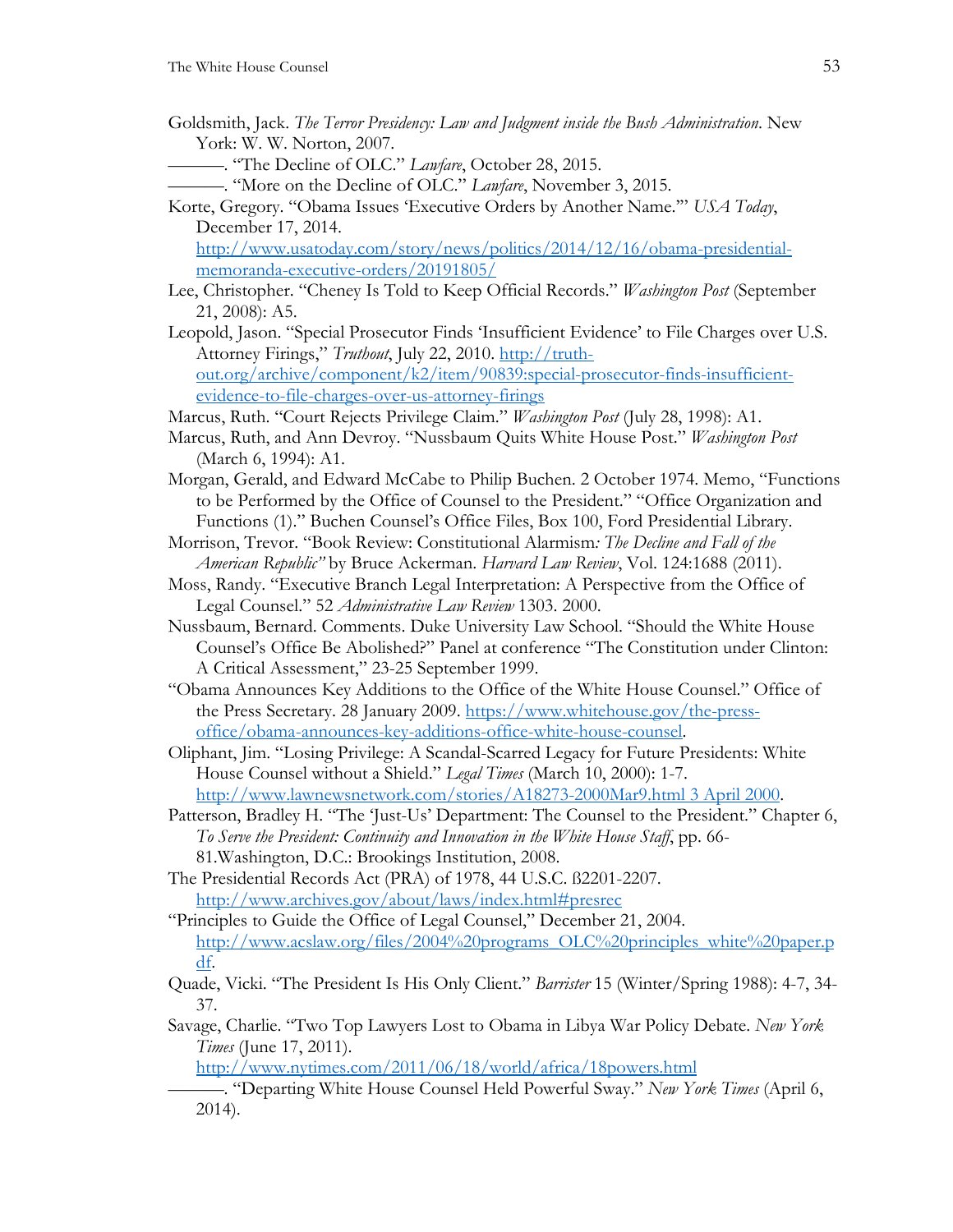Goldsmith, Jack. *The Terror Presidency: Law and Judgment inside the Bush Administration*. New York: W. W. Norton, 2007.

———. "The Decline of OLC." *Lawfare*, October 28, 2015.

———. "More on the Decline of OLC." *Lawfare*, November 3, 2015.

Korte, Gregory. "Obama Issues 'Executive Orders by Another Name.'" *USA Today*, December 17, 2014. http://www.usatoday.com/story/news/politics/2014/12/16/obama-presidential-memoranda-executive-orders/20191805/

Lee, Christopher. "Cheney Is Told to Keep Official Records." *Washington Post* (September 21, 2008): A5.

Leopold, Jason. "Special Prosecutor Finds 'Insufficient Evidence' to File Charges over U.S. Attorney Firings," *Truthout*, July 22, 2010. http://truth-out.org/archive/component/k2/item/90839:special-prosecutor-finds-insufficient-evidence-to-file-charges-over-us-attorney-firings

Marcus, Ruth. "Court Rejects Privilege Claim." *Washington Post* (July 28, 1998): A1.

Marcus, Ruth, and Ann Devroy. "Nussbaum Quits White House Post." *Washington Post* (March 6, 1994): A1.

Morgan, Gerald, and Edward McCabe to Philip Buchen. 2 October 1974. Memo, "Functions to be Performed by the Office of Counsel to the President." "Office Organization and Functions (1)." Buchen Counsel's Office Files, Box 100, Ford Presidential Library.

Morrison, Trevor. "Book Review: Constitutional Alarmism*: The Decline and Fall of the American Republic"* by Bruce Ackerman. *Harvard Law Review*, Vol. 124:1688 (2011).

Moss, Randy. "Executive Branch Legal Interpretation: A Perspective from the Office of Legal Counsel." 52 *Administrative Law Review* 1303. 2000.

Nussbaum, Bernard. Comments. Duke University Law School. "Should the White House Counsel's Office Be Abolished?" Panel at conference "The Constitution under Clinton: A Critical Assessment," 23-25 September 1999.

"Obama Announces Key Additions to the Office of the White House Counsel." Office of the Press Secretary. 28 January 2009. https://www.whitehouse.gov/the-press-office/obama-announces-key-additions-office-white-house-counsel.

Oliphant, Jim. "Losing Privilege: A Scandal-Scarred Legacy for Future Presidents: White House Counsel without a Shield." *Legal Times* (March 10, 2000): 1-7. http://www.lawnewsnetwork.com/stories/A18273-2000Mar9.html 3 April 2000.

Patterson, Bradley H. "The 'Just-Us' Department: The Counsel to the President." Chapter 6, *To Serve the President: Continuity and Innovation in the White House Staff*, pp. 66-81.Washington, D.C.: Brookings Institution, 2008.

The Presidential Records Act (PRA) of 1978, 44 U.S.C. ß2201-2207. http://www.archives.gov/about/laws/index.html#presrec

"Principles to Guide the Office of Legal Counsel," December 21, 2004. http://www.acslaw.org/files/2004%20programs_OLC%20principles_white%20paper.pdf.

Quade, Vicki. "The President Is His Only Client." *Barrister* 15 (Winter/Spring 1988): 4-7, 34-37.

Savage, Charlie. "Two Top Lawyers Lost to Obama in Libya War Policy Debate. *New York Times* (June 17, 2011). http://www.nytimes.com/2011/06/18/world/africa/18powers.html

———. "Departing White House Counsel Held Powerful Sway." *New York Times* (April 6, 2014).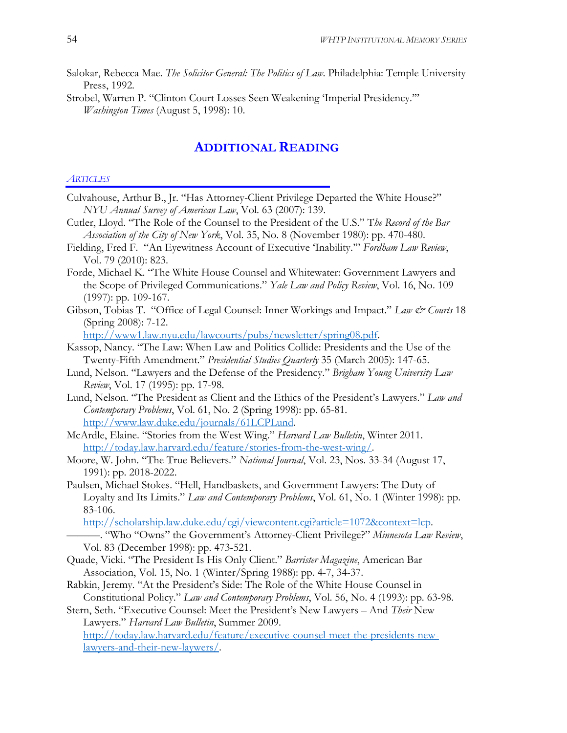Salokar, Rebecca Mae. *The Solicitor General: The Politics of Law.* Philadelphia: Temple University Press, 1992.

Strobel, Warren P. "Clinton Court Losses Seen Weakening 'Imperial Presidency.'" *Washington Times* (August 5, 1998): 10.

## ADDITIONAL READING

### *ARTICLES*

Culvahouse, Arthur B., Jr. "Has Attorney-Client Privilege Departed the White House?" *NYU Annual Survey of American Law*, Vol. 63 (2007): 139.

Cutler, Lloyd. "The Role of the Counsel to the President of the U.S." T*he Record of the Bar Association of the City of New York*, Vol. 35, No. 8 (November 1980): pp. 470-480.

Fielding, Fred F. "An Eyewitness Account of Executive 'Inability.'" *Fordham Law Review*, Vol. 79 (2010): 823.

Forde, Michael K. "The White House Counsel and Whitewater: Government Lawyers and the Scope of Privileged Communications." *Yale Law and Policy Review*, Vol. 16, No. 109 (1997): pp. 109-167.

Gibson, Tobias T. "Office of Legal Counsel: Inner Workings and Impact." *Law & Courts* 18 (Spring 2008): 7-12. http://www1.law.nyu.edu/lawcourts/pubs/newsletter/spring08.pdf.

Kassop, Nancy. "The Law: When Law and Politics Collide: Presidents and the Use of the Twenty-Fifth Amendment." *Presidential Studies Quarterly* 35 (March 2005): 147-65.

Lund, Nelson. "Lawyers and the Defense of the Presidency." *Brigham Young University Law Review*, Vol. 17 (1995): pp. 17-98.

Lund, Nelson. "The President as Client and the Ethics of the President's Lawyers." *Law and Contemporary Problems*, Vol. 61, No. 2 (Spring 1998): pp. 65-81. http://www.law.duke.edu/journals/61LCPLund.

McArdle, Elaine. "Stories from the West Wing." *Harvard Law Bulletin*, Winter 2011. http://today.law.harvard.edu/feature/stories-from-the-west-wing/.

Moore, W. John. "The True Believers." *National Journal*, Vol. 23, Nos. 33-34 (August 17, 1991): pp. 2018-2022.

Paulsen, Michael Stokes. "Hell, Handbaskets, and Government Lawyers: The Duty of Loyalty and Its Limits." *Law and Contemporary Problems*, Vol. 61, No. 1 (Winter 1998): pp. 83-106. http://scholarship.law.duke.edu/cgi/viewcontent.cgi?article=1072&context=lcp.

———. "Who "Owns" the Government's Attorney-Client Privilege?" *Minnesota Law Review*, Vol. 83 (December 1998): pp. 473-521.

Quade, Vicki. "The President Is His Only Client." *Barrister Magazine*, American Bar Association, Vol. 15, No. 1 (Winter/Spring 1988): pp. 4-7, 34-37.

Rabkin, Jeremy. "At the President's Side: The Role of the White House Counsel in Constitutional Policy." *Law and Contemporary Problems*, Vol. 56, No. 4 (1993): pp. 63-98.

Stern, Seth. "Executive Counsel: Meet the President's New Lawyers – And *Their* New Lawyers." *Harvard Law Bulletin*, Summer 2009. http://today.law.harvard.edu/feature/executive-counsel-meet-the-presidents-new-lawyers-and-their-new-laywers/.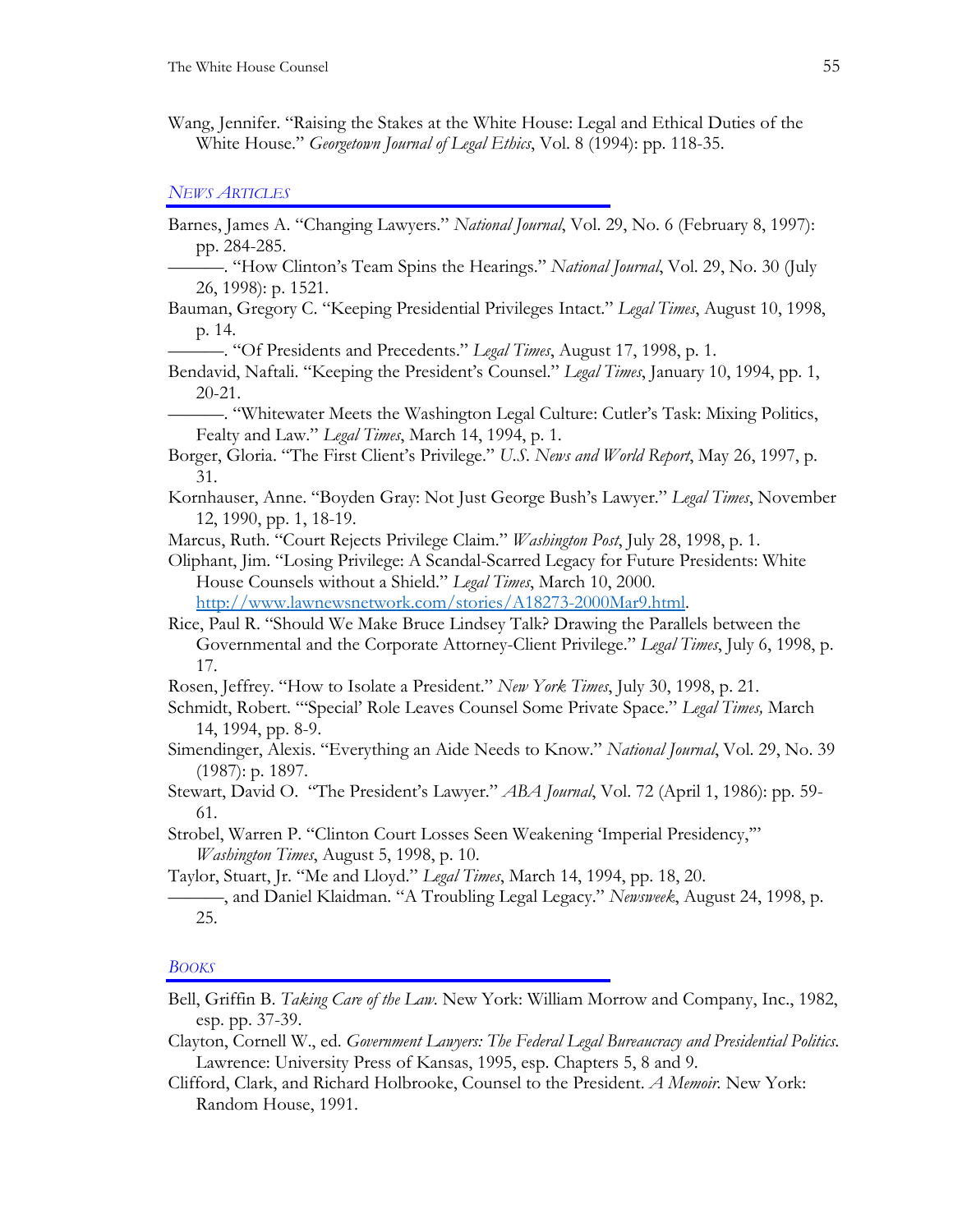Wang, Jennifer. "Raising the Stakes at the White House: Legal and Ethical Duties of the White House." *Georgetown Journal of Legal Ethics*, Vol. 8 (1994): pp. 118-35.

### *NEWS ARTICLES*

Barnes, James A. "Changing Lawyers." *National Journal*, Vol. 29, No. 6 (February 8, 1997): pp. 284-285.

———. "How Clinton's Team Spins the Hearings." *National Journal*, Vol. 29, No. 30 (July 26, 1998): p. 1521.

Bauman, Gregory C. "Keeping Presidential Privileges Intact." *Legal Times*, August 10, 1998, p. 14.

———. "Of Presidents and Precedents." *Legal Times*, August 17, 1998, p. 1.

Bendavid, Naftali. "Keeping the President's Counsel." *Legal Times*, January 10, 1994, pp. 1, 20-21.

———. "Whitewater Meets the Washington Legal Culture: Cutler's Task: Mixing Politics, Fealty and Law." *Legal Times*, March 14, 1994, p. 1.

Borger, Gloria. "The First Client's Privilege." *U.S. News and World Report*, May 26, 1997, p. 31.

Kornhauser, Anne. "Boyden Gray: Not Just George Bush's Lawyer." *Legal Times*, November 12, 1990, pp. 1, 18-19.

Marcus, Ruth. "Court Rejects Privilege Claim." *Washington Post*, July 28, 1998, p. 1.

Oliphant, Jim. "Losing Privilege: A Scandal-Scarred Legacy for Future Presidents: White House Counsels without a Shield." *Legal Times*, March 10, 2000. http://www.lawnewsnetwork.com/stories/A18273-2000Mar9.html.

Rice, Paul R. "Should We Make Bruce Lindsey Talk? Drawing the Parallels between the Governmental and the Corporate Attorney-Client Privilege." *Legal Times*, July 6, 1998, p. 17.

Rosen, Jeffrey. "How to Isolate a President." *New York Times*, July 30, 1998, p. 21.

Schmidt, Robert. "'Special' Role Leaves Counsel Some Private Space." *Legal Times,* March 14, 1994, pp. 8-9.

Simendinger, Alexis. "Everything an Aide Needs to Know." *National Journal*, Vol. 29, No. 39 (1987): p. 1897.

Stewart, David O. "The President's Lawyer." *ABA Journal*, Vol. 72 (April 1, 1986): pp. 59-61.

Strobel, Warren P. "Clinton Court Losses Seen Weakening 'Imperial Presidency,'" *Washington Times*, August 5, 1998, p. 10.

Taylor, Stuart, Jr. "Me and Lloyd." *Legal Times*, March 14, 1994, pp. 18, 20.

———, and Daniel Klaidman. "A Troubling Legal Legacy." *Newsweek*, August 24, 1998, p. 25.

### *BOOKS*

Bell, Griffin B. *Taking Care of the Law*. New York: William Morrow and Company, Inc., 1982, esp. pp. 37-39.

Clayton, Cornell W., ed. *Government Lawyers: The Federal Legal Bureaucracy and Presidential Politics*. Lawrence: University Press of Kansas, 1995, esp. Chapters 5, 8 and 9.

Clifford, Clark, and Richard Holbrooke, Counsel to the President. *A Memoir.* New York: Random House, 1991.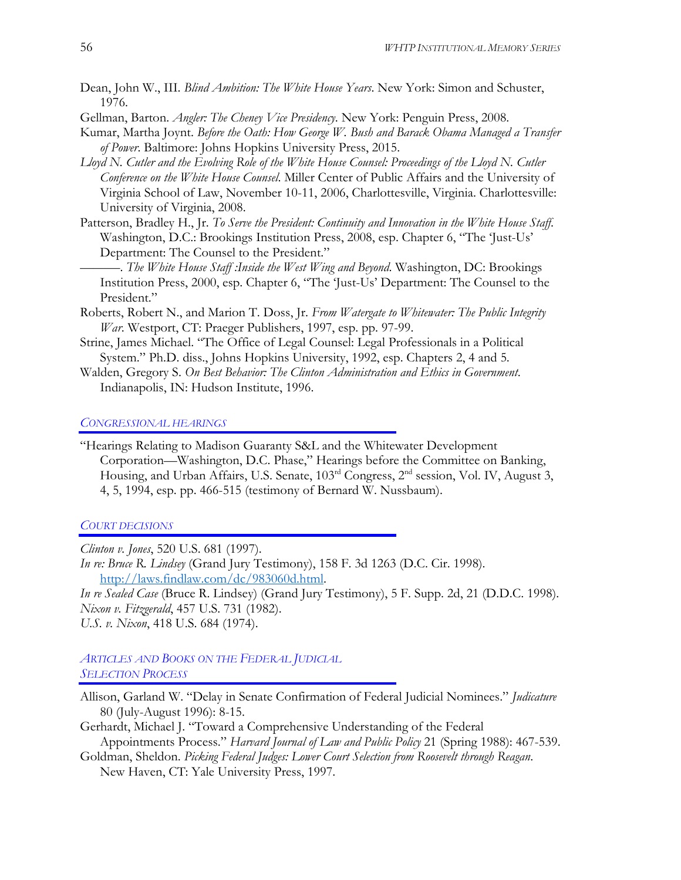Dean, John W., III. *Blind Ambition: The White House Years*. New York: Simon and Schuster, 1976.

Gellman, Barton. *Angler: The Cheney Vice Presidency*. New York: Penguin Press, 2008.

Kumar, Martha Joynt. *Before the Oath: How George W. Bush and Barack Obama Managed a Transfer of Power*. Baltimore: Johns Hopkins University Press, 2015.

*Lloyd N. Cutler and the Evolving Role of the White House Counsel: Proceedings of the Lloyd N. Cutler Conference on the White House Counsel*. Miller Center of Public Affairs and the University of Virginia School of Law, November 10-11, 2006, Charlottesville, Virginia. Charlottesville: University of Virginia, 2008.

Patterson, Bradley H., Jr. *To Serve the President: Continuity and Innovation in the White House Staff*. Washington, D.C.: Brookings Institution Press, 2008, esp. Chapter 6, "The 'Just-Us' Department: The Counsel to the President."

———. *The White House Staff :Inside the West Wing and Beyond*. Washington, DC: Brookings Institution Press, 2000, esp. Chapter 6, "The 'Just-Us' Department: The Counsel to the President."

Roberts, Robert N., and Marion T. Doss, Jr. *From Watergate to Whitewater: The Public Integrity War*. Westport, CT: Praeger Publishers, 1997, esp. pp. 97-99.

Strine, James Michael. "The Office of Legal Counsel: Legal Professionals in a Political System." Ph.D. diss., Johns Hopkins University, 1992, esp. Chapters 2, 4 and 5.

Walden, Gregory S. *On Best Behavior: The Clinton Administration and Ethics in Government*. Indianapolis, IN: Hudson Institute, 1996.

### *Congressional Hearings*

"Hearings Relating to Madison Guaranty S&L and the Whitewater Development Corporation—Washington, D.C. Phase," Hearings before the Committee on Banking, Housing, and Urban Affairs, U.S. Senate, 103rd Congress, 2nd session, Vol. IV, August 3, 4, 5, 1994, esp. pp. 466-515 (testimony of Bernard W. Nussbaum).

### *Court Decisions*

*Clinton v. Jones*, 520 U.S. 681 (1997).

*In re: Bruce R. Lindsey* (Grand Jury Testimony), 158 F. 3d 1263 (D.C. Cir. 1998). http://laws.findlaw.com/dc/983060d.html.

*In re Sealed Case* (Bruce R. Lindsey) (Grand Jury Testimony), 5 F. Supp. 2d, 21 (D.D.C. 1998).

*Nixon v. Fitzgerald*, 457 U.S. 731 (1982).

*U.S. v. Nixon*, 418 U.S. 684 (1974).

### *Articles and Books on the Federal Judicial Selection Process*

Allison, Garland W. "Delay in Senate Confirmation of Federal Judicial Nominees." *Judicature* 80 (July-August 1996): 8-15.

Gerhardt, Michael J. "Toward a Comprehensive Understanding of the Federal Appointments Process." *Harvard Journal of Law and Public Policy* 21 (Spring 1988): 467-539.

Goldman, Sheldon. *Picking Federal Judges: Lower Court Selection from Roosevelt through Reagan*. New Haven, CT: Yale University Press, 1997.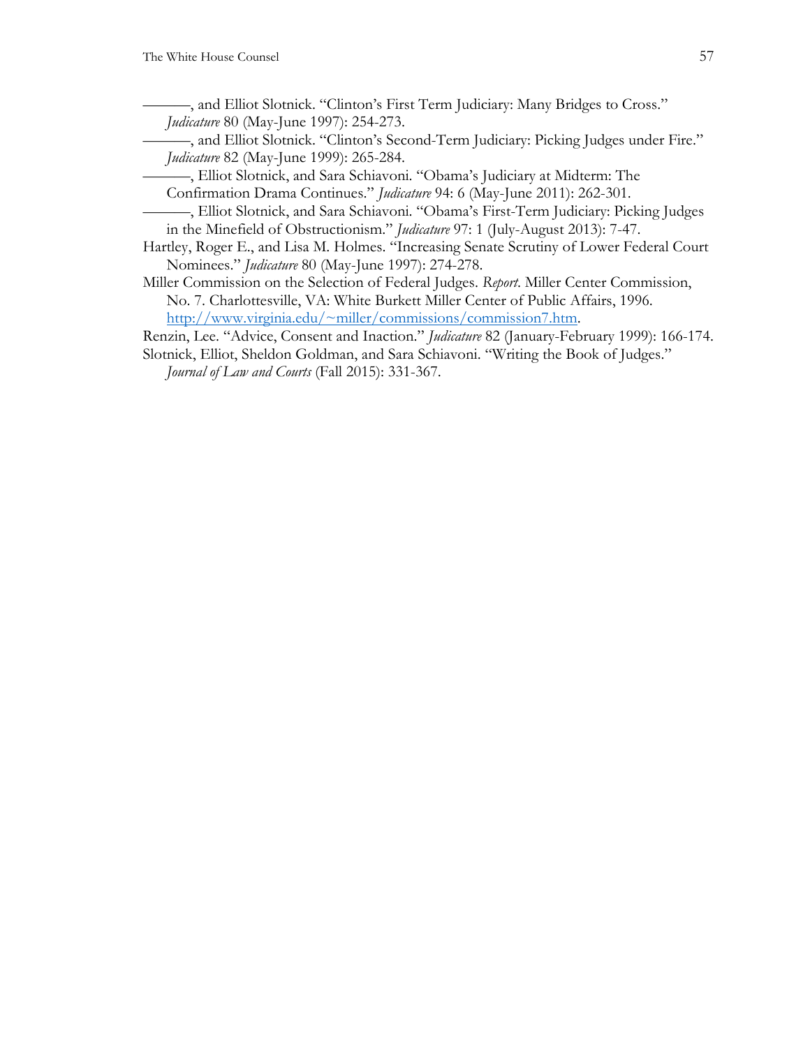———, and Elliot Slotnick. "Clinton's First Term Judiciary: Many Bridges to Cross." *Judicature* 80 (May-June 1997): 254-273.

———, and Elliot Slotnick. "Clinton's Second-Term Judiciary: Picking Judges under Fire." *Judicature* 82 (May-June 1999): 265-284.

———, Elliot Slotnick, and Sara Schiavoni. "Obama's Judiciary at Midterm: The Confirmation Drama Continues." *Judicature* 94: 6 (May-June 2011): 262-301.

———, Elliot Slotnick, and Sara Schiavoni. "Obama's First-Term Judiciary: Picking Judges in the Minefield of Obstructionism." *Judicature* 97: 1 (July-August 2013): 7-47.

Hartley, Roger E., and Lisa M. Holmes. "Increasing Senate Scrutiny of Lower Federal Court Nominees." *Judicature* 80 (May-June 1997): 274-278.

Miller Commission on the Selection of Federal Judges. *Report.* Miller Center Commission, No. 7. Charlottesville, VA: White Burkett Miller Center of Public Affairs, 1996. http://www.virginia.edu/~miller/commissions/commission7.htm.

Renzin, Lee. "Advice, Consent and Inaction." *Judicature* 82 (January-February 1999): 166-174.

Slotnick, Elliot, Sheldon Goldman, and Sara Schiavoni. "Writing the Book of Judges." *Journal of Law and Courts* (Fall 2015): 331-367.